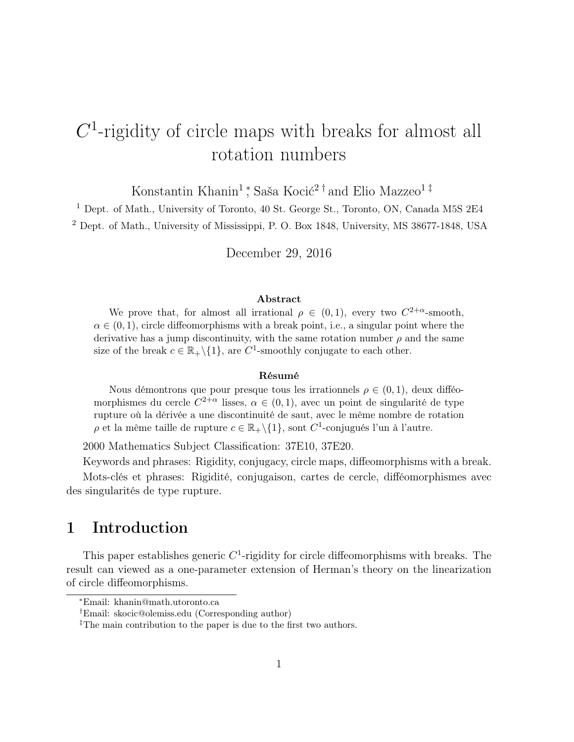# $C^1$-rigidity of circle maps with breaks for almost all rotation numbers

Konstantin Khanin[1]*, Saša Kocić[2]† and Elio Mazzeo[1]‡

[1] Dept. of Math., University of Toronto, 40 St. George St., Toronto, ON, Canada M5S 2E4

[2] Dept. of Math., University of Mississippi, P. O. Box 1848, University, MS 38677-1848, USA

December 29, 2016

### Abstract

We prove that, for almost all irrational $\rho \in (0,1)$, every two $C^{2+\alpha}$-smooth, $\alpha \in (0,1)$, circle diffeomorphisms with a break point, i.e., a singular point where the derivative has a jump discontinuity, with the same rotation number $\rho$ and the same size of the break $c \in \mathbb{R}_+\backslash\{1\}$, are $C^1$-smoothly conjugate to each other.

### Résumé

Nous démontrons que pour presque tous les irrationnels $\rho \in (0,1)$, deux difféomorphismes du cercle $C^{2+\alpha}$ lisses, $\alpha \in (0,1)$, avec un point de singularité de type rupture où la dérivée a une discontinuité de saut, avec le même nombre de rotation $\rho$ et la même taille de rupture $c \in \mathbb{R}_+\backslash\{1\}$, sont $C^1$-conjugués l'un à l'autre.

2000 Mathematics Subject Classification: 37E10, 37E20.

Keywords and phrases: Rigidity, conjugacy, circle maps, diffeomorphisms with a break.

Mots-clés et phrases: Rigidité, conjugaison, cartes de cercle, difféomorphismes avec des singularités de type rupture.

## 1 Introduction

This paper establishes generic $C^1$-rigidity for circle diffeomorphisms with breaks. The result can viewed as a one-parameter extension of Herman's theory on the linearization of circle diffeomorphisms.

*Email: khanin@math.utoronto.ca

†Email: skocic@olemiss.edu (Corresponding author)

‡The main contribution to the paper is due to the first two authors.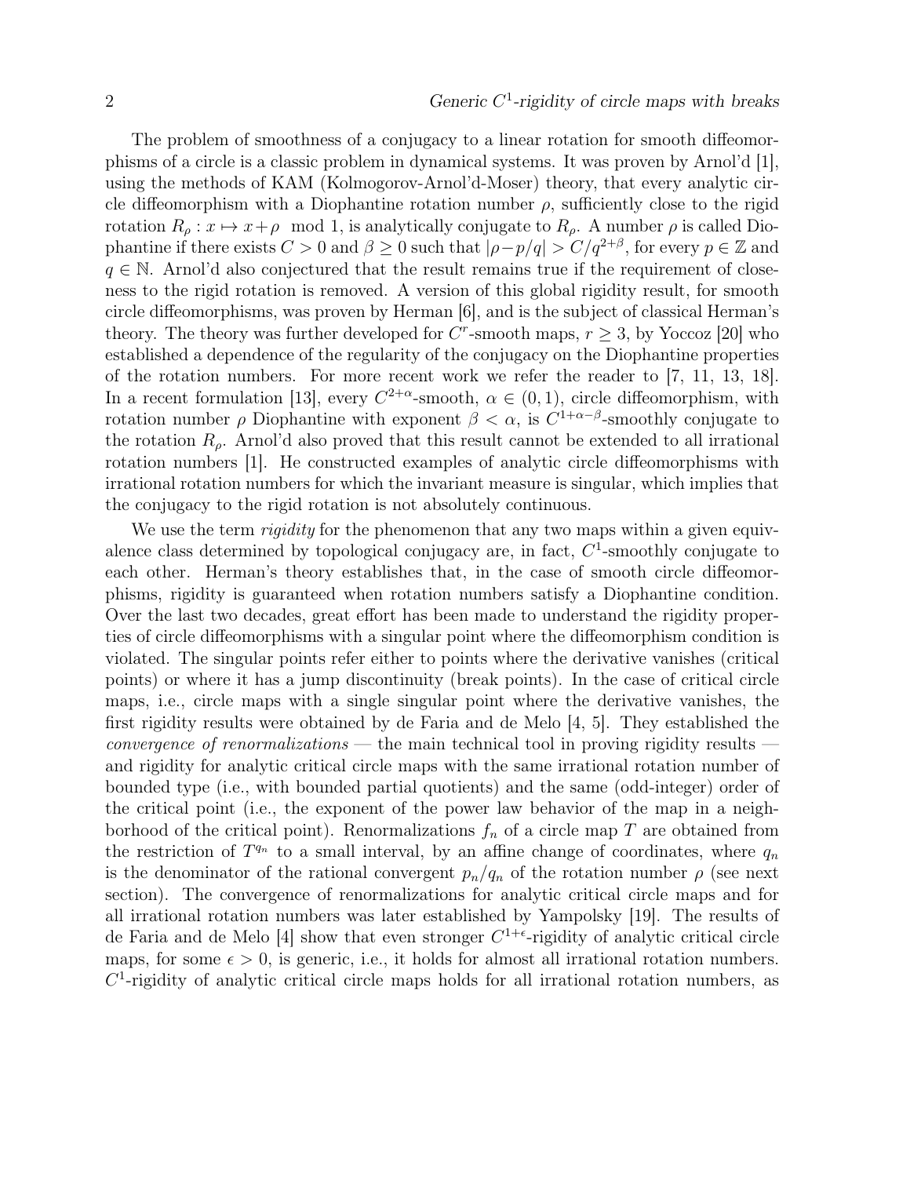The problem of smoothness of a conjugacy to a linear rotation for smooth diffeomorphisms of a circle is a classic problem in dynamical systems. It was proven by Arnol'd [1], using the methods of KAM (Kolmogorov-Arnol'd-Moser) theory, that every analytic circle diffeomorphism with a Diophantine rotation number $\rho$, sufficiently close to the rigid rotation $R_\rho : x \mapsto x+\rho \mod 1$, is analytically conjugate to $R_\rho$. A number $\rho$ is called Diophantine if there exists $C > 0$ and $\beta \geq 0$ such that $|\rho - p/q| > C/q^{2+\beta}$, for every $p \in \mathbb{Z}$ and $q \in \mathbb{N}$. Arnol'd also conjectured that the result remains true if the requirement of closeness to the rigid rotation is removed. A version of this global rigidity result, for smooth circle diffeomorphisms, was proven by Herman [6], and is the subject of classical Herman's theory. The theory was further developed for $C^r$-smooth maps, $r \geq 3$, by Yoccoz [20] who established a dependence of the regularity of the conjugacy on the Diophantine properties of the rotation numbers. For more recent work we refer the reader to [7, 11, 13, 18]. In a recent formulation [13], every $C^{2+\alpha}$-smooth, $\alpha \in (0,1)$, circle diffeomorphism, with rotation number $\rho$ Diophantine with exponent $\beta < \alpha$, is $C^{1+\alpha-\beta}$-smoothly conjugate to the rotation $R_\rho$. Arnol'd also proved that this result cannot be extended to all irrational rotation numbers [1]. He constructed examples of analytic circle diffeomorphisms with irrational rotation numbers for which the invariant measure is singular, which implies that the conjugacy to the rigid rotation is not absolutely continuous.

We use the term *rigidity* for the phenomenon that any two maps within a given equivalence class determined by topological conjugacy are, in fact, $C^1$-smoothly conjugate to each other. Herman's theory establishes that, in the case of smooth circle diffeomorphisms, rigidity is guaranteed when rotation numbers satisfy a Diophantine condition. Over the last two decades, great effort has been made to understand the rigidity properties of circle diffeomorphisms with a singular point where the diffeomorphism condition is violated. The singular points refer either to points where the derivative vanishes (critical points) or where it has a jump discontinuity (break points). In the case of critical circle maps, i.e., circle maps with a single singular point where the derivative vanishes, the first rigidity results were obtained by de Faria and de Melo [4, 5]. They established the *convergence of renormalizations* — the main technical tool in proving rigidity results — and rigidity for analytic critical circle maps with the same irrational rotation number of bounded type (i.e., with bounded partial quotients) and the same (odd-integer) order of the critical point (i.e., the exponent of the power law behavior of the map in a neighborhood of the critical point). Renormalizations $f_n$ of a circle map $T$ are obtained from the restriction of $T^{q_n}$ to a small interval, by an affine change of coordinates, where $q_n$ is the denominator of the rational convergent $p_n/q_n$ of the rotation number $\rho$ (see next section). The convergence of renormalizations for analytic critical circle maps and for all irrational rotation numbers was later established by Yampolsky [19]. The results of de Faria and de Melo [4] show that even stronger $C^{1+\epsilon}$-rigidity of analytic critical circle maps, for some $\epsilon > 0$, is generic, i.e., it holds for almost all irrational rotation numbers. $C^1$-rigidity of analytic critical circle maps holds for all irrational rotation numbers, as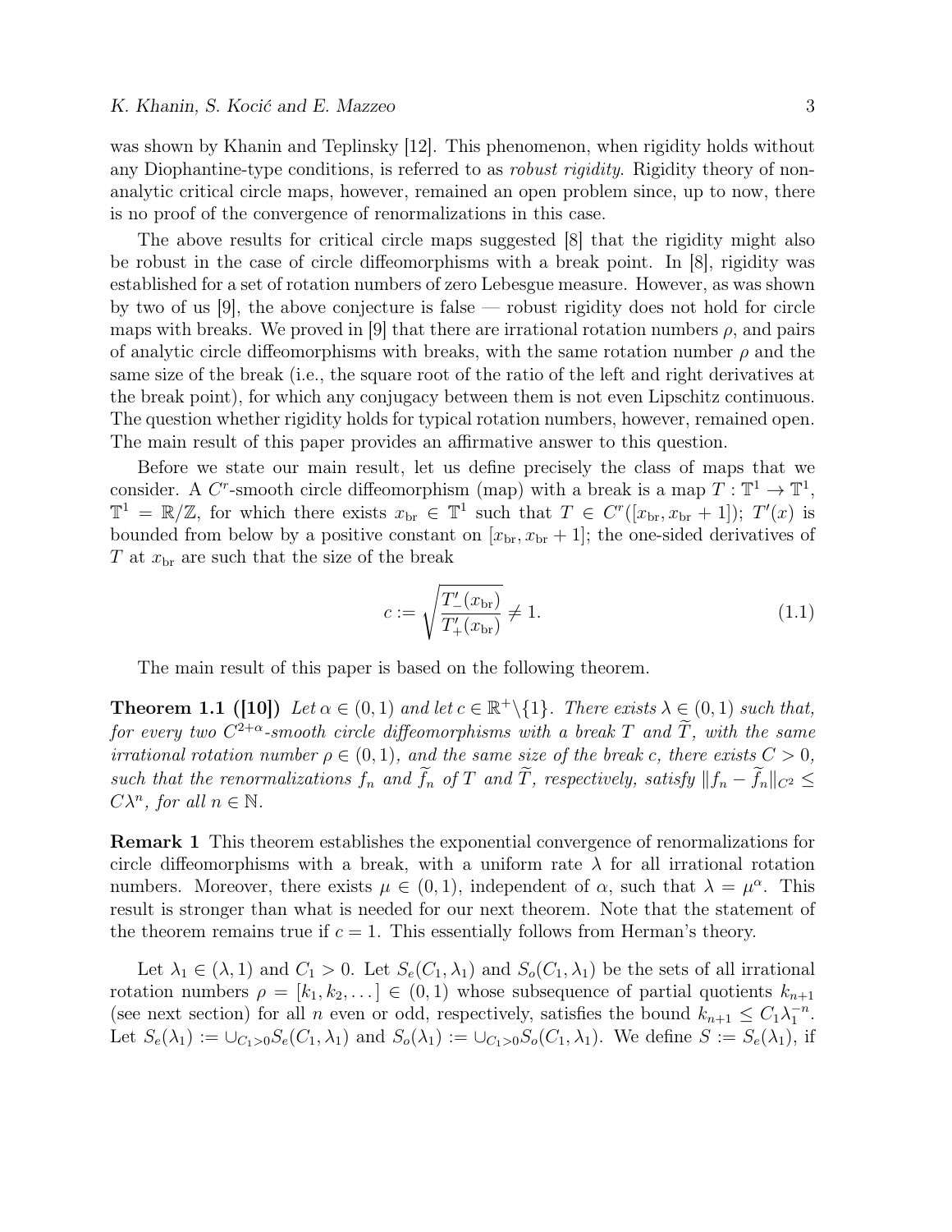was shown by Khanin and Teplinsky [12]. This phenomenon, when rigidity holds without any Diophantine-type conditions, is referred to as *robust rigidity*. Rigidity theory of non-analytic critical circle maps, however, remained an open problem since, up to now, there is no proof of the convergence of renormalizations in this case.

The above results for critical circle maps suggested [8] that the rigidity might also be robust in the case of circle diffeomorphisms with a break point. In [8], rigidity was established for a set of rotation numbers of zero Lebesgue measure. However, as was shown by two of us [9], the above conjecture is false — robust rigidity does not hold for circle maps with breaks. We proved in [9] that there are irrational rotation numbers $\rho$, and pairs of analytic circle diffeomorphisms with breaks, with the same rotation number $\rho$ and the same size of the break (i.e., the square root of the ratio of the left and right derivatives at the break point), for which any conjugacy between them is not even Lipschitz continuous. The question whether rigidity holds for typical rotation numbers, however, remained open. The main result of this paper provides an affirmative answer to this question.

Before we state our main result, let us define precisely the class of maps that we consider. A $C^r$-smooth circle diffeomorphism (map) with a break is a map $T : \mathbb{T}^1 \to \mathbb{T}^1$, $\mathbb{T}^1 = \mathbb{R}/\mathbb{Z}$, for which there exists $x_{\rm br} \in \mathbb{T}^1$ such that $T \in C^r([x_{\rm br}, x_{\rm br}+1])$; $T'(x)$ is bounded from below by a positive constant on $[x_{\rm br}, x_{\rm br}+1]$; the one-sided derivatives of $T$ at $x_{\rm br}$ are such that the size of the break

$$c := \sqrt{\frac{T'_-(x_{\rm br})}{T'_+(x_{\rm br})}} \neq 1. \tag{1.1}$$

The main result of this paper is based on the following theorem.

**Theorem 1.1 ([10])** *Let $\alpha \in (0,1)$ and let $c \in \mathbb{R}^+\backslash\{1\}$. There exists $\lambda \in (0,1)$ such that, for every two $C^{2+\alpha}$-smooth circle diffeomorphisms with a break $T$ and $\widetilde{T}$, with the same irrational rotation number $\rho \in (0,1)$, and the same size of the break $c$, there exists $C > 0$, such that the renormalizations $f_n$ and $\widetilde{f}_n$ of $T$ and $\widetilde{T}$, respectively, satisfy $\|f_n - \widetilde{f}_n\|_{C^2} \leq C\lambda^n$, for all $n \in \mathbb{N}$.*

**Remark 1** This theorem establishes the exponential convergence of renormalizations for circle diffeomorphisms with a break, with a uniform rate $\lambda$ for all irrational rotation numbers. Moreover, there exists $\mu \in (0,1)$, independent of $\alpha$, such that $\lambda = \mu^\alpha$. This result is stronger than what is needed for our next theorem. Note that the statement of the theorem remains true if $c = 1$. This essentially follows from Herman's theory.

Let $\lambda_1 \in (\lambda, 1)$ and $C_1 > 0$. Let $S_e(C_1, \lambda_1)$ and $S_o(C_1, \lambda_1)$ be the sets of all irrational rotation numbers $\rho = [k_1, k_2, \dots] \in (0,1)$ whose subsequence of partial quotients $k_{n+1}$ (see next section) for all $n$ even or odd, respectively, satisfies the bound $k_{n+1} \leq C_1\lambda_1^{-n}$. Let $S_e(\lambda_1) := \cup_{C_1>0} S_e(C_1, \lambda_1)$ and $S_o(\lambda_1) := \cup_{C_1>0} S_o(C_1, \lambda_1)$. We define $S := S_e(\lambda_1)$, if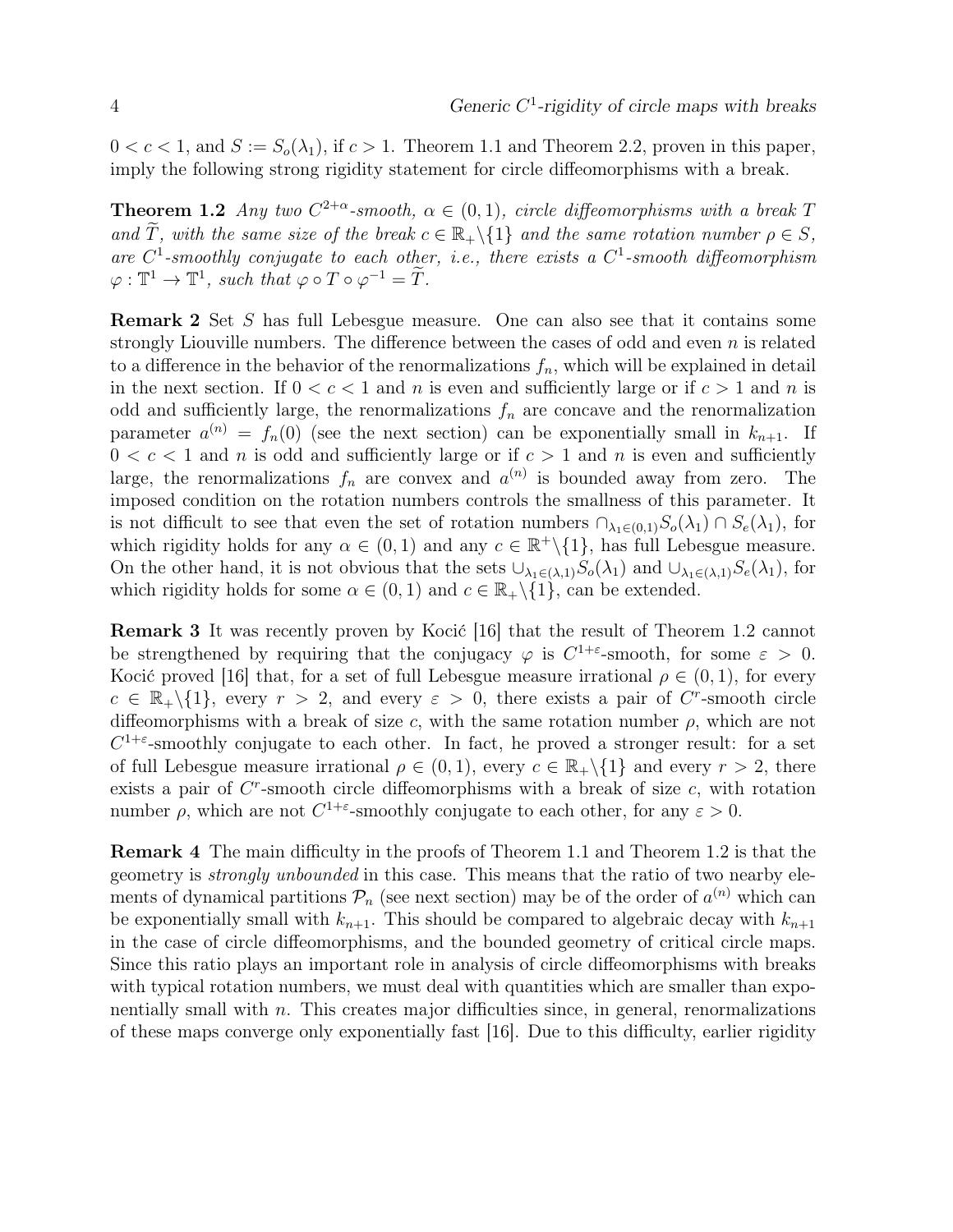$0 < c < 1$, and $S := S_o(\lambda_1)$, if $c > 1$. Theorem 1.1 and Theorem 2.2, proven in this paper, imply the following strong rigidity statement for circle diffeomorphisms with a break.

**Theorem 1.2** *Any two $C^{2+\alpha}$-smooth, $\alpha \in (0,1)$, circle diffeomorphisms with a break $T$ and $\widetilde{T}$, with the same size of the break $c \in \mathbb{R}_+ \backslash \{1\}$ and the same rotation number $\rho \in S$, are $C^1$-smoothly conjugate to each other, i.e., there exists a $C^1$-smooth diffeomorphism $\varphi : \mathbb{T}^1 \to \mathbb{T}^1$, such that $\varphi \circ T \circ \varphi^{-1} = \widetilde{T}$.*

**Remark 2** Set $S$ has full Lebesgue measure. One can also see that it contains some strongly Liouville numbers. The difference between the cases of odd and even $n$ is related to a difference in the behavior of the renormalizations $f_n$, which will be explained in detail in the next section. If $0 < c < 1$ and $n$ is even and sufficiently large or if $c > 1$ and $n$ is odd and sufficiently large, the renormalizations $f_n$ are concave and the renormalization parameter $a^{(n)} = f_n(0)$ (see the next section) can be exponentially small in $k_{n+1}$. If $0 < c < 1$ and $n$ is odd and sufficiently large or if $c > 1$ and $n$ is even and sufficiently large, the renormalizations $f_n$ are convex and $a^{(n)}$ is bounded away from zero. The imposed condition on the rotation numbers controls the smallness of this parameter. It is not difficult to see that even the set of rotation numbers $\cap_{\lambda_1 \in (0,1)} S_o(\lambda_1) \cap S_e(\lambda_1)$, for which rigidity holds for any $\alpha \in (0,1)$ and any $c \in \mathbb{R}^+ \backslash \{1\}$, has full Lebesgue measure. On the other hand, it is not obvious that the sets $\cup_{\lambda_1 \in (\lambda,1)} S_o(\lambda_1)$ and $\cup_{\lambda_1 \in (\lambda,1)} S_e(\lambda_1)$, for which rigidity holds for some $\alpha \in (0,1)$ and $c \in \mathbb{R}_+ \backslash \{1\}$, can be extended.

**Remark 3** It was recently proven by Kocić [16] that the result of Theorem 1.2 cannot be strengthened by requiring that the conjugacy $\varphi$ is $C^{1+\varepsilon}$-smooth, for some $\varepsilon > 0$. Kocić proved [16] that, for a set of full Lebesgue measure irrational $\rho \in (0,1)$, for every $c \in \mathbb{R}_+ \backslash \{1\}$, every $r > 2$, and every $\varepsilon > 0$, there exists a pair of $C^r$-smooth circle diffeomorphisms with a break of size $c$, with the same rotation number $\rho$, which are not $C^{1+\varepsilon}$-smoothly conjugate to each other. In fact, he proved a stronger result: for a set of full Lebesgue measure irrational $\rho \in (0,1)$, every $c \in \mathbb{R}_+ \backslash \{1\}$ and every $r > 2$, there exists a pair of $C^r$-smooth circle diffeomorphisms with a break of size $c$, with rotation number $\rho$, which are not $C^{1+\varepsilon}$-smoothly conjugate to each other, for any $\varepsilon > 0$.

**Remark 4** The main difficulty in the proofs of Theorem 1.1 and Theorem 1.2 is that the geometry is *strongly unbounded* in this case. This means that the ratio of two nearby elements of dynamical partitions $\mathcal{P}_n$ (see next section) may be of the order of $a^{(n)}$ which can be exponentially small with $k_{n+1}$. This should be compared to algebraic decay with $k_{n+1}$ in the case of circle diffeomorphisms, and the bounded geometry of critical circle maps. Since this ratio plays an important role in analysis of circle diffeomorphisms with breaks with typical rotation numbers, we must deal with quantities which are smaller than exponentially small with $n$. This creates major difficulties since, in general, renormalizations of these maps converge only exponentially fast [16]. Due to this difficulty, earlier rigidity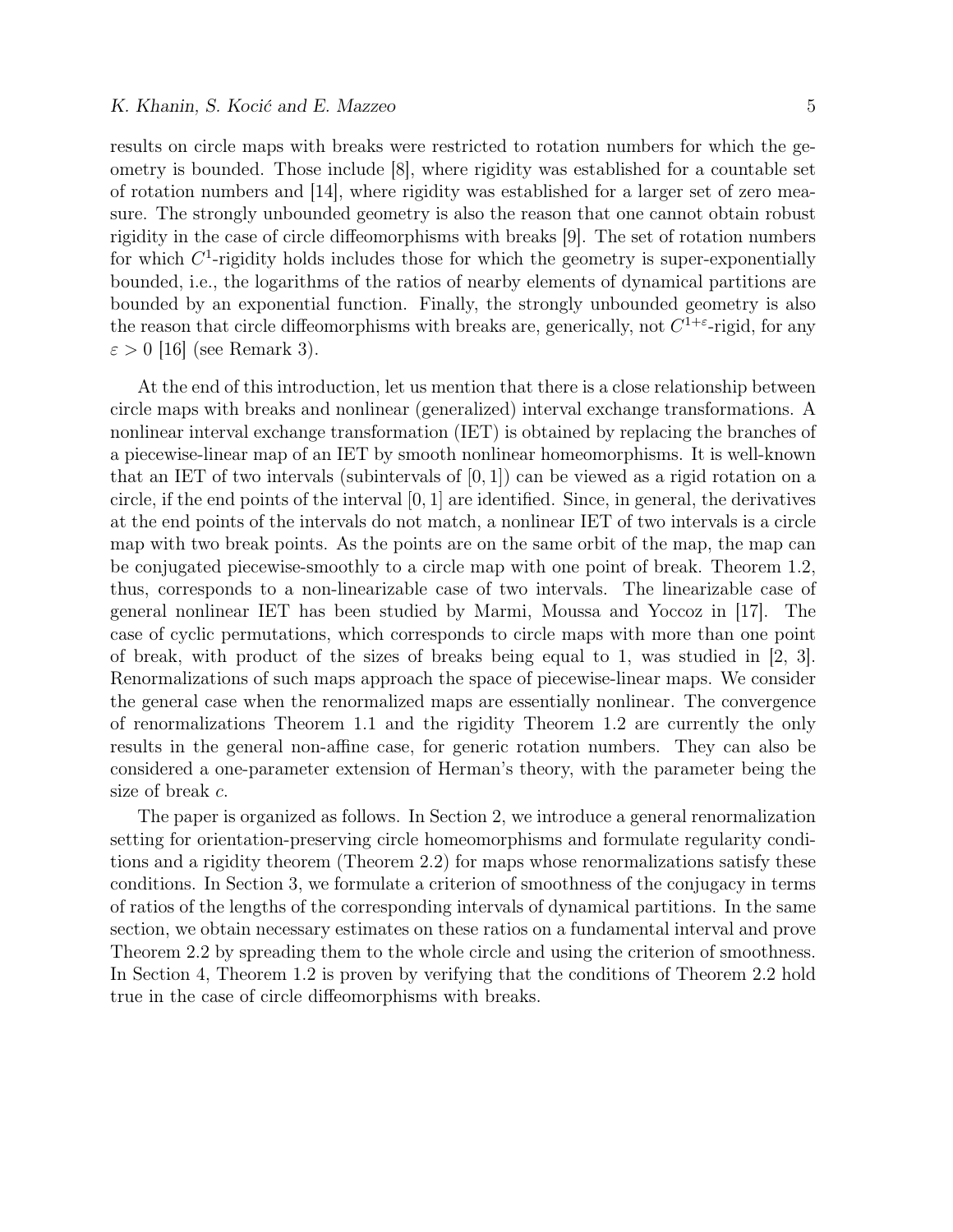results on circle maps with breaks were restricted to rotation numbers for which the geometry is bounded. Those include [8], where rigidity was established for a countable set of rotation numbers and [14], where rigidity was established for a larger set of zero measure. The strongly unbounded geometry is also the reason that one cannot obtain robust rigidity in the case of circle diffeomorphisms with breaks [9]. The set of rotation numbers for which $C^1$-rigidity holds includes those for which the geometry is super-exponentially bounded, i.e., the logarithms of the ratios of nearby elements of dynamical partitions are bounded by an exponential function. Finally, the strongly unbounded geometry is also the reason that circle diffeomorphisms with breaks are, generically, not $C^{1+\varepsilon}$-rigid, for any $\varepsilon > 0$ [16] (see Remark 3).

At the end of this introduction, let us mention that there is a close relationship between circle maps with breaks and nonlinear (generalized) interval exchange transformations. A nonlinear interval exchange transformation (IET) is obtained by replacing the branches of a piecewise-linear map of an IET by smooth nonlinear homeomorphisms. It is well-known that an IET of two intervals (subintervals of $[0, 1]$) can be viewed as a rigid rotation on a circle, if the end points of the interval $[0, 1]$ are identified. Since, in general, the derivatives at the end points of the intervals do not match, a nonlinear IET of two intervals is a circle map with two break points. As the points are on the same orbit of the map, the map can be conjugated piecewise-smoothly to a circle map with one point of break. Theorem 1.2, thus, corresponds to a non-linearizable case of two intervals. The linearizable case of general nonlinear IET has been studied by Marmi, Moussa and Yoccoz in [17]. The case of cyclic permutations, which corresponds to circle maps with more than one point of break, with product of the sizes of breaks being equal to 1, was studied in [2, 3]. Renormalizations of such maps approach the space of piecewise-linear maps. We consider the general case when the renormalized maps are essentially nonlinear. The convergence of renormalizations Theorem 1.1 and the rigidity Theorem 1.2 are currently the only results in the general non-affine case, for generic rotation numbers. They can also be considered a one-parameter extension of Herman's theory, with the parameter being the size of break $c$.

The paper is organized as follows. In Section 2, we introduce a general renormalization setting for orientation-preserving circle homeomorphisms and formulate regularity conditions and a rigidity theorem (Theorem 2.2) for maps whose renormalizations satisfy these conditions. In Section 3, we formulate a criterion of smoothness of the conjugacy in terms of ratios of the lengths of the corresponding intervals of dynamical partitions. In the same section, we obtain necessary estimates on these ratios on a fundamental interval and prove Theorem 2.2 by spreading them to the whole circle and using the criterion of smoothness. In Section 4, Theorem 1.2 is proven by verifying that the conditions of Theorem 2.2 hold true in the case of circle diffeomorphisms with breaks.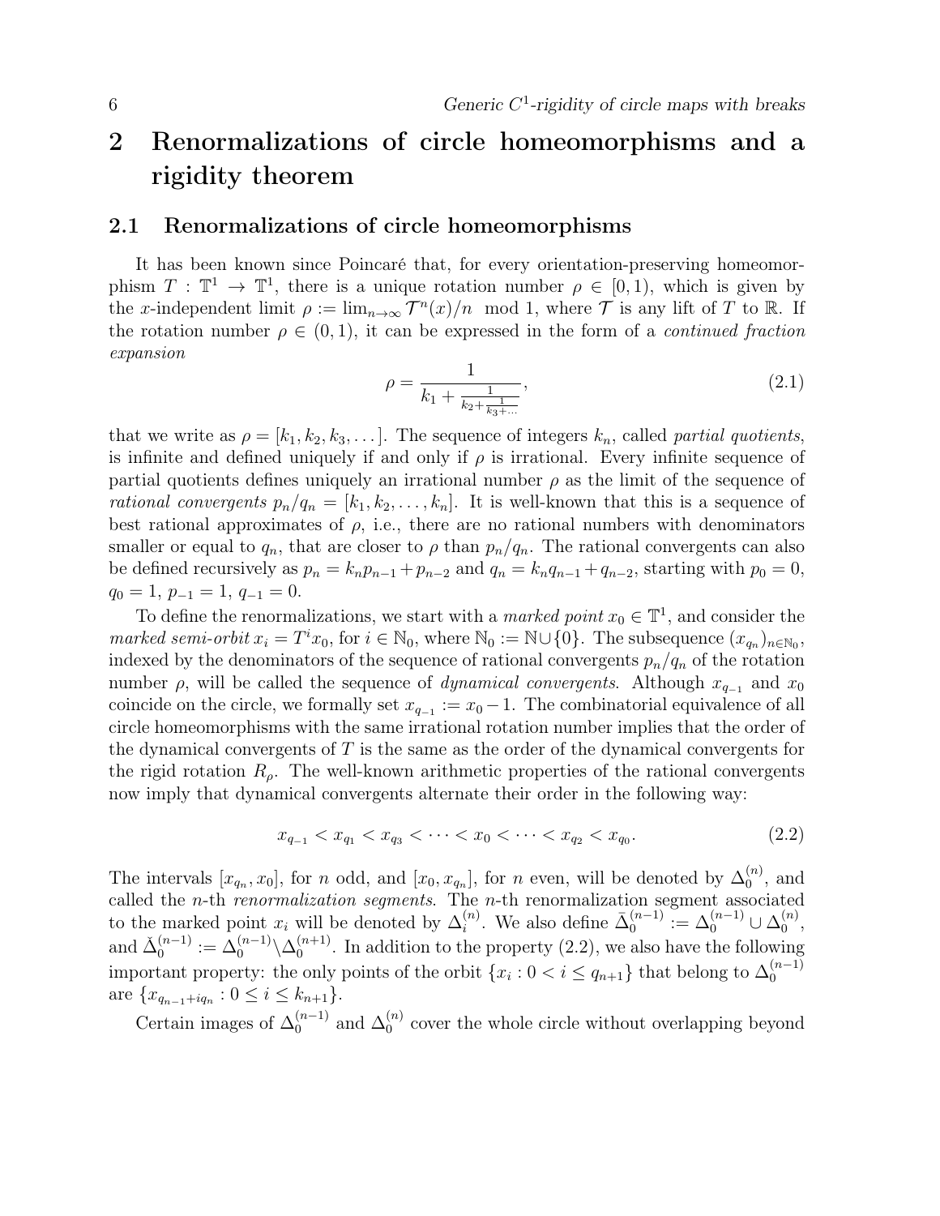# 2 Renormalizations of circle homeomorphisms and a rigidity theorem

## 2.1 Renormalizations of circle homeomorphisms

It has been known since Poincaré that, for every orientation-preserving homeomorphism $T : \mathbb{T}^1 \to \mathbb{T}^1$, there is a unique rotation number $\rho \in [0, 1)$, which is given by the $x$-independent limit $\rho := \lim_{n\to\infty} \mathcal{T}^n(x)/n \mod 1$, where $\mathcal{T}$ is any lift of $T$ to $\mathbb{R}$. If the rotation number $\rho \in (0, 1)$, it can be expressed in the form of a *continued fraction expansion*

$$\rho = \cfrac{1}{k_1 + \cfrac{1}{k_2 + \cfrac{1}{k_3 + \dots}}}, \tag{2.1}$$

that we write as $\rho = [k_1, k_2, k_3, \dots]$. The sequence of integers $k_n$, called *partial quotients*, is infinite and defined uniquely if and only if $\rho$ is irrational. Every infinite sequence of partial quotients defines uniquely an irrational number $\rho$ as the limit of the sequence of *rational convergents* $p_n/q_n = [k_1, k_2, \dots, k_n]$. It is well-known that this is a sequence of best rational approximates of $\rho$, i.e., there are no rational numbers with denominators smaller or equal to $q_n$, that are closer to $\rho$ than $p_n/q_n$. The rational convergents can also be defined recursively as $p_n = k_n p_{n-1} + p_{n-2}$ and $q_n = k_n q_{n-1} + q_{n-2}$, starting with $p_0 = 0$, $q_0 = 1$, $p_{-1} = 1$, $q_{-1} = 0$.

To define the renormalizations, we start with a *marked point* $x_0 \in \mathbb{T}^1$, and consider the *marked semi-orbit* $x_i = T^i x_0$, for $i \in \mathbb{N}_0$, where $\mathbb{N}_0 := \mathbb{N} \cup \{0\}$. The subsequence $(x_{q_n})_{n\in\mathbb{N}_0}$, indexed by the denominators of the sequence of rational convergents $p_n/q_n$ of the rotation number $\rho$, will be called the sequence of *dynamical convergents*. Although $x_{q_{-1}}$ and $x_0$ coincide on the circle, we formally set $x_{q_{-1}} := x_0 - 1$. The combinatorial equivalence of all circle homeomorphisms with the same irrational rotation number implies that the order of the dynamical convergents of $T$ is the same as the order of the dynamical convergents for the rigid rotation $R_\rho$. The well-known arithmetic properties of the rational convergents now imply that dynamical convergents alternate their order in the following way:

$$x_{q_{-1}} < x_{q_1} < x_{q_3} < \dots < x_0 < \dots < x_{q_2} < x_{q_0}. \tag{2.2}$$

The intervals $[x_{q_n}, x_0]$, for $n$ odd, and $[x_0, x_{q_n}]$, for $n$ even, will be denoted by $\Delta_0^{(n)}$, and called the $n$-th *renormalization segments*. The $n$-th renormalization segment associated to the marked point $x_i$ will be denoted by $\Delta_i^{(n)}$. We also define $\bar{\Delta}_0^{(n-1)} := \Delta_0^{(n-1)} \cup \Delta_0^{(n)}$, and $\check{\Delta}_0^{(n-1)} := \Delta_0^{(n-1)} \backslash \Delta_0^{(n+1)}$. In addition to the property (2.2), we also have the following important property: the only points of the orbit $\{x_i : 0 < i \le q_{n+1}\}$ that belong to $\Delta_0^{(n-1)}$ are $\{x_{q_{n-1}+iq_n} : 0 \le i \le k_{n+1}\}$.

Certain images of $\Delta_0^{(n-1)}$ and $\Delta_0^{(n)}$ cover the whole circle without overlapping beyond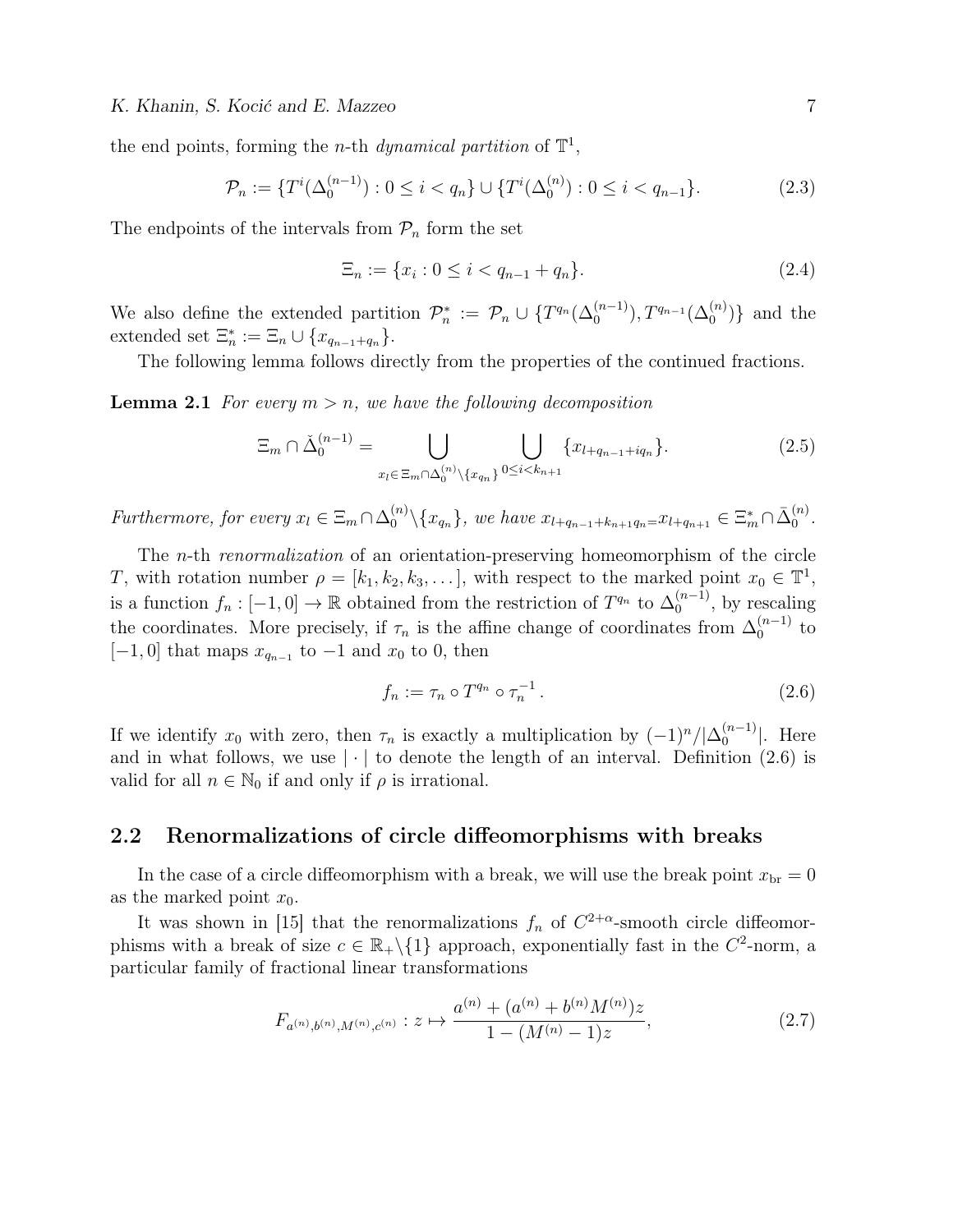the end points, forming the $n$-th *dynamical partition* of $\mathbb{T}^1$,

$$\mathcal{P}_n := \{T^i(\Delta_0^{(n-1)}) : 0 \le i < q_n\} \cup \{T^i(\Delta_0^{(n)}) : 0 \le i < q_{n-1}\}. \tag{2.3}$$

The endpoints of the intervals from $\mathcal{P}_n$ form the set

$$\Xi_n := \{x_i : 0 \le i < q_{n-1} + q_n\}. \tag{2.4}$$

We also define the extended partition $\mathcal{P}_n^* := \mathcal{P}_n \cup \{T^{q_n}(\Delta_0^{(n-1)}), T^{q_{n-1}}(\Delta_0^{(n)})\}$ and the extended set $\Xi_n^* := \Xi_n \cup \{x_{q_{n-1}+q_n}\}$.

The following lemma follows directly from the properties of the continued fractions.

**Lemma 2.1** *For every $m > n$, we have the following decomposition*

$$\Xi_m \cap \check{\Delta}_0^{(n-1)} = \bigcup_{x_l \in \Xi_m \cap \Delta_0^{(n)} \setminus \{x_{q_n}\}} \ \bigcup_{0 \le i < k_{n+1}} \{x_{l+q_{n-1}+iq_n}\}. \tag{2.5}$$

*Furthermore, for every $x_l \in \Xi_m \cap \Delta_0^{(n)} \setminus \{x_{q_n}\}$, we have $x_{l+q_{n-1}+k_{n+1}q_n = } x_{l+q_{n+1}} \in \Xi_m^* \cap \bar{\Delta}_0^{(n)}$.*

The $n$-th *renormalization* of an orientation-preserving homeomorphism of the circle $T$, with rotation number $\rho = [k_1, k_2, k_3, \dots]$, with respect to the marked point $x_0 \in \mathbb{T}^1$, is a function $f_n : [-1, 0] \to \mathbb{R}$ obtained from the restriction of $T^{q_n}$ to $\Delta_0^{(n-1)}$, by rescaling the coordinates. More precisely, if $\tau_n$ is the affine change of coordinates from $\Delta_0^{(n-1)}$ to $[-1, 0]$ that maps $x_{q_{n-1}}$ to $-1$ and $x_0$ to $0$, then

$$f_n := \tau_n \circ T^{q_n} \circ \tau_n^{-1}. \tag{2.6}$$

If we identify $x_0$ with zero, then $\tau_n$ is exactly a multiplication by $(-1)^n/|\Delta_0^{(n-1)}|$. Here and in what follows, we use $|\cdot|$ to denote the length of an interval. Definition (2.6) is valid for all $n \in \mathbb{N}_0$ if and only if $\rho$ is irrational.

## 2.2 Renormalizations of circle diffeomorphisms with breaks

In the case of a circle diffeomorphism with a break, we will use the break point $x_{\text{br}} = 0$ as the marked point $x_0$.

It was shown in [15] that the renormalizations $f_n$ of $C^{2+\alpha}$-smooth circle diffeomorphisms with a break of size $c \in \mathbb{R}_+ \setminus \{1\}$ approach, exponentially fast in the $C^2$-norm, a particular family of fractional linear transformations

$$F_{a^{(n)}, b^{(n)}, M^{(n)}, c^{(n)}} : z \mapsto \frac{a^{(n)} + (a^{(n)} + b^{(n)} M^{(n)}) z}{1 - (M^{(n)} - 1) z}, \tag{2.7}$$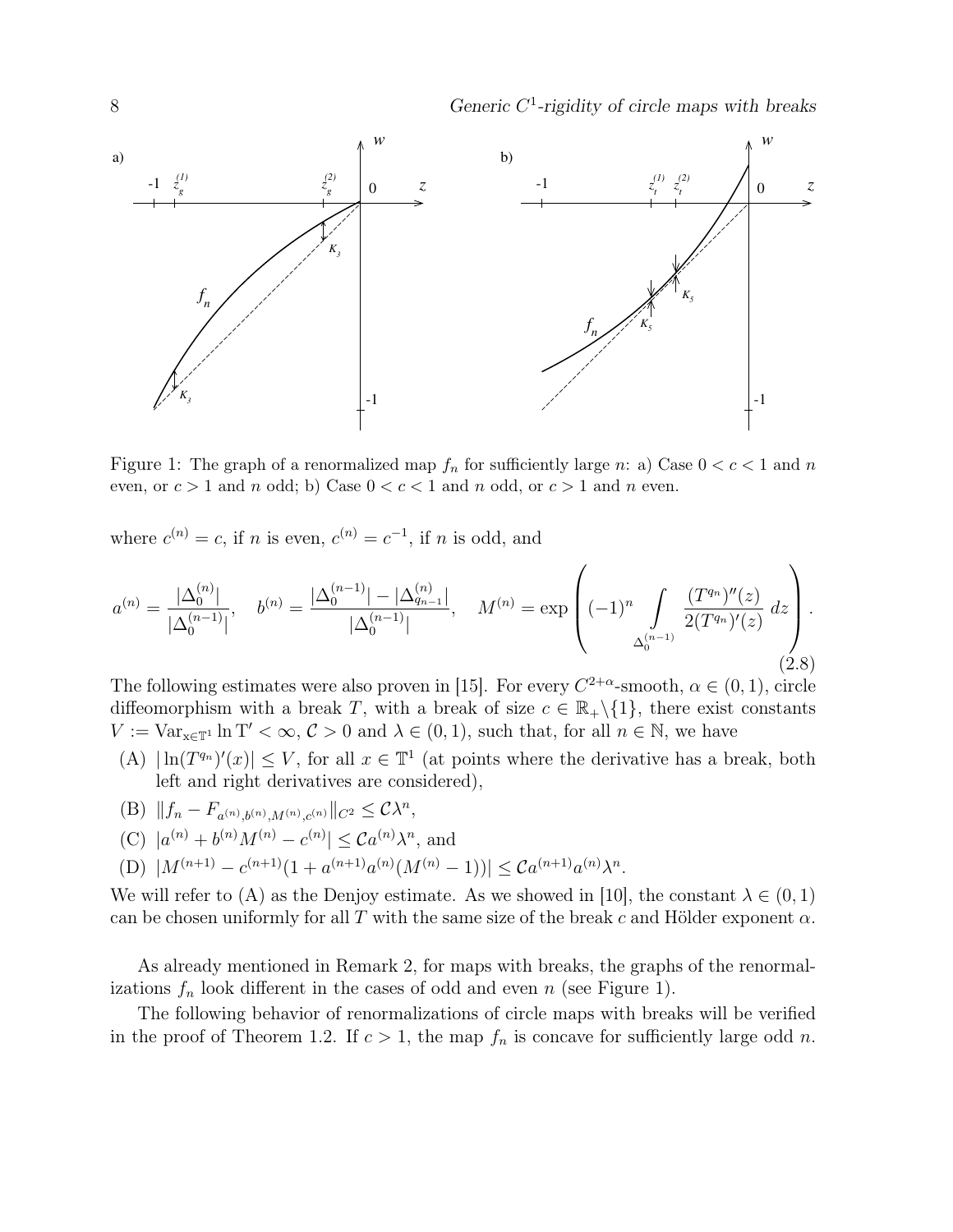Figure 1: The graph of a renormalized map $f_n$ for sufficiently large $n$: a) Case $0 < c < 1$ and $n$ even, or $c > 1$ and $n$ odd; b) Case $0 < c < 1$ and $n$ odd, or $c > 1$ and $n$ even.

where $c^{(n)} = c$, if $n$ is even, $c^{(n)} = c^{-1}$, if $n$ is odd, and

$$a^{(n)} = \frac{|\Delta_0^{(n)}|}{|\Delta_0^{(n-1)}|}, \quad b^{(n)} = \frac{|\Delta_0^{(n-1)}| - |\Delta_{q_{n-1}}^{(n)}|}{|\Delta_0^{(n-1)}|}, \quad M^{(n)} = \exp\left( (-1)^n \int_{\Delta_0^{(n-1)}} \frac{(T^{q_n})''(z)}{2(T^{q_n})'(z)}\, dz \right). \tag{2.8}$$

The following estimates were also proven in [15]. For every $C^{2+\alpha}$-smooth, $\alpha \in (0,1)$, circle diffeomorphism with a break $T$, with a break of size $c \in \mathbb{R}_+ \backslash \{1\}$, there exist constants $V := \mathrm{Var}_{x\in\mathbb{T}^1} \ln \mathrm{T}' < \infty$, $\mathcal{C} > 0$ and $\lambda \in (0,1)$, such that, for all $n \in \mathbb{N}$, we have

(A) $|\ln(T^{q_n})'(x)| \leq V$, for all $x \in \mathbb{T}^1$ (at points where the derivative has a break, both left and right derivatives are considered),

(B) $\|f_n - F_{a^{(n)},b^{(n)},M^{(n)},c^{(n)}}\|_{C^2} \leq \mathcal{C}\lambda^n$,

(C) $|a^{(n)} + b^{(n)}M^{(n)} - c^{(n)}| \leq \mathcal{C}a^{(n)}\lambda^n$, and

(D) $|M^{(n+1)} - c^{(n+1)}(1 + a^{(n+1)}a^{(n)}(M^{(n)} - 1))| \leq \mathcal{C}a^{(n+1)}a^{(n)}\lambda^n$.

We will refer to (A) as the Denjoy estimate. As we showed in [10], the constant $\lambda \in (0,1)$ can be chosen uniformly for all $T$ with the same size of the break $c$ and Hölder exponent $\alpha$.

As already mentioned in Remark 2, for maps with breaks, the graphs of the renormalizations $f_n$ look different in the cases of odd and even $n$ (see Figure 1).

The following behavior of renormalizations of circle maps with breaks will be verified in the proof of Theorem 1.2. If $c > 1$, the map $f_n$ is concave for sufficiently large odd $n$.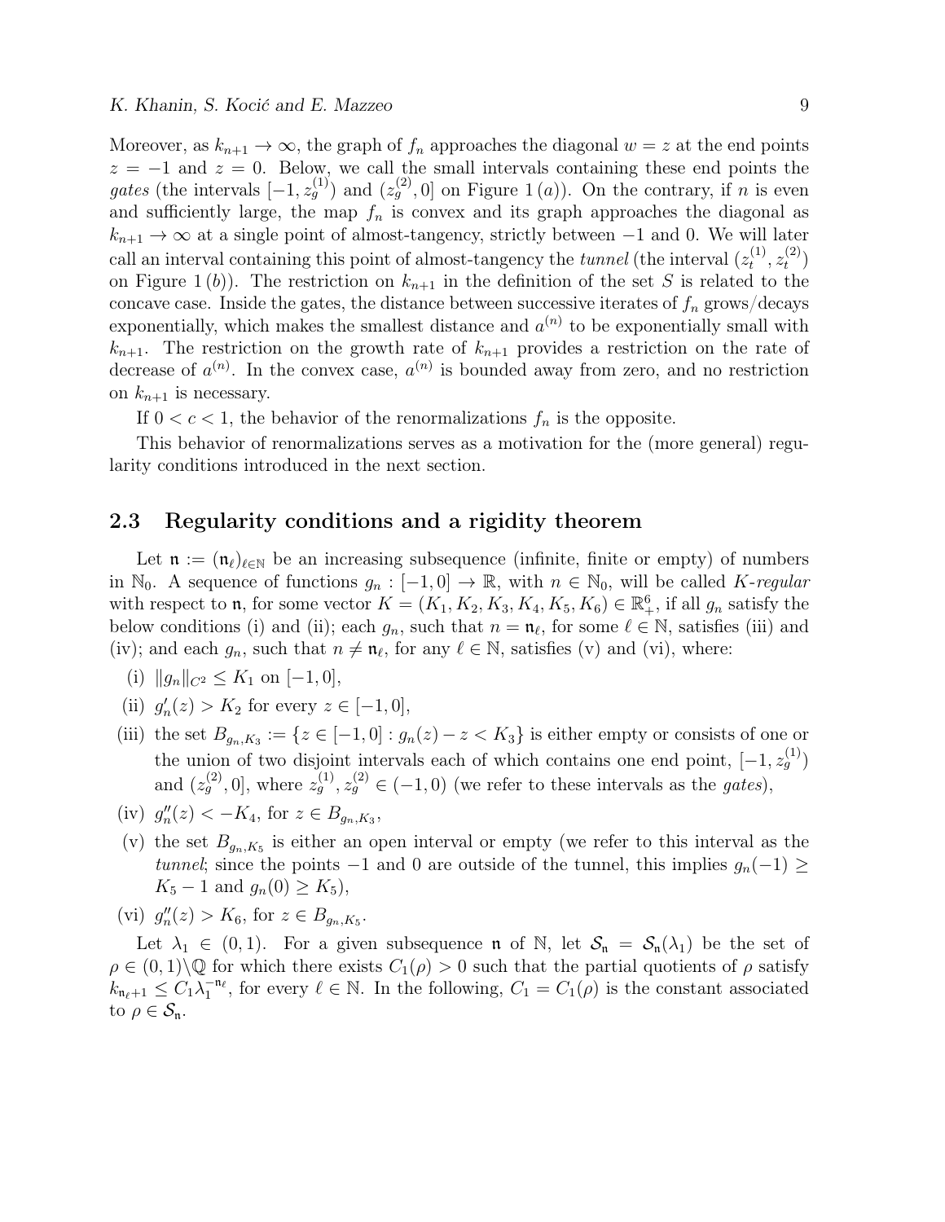Moreover, as $k_{n+1} \to \infty$, the graph of $f_n$ approaches the diagonal $w = z$ at the end points $z = -1$ and $z = 0$. Below, we call the small intervals containing these end points the *gates* (the intervals $[-1, z_g^{(1)})$ and $(z_g^{(2)}, 0]$ on Figure 1 $(a)$). On the contrary, if $n$ is even and sufficiently large, the map $f_n$ is convex and its graph approaches the diagonal as $k_{n+1} \to \infty$ at a single point of almost-tangency, strictly between $-1$ and 0. We will later call an interval containing this point of almost-tangency the *tunnel* (the interval $(z_t^{(1)}, z_t^{(2)})$ on Figure 1 $(b)$). The restriction on $k_{n+1}$ in the definition of the set $S$ is related to the concave case. Inside the gates, the distance between successive iterates of $f_n$ grows/decays exponentially, which makes the smallest distance and $a^{(n)}$ to be exponentially small with $k_{n+1}$. The restriction on the growth rate of $k_{n+1}$ provides a restriction on the rate of decrease of $a^{(n)}$. In the convex case, $a^{(n)}$ is bounded away from zero, and no restriction on $k_{n+1}$ is necessary.

If $0 < c < 1$, the behavior of the renormalizations $f_n$ is the opposite.

This behavior of renormalizations serves as a motivation for the (more general) regularity conditions introduced in the next section.

## 2.3 Regularity conditions and a rigidity theorem

Let $\mathfrak{n} := (\mathfrak{n}_\ell)_{\ell \in \mathbb{N}}$ be an increasing subsequence (infinite, finite or empty) of numbers in $\mathbb{N}_0$. A sequence of functions $g_n : [-1, 0] \to \mathbb{R}$, with $n \in \mathbb{N}_0$, will be called *$K$-regular* with respect to $\mathfrak{n}$, for some vector $K = (K_1, K_2, K_3, K_4, K_5, K_6) \in \mathbb{R}_+^6$, if all $g_n$ satisfy the below conditions (i) and (ii); each $g_n$, such that $n = \mathfrak{n}_\ell$, for some $\ell \in \mathbb{N}$, satisfies (iii) and (iv); and each $g_n$, such that $n \neq \mathfrak{n}_\ell$, for any $\ell \in \mathbb{N}$, satisfies (v) and (vi), where:

(i) $\|g_n\|_{C^2} \leq K_1$ on $[-1, 0]$,

(ii) $g_n'(z) > K_2$ for every $z \in [-1, 0]$,

(iii) the set $B_{g_n, K_3} := \{z \in [-1, 0] : g_n(z) - z < K_3\}$ is either empty or consists of one or the union of two disjoint intervals each of which contains one end point, $[-1, z_g^{(1)})$ and $(z_g^{(2)}, 0]$, where $z_g^{(1)}, z_g^{(2)} \in (-1, 0)$ (we refer to these intervals as the *gates*),

(iv) $g_n''(z) < -K_4$, for $z \in B_{g_n, K_3}$,

(v) the set $B_{g_n, K_5}$ is either an open interval or empty (we refer to this interval as the *tunnel*; since the points $-1$ and 0 are outside of the tunnel, this implies $g_n(-1) \geq K_5 - 1$ and $g_n(0) \geq K_5$),

(vi) $g_n''(z) > K_6$, for $z \in B_{g_n, K_5}$.

Let $\lambda_1 \in (0, 1)$. For a given subsequence $\mathfrak{n}$ of $\mathbb{N}$, let $\mathcal{S}_\mathfrak{n} = \mathcal{S}_\mathfrak{n}(\lambda_1)$ be the set of $\rho \in (0, 1) \backslash \mathbb{Q}$ for which there exists $C_1(\rho) > 0$ such that the partial quotients of $\rho$ satisfy $k_{\mathfrak{n}_\ell + 1} \leq C_1 \lambda_1^{-\mathfrak{n}_\ell}$, for every $\ell \in \mathbb{N}$. In the following, $C_1 = C_1(\rho)$ is the constant associated to $\rho \in \mathcal{S}_\mathfrak{n}$.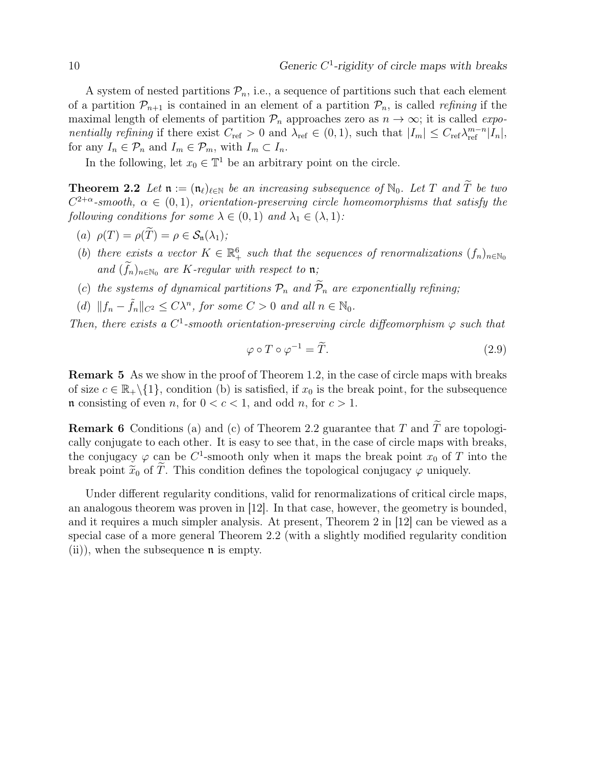A system of nested partitions $\mathcal{P}_n$, i.e., a sequence of partitions such that each element of a partition $\mathcal{P}_{n+1}$ is contained in an element of a partition $\mathcal{P}_n$, is called *refining* if the maximal length of elements of partition $\mathcal{P}_n$ approaches zero as $n \to \infty$; it is called *exponentially refining* if there exist $C_{\rm ref} > 0$ and $\lambda_{\rm ref} \in (0,1)$, such that $|I_m| \leq C_{\rm ref}\lambda_{\rm ref}^{m-n}|I_n|$, for any $I_n \in \mathcal{P}_n$ and $I_m \in \mathcal{P}_m$, with $I_m \subset I_n$.

In the following, let $x_0 \in \mathbb{T}^1$ be an arbitrary point on the circle.

**Theorem 2.2** *Let $\mathfrak{n} := (\mathfrak{n}_\ell)_{\ell\in\mathbb{N}}$ be an increasing subsequence of $\mathbb{N}_0$. Let $T$ and $\widetilde{T}$ be two $C^{2+\alpha}$-smooth, $\alpha \in (0,1)$, orientation-preserving circle homeomorphisms that satisfy the following conditions for some $\lambda \in (0,1)$ and $\lambda_1 \in (\lambda, 1)$:*

- *(a) $\rho(T) = \rho(\widetilde{T}) = \rho \in \mathcal{S}_{\mathfrak{n}}(\lambda_1)$;*
- *(b) there exists a vector $K \in \mathbb{R}^6_+$ such that the sequences of renormalizations $(f_n)_{n\in\mathbb{N}_0}$ and $(\widetilde{f}_n)_{n\in\mathbb{N}_0}$ are $K$-regular with respect to $\mathfrak{n}$;*
- *(c) the systems of dynamical partitions $\mathcal{P}_n$ and $\widetilde{\mathcal{P}}_n$ are exponentially refining;*
- *(d) $\|f_n - \tilde{f}_n\|_{C^2} \leq C\lambda^n$, for some $C > 0$ and all $n \in \mathbb{N}_0$.*

*Then, there exists a $C^1$-smooth orientation-preserving circle diffeomorphism $\varphi$ such that*

$$\varphi \circ T \circ \varphi^{-1} = \widetilde{T}. \tag{2.9}$$

**Remark 5** As we show in the proof of Theorem 1.2, in the case of circle maps with breaks of size $c \in \mathbb{R}_+\backslash\{1\}$, condition (b) is satisfied, if $x_0$ is the break point, for the subsequence $\mathfrak{n}$ consisting of even $n$, for $0 < c < 1$, and odd $n$, for $c > 1$.

**Remark 6** Conditions (a) and (c) of Theorem 2.2 guarantee that $T$ and $\widetilde{T}$ are topologically conjugate to each other. It is easy to see that, in the case of circle maps with breaks, the conjugacy $\varphi$ can be $C^1$-smooth only when it maps the break point $x_0$ of $T$ into the break point $\widetilde{x}_0$ of $\widetilde{T}$. This condition defines the topological conjugacy $\varphi$ uniquely.

Under different regularity conditions, valid for renormalizations of critical circle maps, an analogous theorem was proven in [12]. In that case, however, the geometry is bounded, and it requires a much simpler analysis. At present, Theorem 2 in [12] can be viewed as a special case of a more general Theorem 2.2 (with a slightly modified regularity condition (ii)), when the subsequence $\mathfrak{n}$ is empty.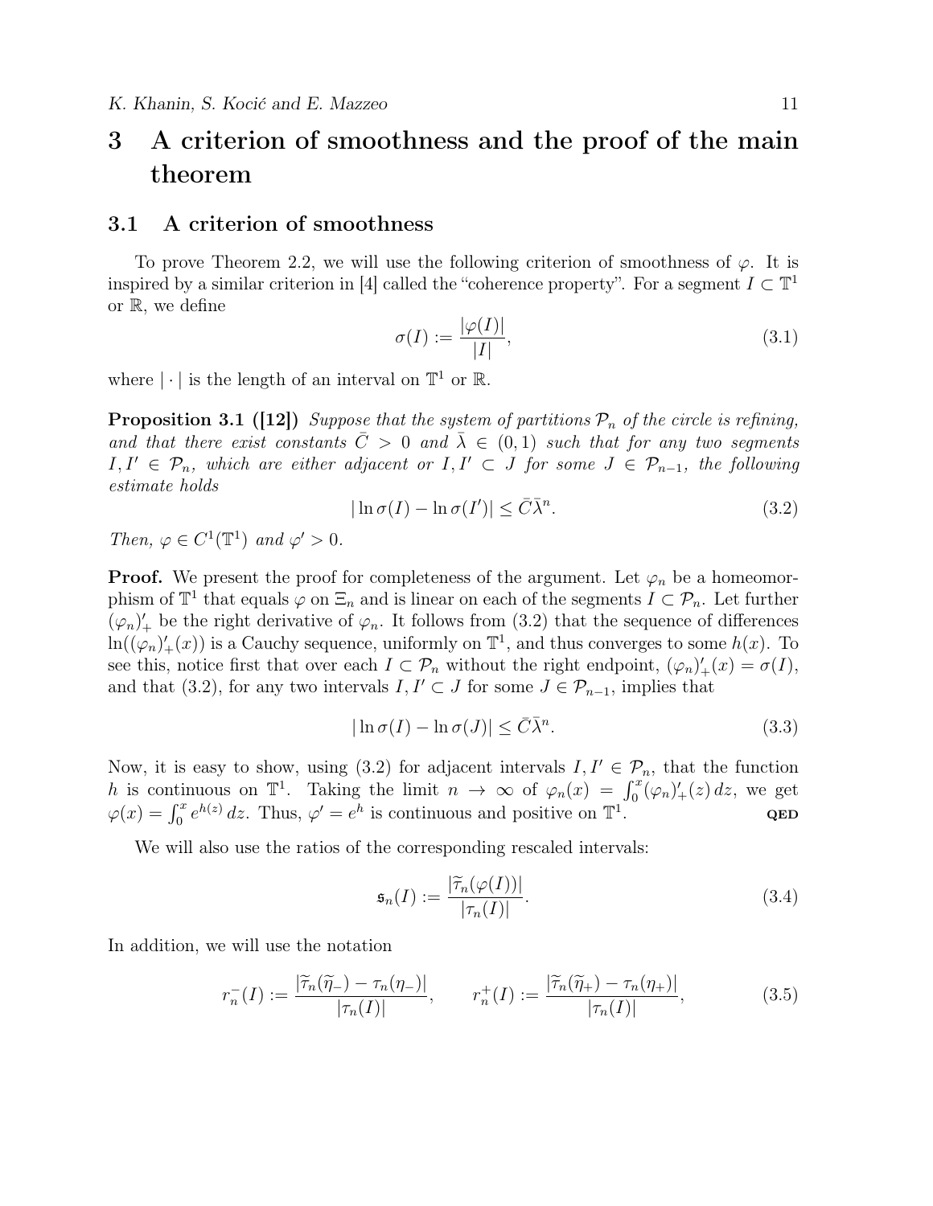# 3 A criterion of smoothness and the proof of the main theorem

## 3.1 A criterion of smoothness

To prove Theorem 2.2, we will use the following criterion of smoothness of $\varphi$. It is inspired by a similar criterion in [4] called the "coherence property". For a segment $I \subset \mathbb{T}^1$ or $\mathbb{R}$, we define

$$\sigma(I) := \frac{|\varphi(I)|}{|I|}, \tag{3.1}$$

where $|\cdot|$ is the length of an interval on $\mathbb{T}^1$ or $\mathbb{R}$.

**Proposition 3.1 ([12])** *Suppose that the system of partitions $\mathcal{P}_n$ of the circle is refining, and that there exist constants $\bar{C} > 0$ and $\bar{\lambda} \in (0,1)$ such that for any two segments $I, I' \in \mathcal{P}_n$, which are either adjacent or $I, I' \subset J$ for some $J \in \mathcal{P}_{n-1}$, the following estimate holds*

$$|\ln \sigma(I) - \ln \sigma(I')| \leq \bar{C}\bar{\lambda}^n. \tag{3.2}$$

*Then, $\varphi \in C^1(\mathbb{T}^1)$ and $\varphi' > 0$.*

**Proof.** We present the proof for completeness of the argument. Let $\varphi_n$ be a homeomorphism of $\mathbb{T}^1$ that equals $\varphi$ on $\Xi_n$ and is linear on each of the segments $I \subset \mathcal{P}_n$. Let further $(\varphi_n)'_+$ be the right derivative of $\varphi_n$. It follows from (3.2) that the sequence of differences $\ln((\varphi_n)'_+(x))$ is a Cauchy sequence, uniformly on $\mathbb{T}^1$, and thus converges to some $h(x)$. To see this, notice first that over each $I \subset \mathcal{P}_n$ without the right endpoint, $(\varphi_n)'_+(x) = \sigma(I)$, and that (3.2), for any two intervals $I, I' \subset J$ for some $J \in \mathcal{P}_{n-1}$, implies that

$$|\ln \sigma(I) - \ln \sigma(J)| \leq \bar{C}\bar{\lambda}^n. \tag{3.3}$$

Now, it is easy to show, using (3.2) for adjacent intervals $I, I' \in \mathcal{P}_n$, that the function $h$ is continuous on $\mathbb{T}^1$. Taking the limit $n \to \infty$ of $\varphi_n(x) = \int_0^x (\varphi_n)'_+(z)\, dz$, we get $\varphi(x) = \int_0^x e^{h(z)}\, dz$. Thus, $\varphi' = e^h$ is continuous and positive on $\mathbb{T}^1$. **QED**

We will also use the ratios of the corresponding rescaled intervals:

$$\mathfrak{s}_n(I) := \frac{|\widetilde{\tau}_n(\varphi(I))|}{|\tau_n(I)|}. \tag{3.4}$$

In addition, we will use the notation

$$r_n^-(I) := \frac{|\widetilde{\tau}_n(\widetilde{\eta}_-) - \tau_n(\eta_-)|}{|\tau_n(I)|}, \qquad r_n^+(I) := \frac{|\widetilde{\tau}_n(\widetilde{\eta}_+) - \tau_n(\eta_+)|}{|\tau_n(I)|}, \tag{3.5}$$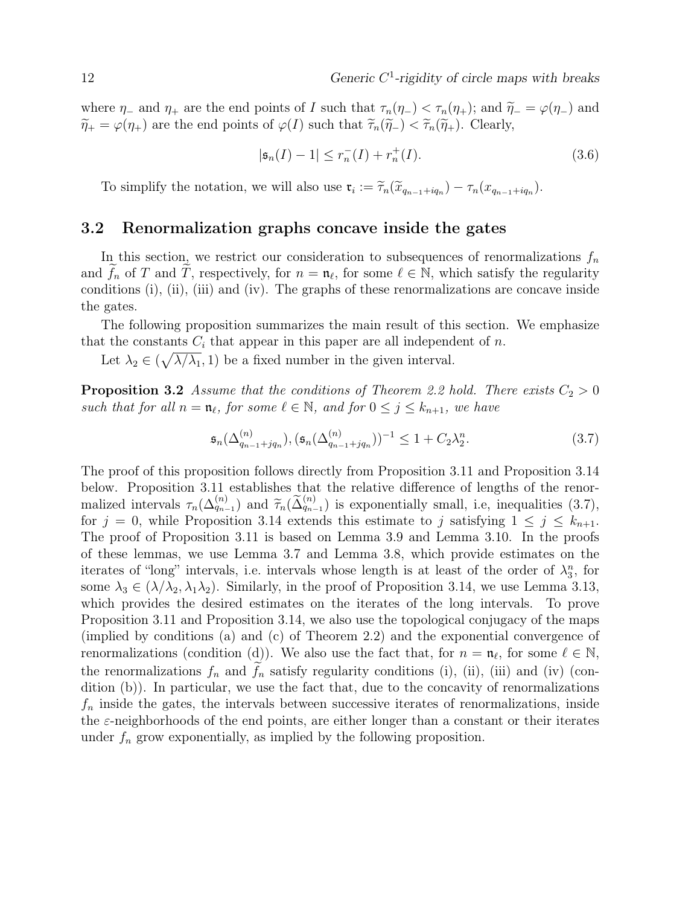where $\eta_-$ and $\eta_+$ are the end points of $I$ such that $\tau_n(\eta_-) < \tau_n(\eta_+)$; and $\widetilde{\eta}_- = \varphi(\eta_-)$ and $\widetilde{\eta}_+ = \varphi(\eta_+)$ are the end points of $\varphi(I)$ such that $\widetilde{\tau}_n(\widetilde{\eta}_-) < \widetilde{\tau}_n(\widetilde{\eta}_+)$. Clearly,

$$|\mathfrak{s}_n(I) - 1| \leq r_n^-(I) + r_n^+(I). \tag{3.6}$$

To simplify the notation, we will also use $\mathfrak{r}_i := \widetilde{\tau}_n(\widetilde{x}_{q_{n-1}+iq_n}) - \tau_n(x_{q_{n-1}+iq_n})$.

## 3.2 Renormalization graphs concave inside the gates

In this section, we restrict our consideration to subsequences of renormalizations $f_n$ and $\widetilde{f}_n$ of $T$ and $\widetilde{T}$, respectively, for $n = \mathfrak{n}_\ell$, for some $\ell \in \mathbb{N}$, which satisfy the regularity conditions (i), (ii), (iii) and (iv). The graphs of these renormalizations are concave inside the gates.

The following proposition summarizes the main result of this section. We emphasize that the constants $C_i$ that appear in this paper are all independent of $n$.

Let $\lambda_2 \in (\sqrt{\lambda/\lambda_1}, 1)$ be a fixed number in the given interval.

**Proposition 3.2** *Assume that the conditions of Theorem 2.2 hold. There exists $C_2 > 0$ such that for all $n = \mathfrak{n}_\ell$, for some $\ell \in \mathbb{N}$, and for $0 \leq j \leq k_{n+1}$, we have*

$$\mathfrak{s}_n(\Delta^{(n)}_{q_{n-1}+jq_n}), (\mathfrak{s}_n(\Delta^{(n)}_{q_{n-1}+jq_n}))^{-1} \leq 1 + C_2\lambda_2^n. \tag{3.7}$$

The proof of this proposition follows directly from Proposition 3.11 and Proposition 3.14 below. Proposition 3.11 establishes that the relative difference of lengths of the renormalized intervals $\tau_n(\Delta^{(n)}_{q_{n-1}})$ and $\widetilde{\tau}_n(\widetilde{\Delta}^{(n)}_{q_{n-1}})$ is exponentially small, i.e, inequalities (3.7), for $j = 0$, while Proposition 3.14 extends this estimate to $j$ satisfying $1 \leq j \leq k_{n+1}$. The proof of Proposition 3.11 is based on Lemma 3.9 and Lemma 3.10. In the proofs of these lemmas, we use Lemma 3.7 and Lemma 3.8, which provide estimates on the iterates of "long" intervals, i.e. intervals whose length is at least of the order of $\lambda_3^n$, for some $\lambda_3 \in (\lambda/\lambda_2, \lambda_1\lambda_2)$. Similarly, in the proof of Proposition 3.14, we use Lemma 3.13, which provides the desired estimates on the iterates of the long intervals. To prove Proposition 3.11 and Proposition 3.14, we also use the topological conjugacy of the maps (implied by conditions (a) and (c) of Theorem 2.2) and the exponential convergence of renormalizations (condition (d)). We also use the fact that, for $n = \mathfrak{n}_\ell$, for some $\ell \in \mathbb{N}$, the renormalizations $f_n$ and $\widetilde{f}_n$ satisfy regularity conditions (i), (ii), (iii) and (iv) (condition (b)). In particular, we use the fact that, due to the concavity of renormalizations $f_n$ inside the gates, the intervals between successive iterates of renormalizations, inside the $\varepsilon$-neighborhoods of the end points, are either longer than a constant or their iterates under $f_n$ grow exponentially, as implied by the following proposition.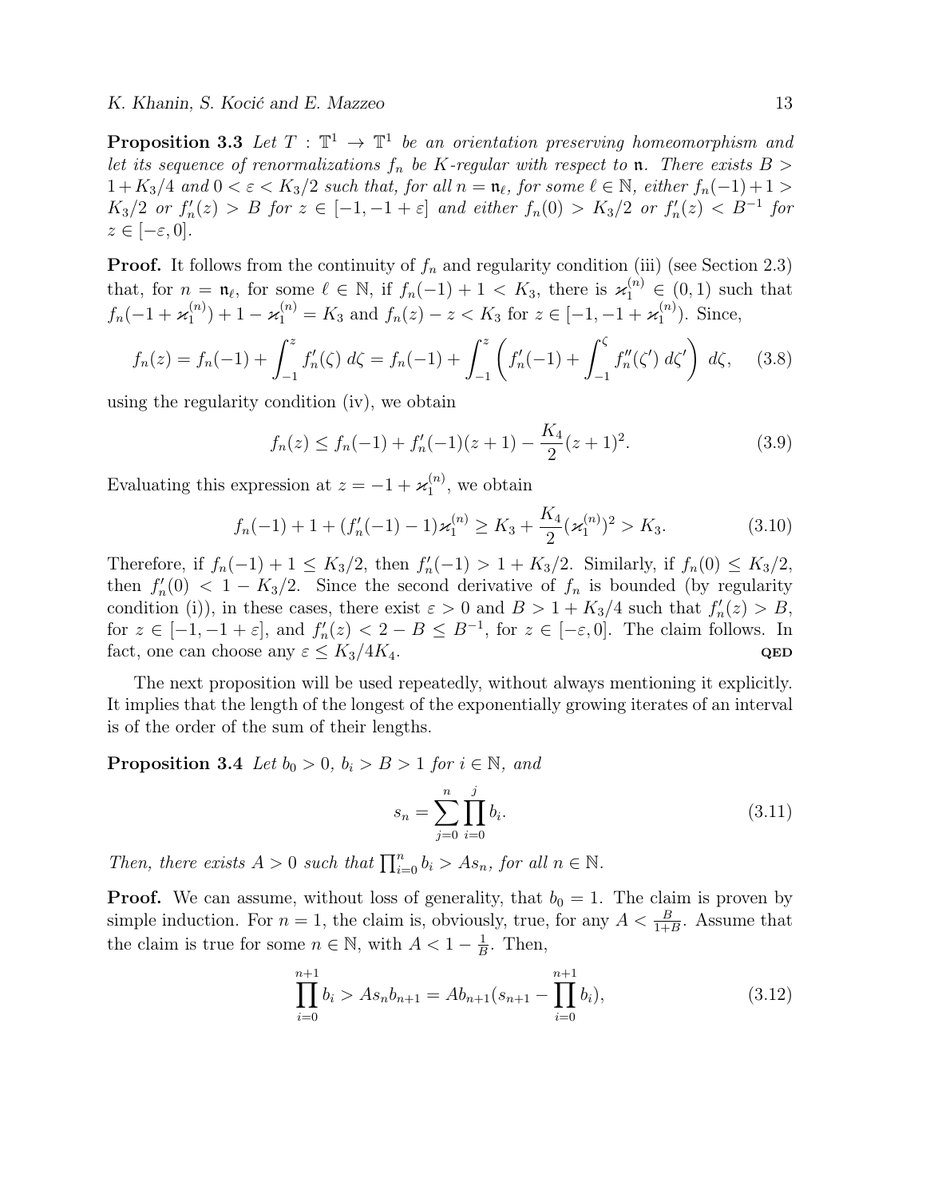**Proposition 3.3** *Let $T : \mathbb{T}^1 \to \mathbb{T}^1$ be an orientation preserving homeomorphism and let its sequence of renormalizations $f_n$ be $K$-regular with respect to $\mathfrak{n}$. There exists $B > 1 + K_3/4$ and $0 < \varepsilon < K_3/2$ such that, for all $n = \mathfrak{n}_\ell$, for some $\ell \in \mathbb{N}$, either $f_n(-1) + 1 > K_3/2$ or $f_n'(z) > B$ for $z \in [-1, -1 + \varepsilon]$ and either $f_n(0) > K_3/2$ or $f_n'(z) < B^{-1}$ for $z \in [-\varepsilon, 0]$.*

**Proof.** It follows from the continuity of $f_n$ and regularity condition (iii) (see Section 2.3) that, for $n = \mathfrak{n}_\ell$, for some $\ell \in \mathbb{N}$, if $f_n(-1) + 1 < K_3$, there is $\varkappa_1^{(n)} \in (0, 1)$ such that $f_n(-1 + \varkappa_1^{(n)}) + 1 - \varkappa_1^{(n)} = K_3$ and $f_n(z) - z < K_3$ for $z \in [-1, -1 + \varkappa_1^{(n)})$. Since,

$$f_n(z) = f_n(-1) + \int_{-1}^{z} f_n'(\zeta)\, d\zeta = f_n(-1) + \int_{-1}^{z} \left( f_n'(-1) + \int_{-1}^{\zeta} f_n''(\zeta')\, d\zeta' \right) d\zeta, \tag{3.8}$$

using the regularity condition (iv), we obtain

$$f_n(z) \leq f_n(-1) + f_n'(-1)(z+1) - \frac{K_4}{2}(z+1)^2. \tag{3.9}$$

Evaluating this expression at $z = -1 + \varkappa_1^{(n)}$, we obtain

$$f_n(-1) + 1 + (f_n'(-1) - 1)\varkappa_1^{(n)} \geq K_3 + \frac{K_4}{2}(\varkappa_1^{(n)})^2 > K_3. \tag{3.10}$$

Therefore, if $f_n(-1) + 1 \leq K_3/2$, then $f_n'(-1) > 1 + K_3/2$. Similarly, if $f_n(0) \leq K_3/2$, then $f_n'(0) < 1 - K_3/2$. Since the second derivative of $f_n$ is bounded (by regularity condition (i)), in these cases, there exist $\varepsilon > 0$ and $B > 1 + K_3/4$ such that $f_n'(z) > B$, for $z \in [-1, -1 + \varepsilon]$, and $f_n'(z) < 2 - B \leq B^{-1}$, for $z \in [-\varepsilon, 0]$. The claim follows. In fact, one can choose any $\varepsilon \leq K_3/4K_4$. **QED**

The next proposition will be used repeatedly, without always mentioning it explicitly. It implies that the length of the longest of the exponentially growing iterates of an interval is of the order of the sum of their lengths.

**Proposition 3.4** *Let $b_0 > 0$, $b_i > B > 1$ for $i \in \mathbb{N}$, and*

$$s_n = \sum_{j=0}^{n} \prod_{i=0}^{j} b_i. \tag{3.11}$$

*Then, there exists $A > 0$ such that $\prod_{i=0}^{n} b_i > A s_n$, for all $n \in \mathbb{N}$.*

**Proof.** We can assume, without loss of generality, that $b_0 = 1$. The claim is proven by simple induction. For $n = 1$, the claim is, obviously, true, for any $A < \frac{B}{1+B}$. Assume that the claim is true for some $n \in \mathbb{N}$, with $A < 1 - \frac{1}{B}$. Then,

$$\prod_{i=0}^{n+1} b_i > A s_n b_{n+1} = A b_{n+1}(s_{n+1} - \prod_{i=0}^{n+1} b_i), \tag{3.12}$$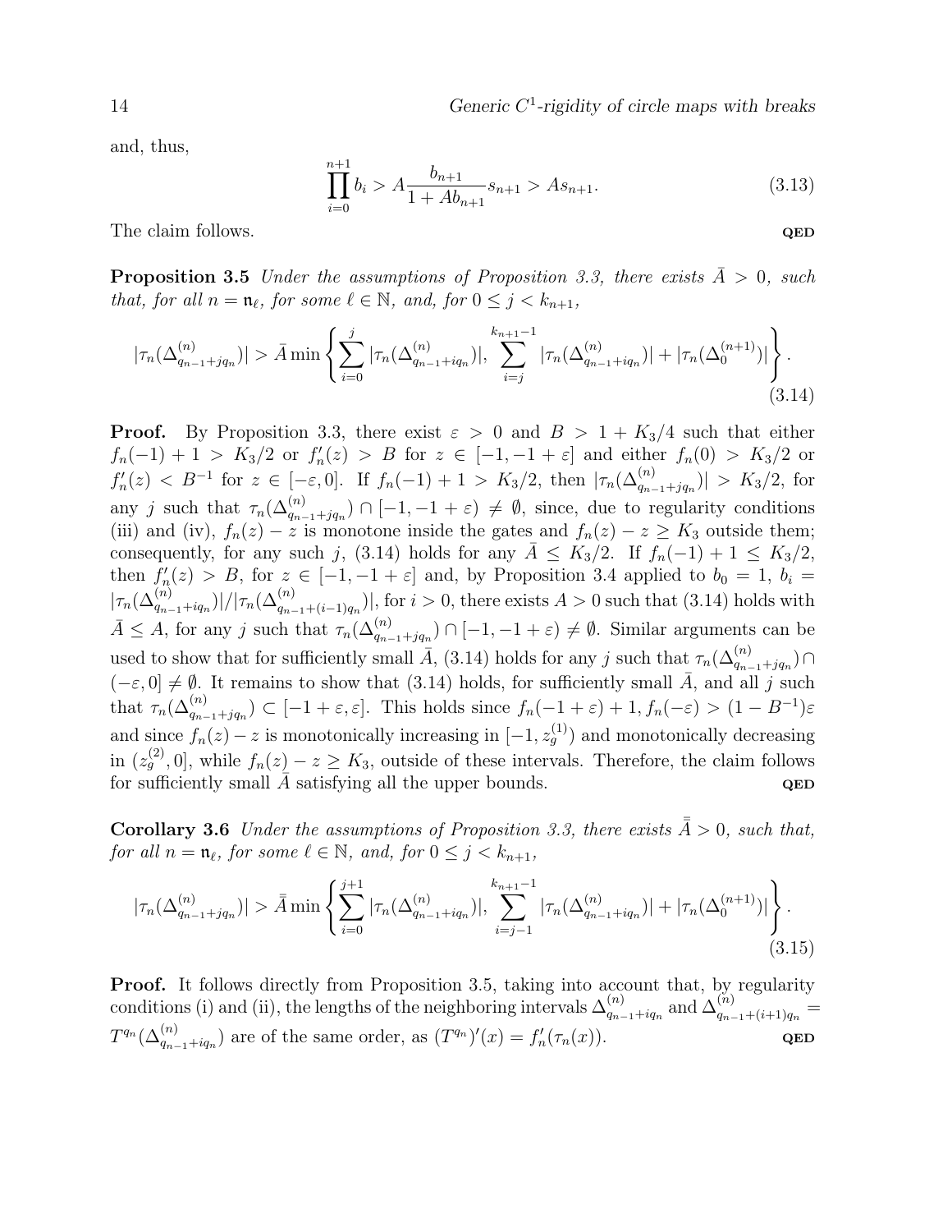and, thus,

$$\prod_{i=0}^{n+1} b_i > A \frac{b_{n+1}}{1 + A b_{n+1}} s_{n+1} > A s_{n+1}. \tag{3.13}$$

The claim follows. **QED**

**Proposition 3.5** *Under the assumptions of Proposition 3.3, there exists $\bar{A} > 0$, such that, for all $n = \mathfrak{n}_\ell$, for some $\ell \in \mathbb{N}$, and, for $0 \le j < k_{n+1}$,*

$$|\tau_n(\Delta^{(n)}_{q_{n-1}+jq_n})| > \bar{A} \min \left\{ \sum_{i=0}^{j} |\tau_n(\Delta^{(n)}_{q_{n-1}+iq_n})|, \sum_{i=j}^{k_{n+1}-1} |\tau_n(\Delta^{(n)}_{q_{n-1}+iq_n})| + |\tau_n(\Delta^{(n+1)}_0)| \right\}. \tag{3.14}$$

**Proof.** By Proposition 3.3, there exist $\varepsilon > 0$ and $B > 1 + K_3/4$ such that either $f_n(-1) + 1 > K_3/2$ or $f_n'(z) > B$ for $z \in [-1, -1+\varepsilon]$ and either $f_n(0) > K_3/2$ or $f_n'(z) < B^{-1}$ for $z \in [-\varepsilon, 0]$. If $f_n(-1) + 1 > K_3/2$, then $|\tau_n(\Delta^{(n)}_{q_{n-1}+jq_n})| > K_3/2$, for any $j$ such that $\tau_n(\Delta^{(n)}_{q_{n-1}+jq_n}) \cap [-1, -1+\varepsilon) \neq \emptyset$, since, due to regularity conditions (iii) and (iv), $f_n(z) - z$ is monotone inside the gates and $f_n(z) - z \ge K_3$ outside them; consequently, for any such $j$, (3.14) holds for any $\bar{A} \le K_3/2$. If $f_n(-1) + 1 \le K_3/2$, then $f_n'(z) > B$, for $z \in [-1, -1+\varepsilon]$ and, by Proposition 3.4 applied to $b_0 = 1$, $b_i = |\tau_n(\Delta^{(n)}_{q_{n-1}+iq_n})| / |\tau_n(\Delta^{(n)}_{q_{n-1}+(i-1)q_n})|$, for $i > 0$, there exists $A > 0$ such that (3.14) holds with $\bar{A} \le A$, for any $j$ such that $\tau_n(\Delta^{(n)}_{q_{n-1}+jq_n}) \cap [-1, -1+\varepsilon) \neq \emptyset$. Similar arguments can be used to show that for sufficiently small $\bar{A}$, (3.14) holds for any $j$ such that $\tau_n(\Delta^{(n)}_{q_{n-1}+jq_n}) \cap (-\varepsilon, 0] \neq \emptyset$. It remains to show that (3.14) holds, for sufficiently small $\bar{A}$, and all $j$ such that $\tau_n(\Delta^{(n)}_{q_{n-1}+jq_n}) \subset [-1+\varepsilon, \varepsilon]$. This holds since $f_n(-1+\varepsilon)+1, f_n(-\varepsilon) > (1 - B^{-1})\varepsilon$ and since $f_n(z) - z$ is monotonically increasing in $[-1, z_g^{(1)})$ and monotonically decreasing in $(z_g^{(2)}, 0]$, while $f_n(z) - z \ge K_3$, outside of these intervals. Therefore, the claim follows for sufficiently small $\bar{A}$ satisfying all the upper bounds. **QED**

**Corollary 3.6** *Under the assumptions of Proposition 3.3, there exists $\bar{\bar{A}} > 0$, such that, for all $n = \mathfrak{n}_\ell$, for some $\ell \in \mathbb{N}$, and, for $0 \le j < k_{n+1}$,*

$$|\tau_n(\Delta^{(n)}_{q_{n-1}+jq_n})| > \bar{\bar{A}} \min \left\{ \sum_{i=0}^{j+1} |\tau_n(\Delta^{(n)}_{q_{n-1}+iq_n})|, \sum_{i=j-1}^{k_{n+1}-1} |\tau_n(\Delta^{(n)}_{q_{n-1}+iq_n})| + |\tau_n(\Delta^{(n+1)}_0)| \right\}. \tag{3.15}$$

**Proof.** It follows directly from Proposition 3.5, taking into account that, by regularity conditions (i) and (ii), the lengths of the neighboring intervals $\Delta^{(n)}_{q_{n-1}+iq_n}$ and $\Delta^{(n)}_{q_{n-1}+(i+1)q_n} = T^{q_n}(\Delta^{(n)}_{q_{n-1}+iq_n})$ are of the same order, as $(T^{q_n})'(x) = f_n'(\tau_n(x))$. **QED**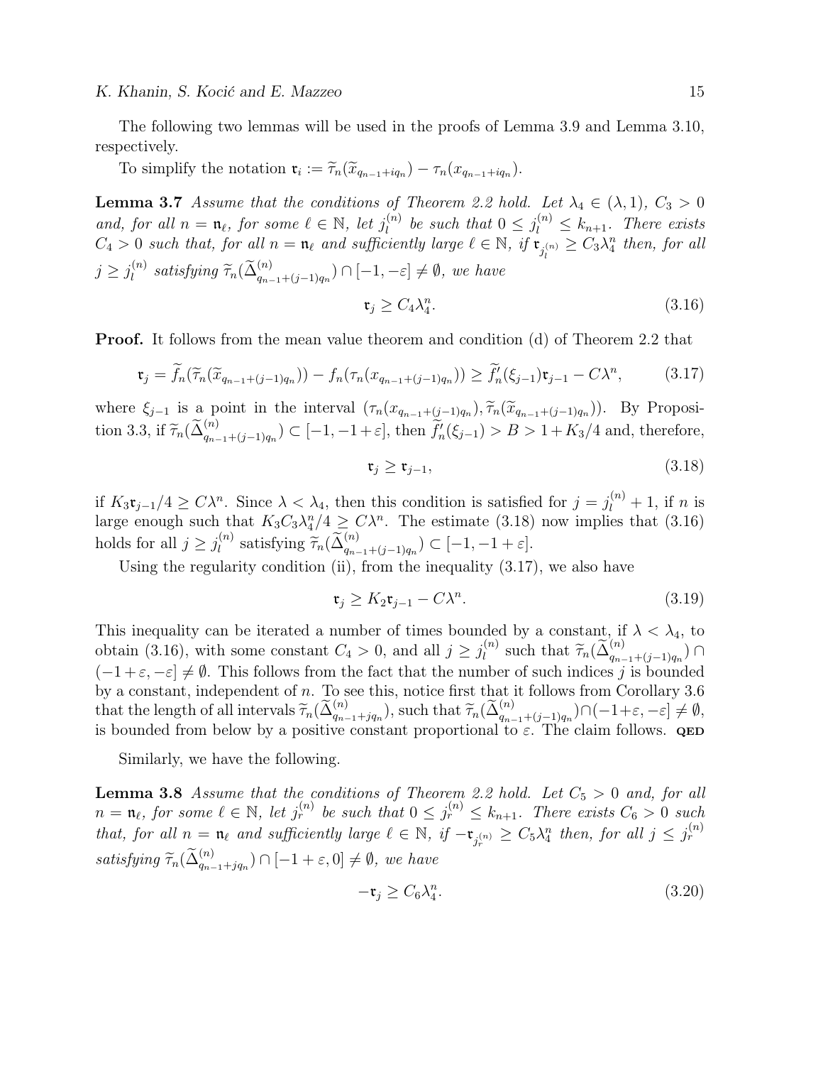The following two lemmas will be used in the proofs of Lemma 3.9 and Lemma 3.10, respectively.

To simplify the notation $\mathfrak{r}_i := \widetilde{\tau}_n(\widetilde{x}_{q_{n-1}+iq_n}) - \tau_n(x_{q_{n-1}+iq_n})$.

**Lemma 3.7** *Assume that the conditions of Theorem 2.2 hold. Let $\lambda_4 \in (\lambda, 1)$, $C_3 > 0$ and, for all $n = \mathfrak{n}_\ell$, for some $\ell \in \mathbb{N}$, let $j_l^{(n)}$ be such that $0 \leq j_l^{(n)} \leq k_{n+1}$. There exists $C_4 > 0$ such that, for all $n = \mathfrak{n}_\ell$ and sufficiently large $\ell \in \mathbb{N}$, if $\mathfrak{r}_{j_l^{(n)}} \geq C_3 \lambda_4^n$ then, for all $j \geq j_l^{(n)}$ satisfying $\widetilde{\tau}_n(\widetilde{\Delta}^{(n)}_{q_{n-1}+(j-1)q_n}) \cap [-1, -\varepsilon] \neq \emptyset$, we have*

$$\mathfrak{r}_j \geq C_4 \lambda_4^n. \tag{3.16}$$

**Proof.** It follows from the mean value theorem and condition (d) of Theorem 2.2 that

$$\mathfrak{r}_j = \widetilde{f}_n(\widetilde{\tau}_n(\widetilde{x}_{q_{n-1}+(j-1)q_n})) - f_n(\tau_n(x_{q_{n-1}+(j-1)q_n})) \geq \widetilde{f}_n'(\xi_{j-1})\mathfrak{r}_{j-1} - C\lambda^n, \tag{3.17}$$

where $\xi_{j-1}$ is a point in the interval $(\tau_n(x_{q_{n-1}+(j-1)q_n}), \widetilde{\tau}_n(\widetilde{x}_{q_{n-1}+(j-1)q_n}))$. By Proposition 3.3, if $\widetilde{\tau}_n(\widetilde{\Delta}^{(n)}_{q_{n-1}+(j-1)q_n}) \subset [-1, -1+\varepsilon]$, then $\widetilde{f}_n'(\xi_{j-1}) > B > 1 + K_3/4$ and, therefore,

$$\mathfrak{r}_j \geq \mathfrak{r}_{j-1}, \tag{3.18}$$

if $K_3 \mathfrak{r}_{j-1}/4 \geq C\lambda^n$. Since $\lambda < \lambda_4$, then this condition is satisfied for $j = j_l^{(n)} + 1$, if $n$ is large enough such that $K_3 C_3 \lambda_4^n / 4 \geq C\lambda^n$. The estimate (3.18) now implies that (3.16) holds for all $j \geq j_l^{(n)}$ satisfying $\widetilde{\tau}_n(\widetilde{\Delta}^{(n)}_{q_{n-1}+(j-1)q_n}) \subset [-1, -1+\varepsilon]$.

Using the regularity condition (ii), from the inequality (3.17), we also have

$$\mathfrak{r}_j \geq K_2 \mathfrak{r}_{j-1} - C\lambda^n. \tag{3.19}$$

This inequality can be iterated a number of times bounded by a constant, if $\lambda < \lambda_4$, to obtain (3.16), with some constant $C_4 > 0$, and all $j \geq j_l^{(n)}$ such that $\widetilde{\tau}_n(\widetilde{\Delta}^{(n)}_{q_{n-1}+(j-1)q_n}) \cap (-1+\varepsilon, -\varepsilon] \neq \emptyset$. This follows from the fact that the number of such indices $j$ is bounded by a constant, independent of $n$. To see this, notice first that it follows from Corollary 3.6 that the length of all intervals $\widetilde{\tau}_n(\widetilde{\Delta}^{(n)}_{q_{n-1}+jq_n})$, such that $\widetilde{\tau}_n(\widetilde{\Delta}^{(n)}_{q_{n-1}+(j-1)q_n}) \cap (-1+\varepsilon, -\varepsilon] \neq \emptyset$, is bounded from below by a positive constant proportional to $\varepsilon$. The claim follows. **QED**

Similarly, we have the following.

**Lemma 3.8** *Assume that the conditions of Theorem 2.2 hold. Let $C_5 > 0$ and, for all $n = \mathfrak{n}_\ell$, for some $\ell \in \mathbb{N}$, let $j_r^{(n)}$ be such that $0 \leq j_r^{(n)} \leq k_{n+1}$. There exists $C_6 > 0$ such that, for all $n = \mathfrak{n}_\ell$ and sufficiently large $\ell \in \mathbb{N}$, if $-\mathfrak{r}_{j_r^{(n)}} \geq C_5 \lambda_4^n$ then, for all $j \leq j_r^{(n)}$ satisfying $\widetilde{\tau}_n(\widetilde{\Delta}^{(n)}_{q_{n-1}+jq_n}) \cap [-1+\varepsilon, 0] \neq \emptyset$, we have*

$$-\mathfrak{r}_j \geq C_6 \lambda_4^n. \tag{3.20}$$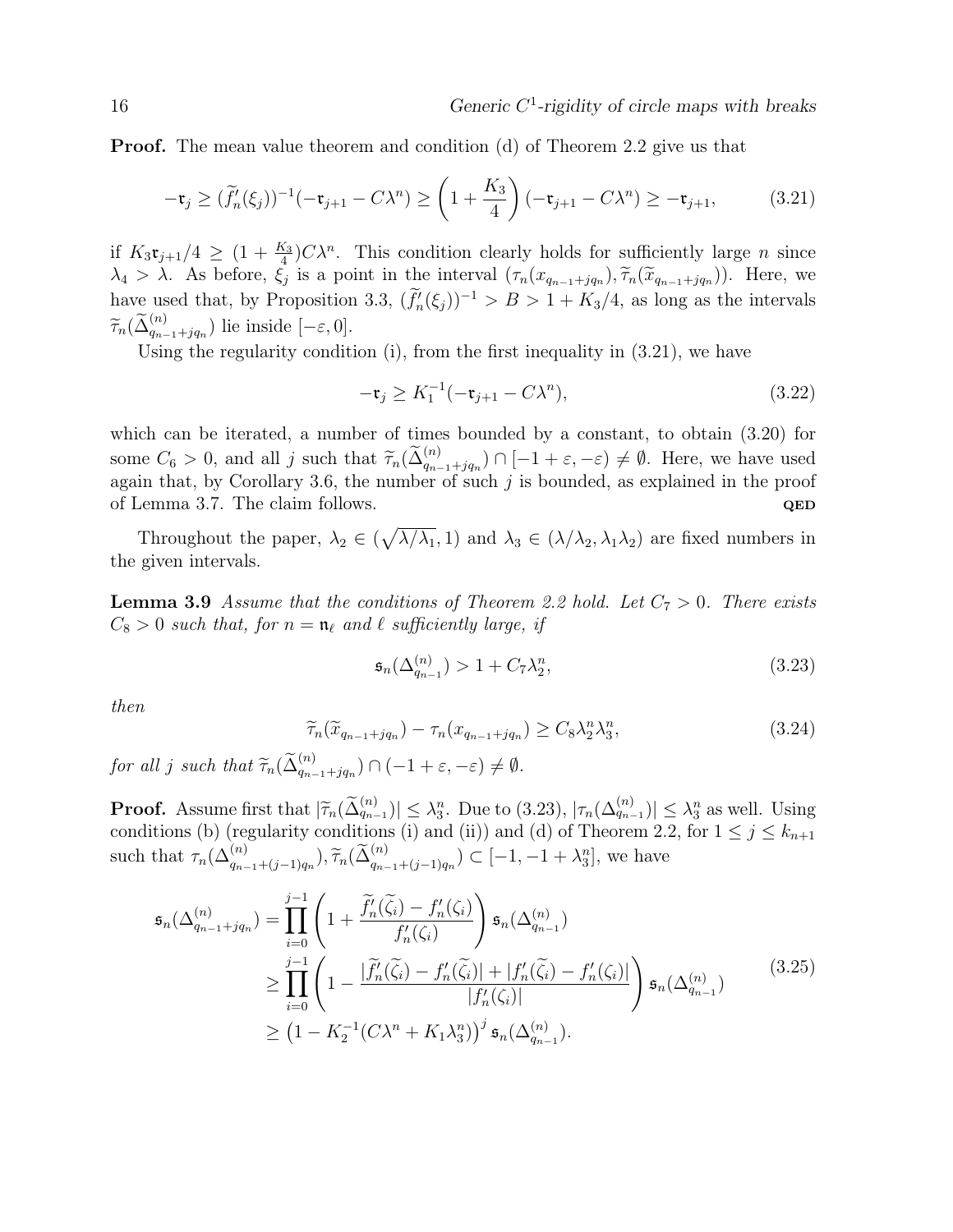**Proof.** The mean value theorem and condition (d) of Theorem 2.2 give us that

$$-\mathfrak{r}_j \geq (\widetilde{f}_n'(\xi_j))^{-1}(-\mathfrak{r}_{j+1} - C\lambda^n) \geq \left(1 + \frac{K_3}{4}\right)(-\mathfrak{r}_{j+1} - C\lambda^n) \geq -\mathfrak{r}_{j+1}, \tag{3.21}$$

if $K_3\mathfrak{r}_{j+1}/4 \geq (1 + \frac{K_3}{4})C\lambda^n$. This condition clearly holds for sufficiently large $n$ since $\lambda_4 > \lambda$. As before, $\xi_j$ is a point in the interval $(\tau_n(x_{q_{n-1}+jq_n}), \widetilde{\tau}_n(\widetilde{x}_{q_{n-1}+jq_n}))$. Here, we have used that, by Proposition 3.3, $(\widetilde{f}_n'(\xi_j))^{-1} > B > 1 + K_3/4$, as long as the intervals $\widetilde{\tau}_n(\widetilde{\Delta}^{(n)}_{q_{n-1}+jq_n})$ lie inside $[-\varepsilon, 0]$.

Using the regularity condition (i), from the first inequality in (3.21), we have

$$-\mathfrak{r}_j \geq K_1^{-1}(-\mathfrak{r}_{j+1} - C\lambda^n), \tag{3.22}$$

which can be iterated, a number of times bounded by a constant, to obtain (3.20) for some $C_6 > 0$, and all $j$ such that $\widetilde{\tau}_n(\widetilde{\Delta}^{(n)}_{q_{n-1}+jq_n}) \cap [-1+\varepsilon, -\varepsilon) \neq \emptyset$. Here, we have used again that, by Corollary 3.6, the number of such $j$ is bounded, as explained in the proof of Lemma 3.7. The claim follows. **QED**

Throughout the paper, $\lambda_2 \in (\sqrt{\lambda/\lambda_1}, 1)$ and $\lambda_3 \in (\lambda/\lambda_2, \lambda_1\lambda_2)$ are fixed numbers in the given intervals.

**Lemma 3.9** *Assume that the conditions of Theorem 2.2 hold. Let $C_7 > 0$. There exists $C_8 > 0$ such that, for $n = \mathfrak{n}_\ell$ and $\ell$ sufficiently large, if*

$$\mathfrak{s}_n(\Delta^{(n)}_{q_{n-1}}) > 1 + C_7\lambda_2^n, \tag{3.23}$$

*then*

$$\widetilde{\tau}_n(\widetilde{x}_{q_{n-1}+jq_n}) - \tau_n(x_{q_{n-1}+jq_n}) \geq C_8\lambda_2^n\lambda_3^n, \tag{3.24}$$

*for all $j$ such that $\widetilde{\tau}_n(\widetilde{\Delta}^{(n)}_{q_{n-1}+jq_n}) \cap (-1+\varepsilon, -\varepsilon) \neq \emptyset$.*

**Proof.** Assume first that $|\widetilde{\tau}_n(\widetilde{\Delta}^{(n)}_{q_{n-1}})| \leq \lambda_3^n$. Due to (3.23), $|\tau_n(\Delta^{(n)}_{q_{n-1}})| \leq \lambda_3^n$ as well. Using conditions (b) (regularity conditions (i) and (ii)) and (d) of Theorem 2.2, for $1 \leq j \leq k_{n+1}$ such that $\tau_n(\Delta^{(n)}_{q_{n-1}+(j-1)q_n}), \widetilde{\tau}_n(\widetilde{\Delta}^{(n)}_{q_{n-1}+(j-1)q_n}) \subset [-1, -1+\lambda_3^n]$, we have

$$\begin{aligned}
\mathfrak{s}_n(\Delta^{(n)}_{q_{n-1}+jq_n}) &= \prod_{i=0}^{j-1}\left(1 + \frac{\widetilde{f}_n'(\widetilde{\zeta}_i) - f_n'(\zeta_i)}{f_n'(\zeta_i)}\right)\mathfrak{s}_n(\Delta^{(n)}_{q_{n-1}}) \\
&\geq \prod_{i=0}^{j-1}\left(1 - \frac{|\widetilde{f}_n'(\widetilde{\zeta}_i) - f_n'(\widetilde{\zeta}_i)| + |f_n'(\widetilde{\zeta}_i) - f_n'(\zeta_i)|}{|f_n'(\zeta_i)|}\right)\mathfrak{s}_n(\Delta^{(n)}_{q_{n-1}}) \\
&\geq \left(1 - K_2^{-1}(C\lambda^n + K_1\lambda_3^n)\right)^j \mathfrak{s}_n(\Delta^{(n)}_{q_{n-1}}).
\end{aligned} \tag{3.25}$$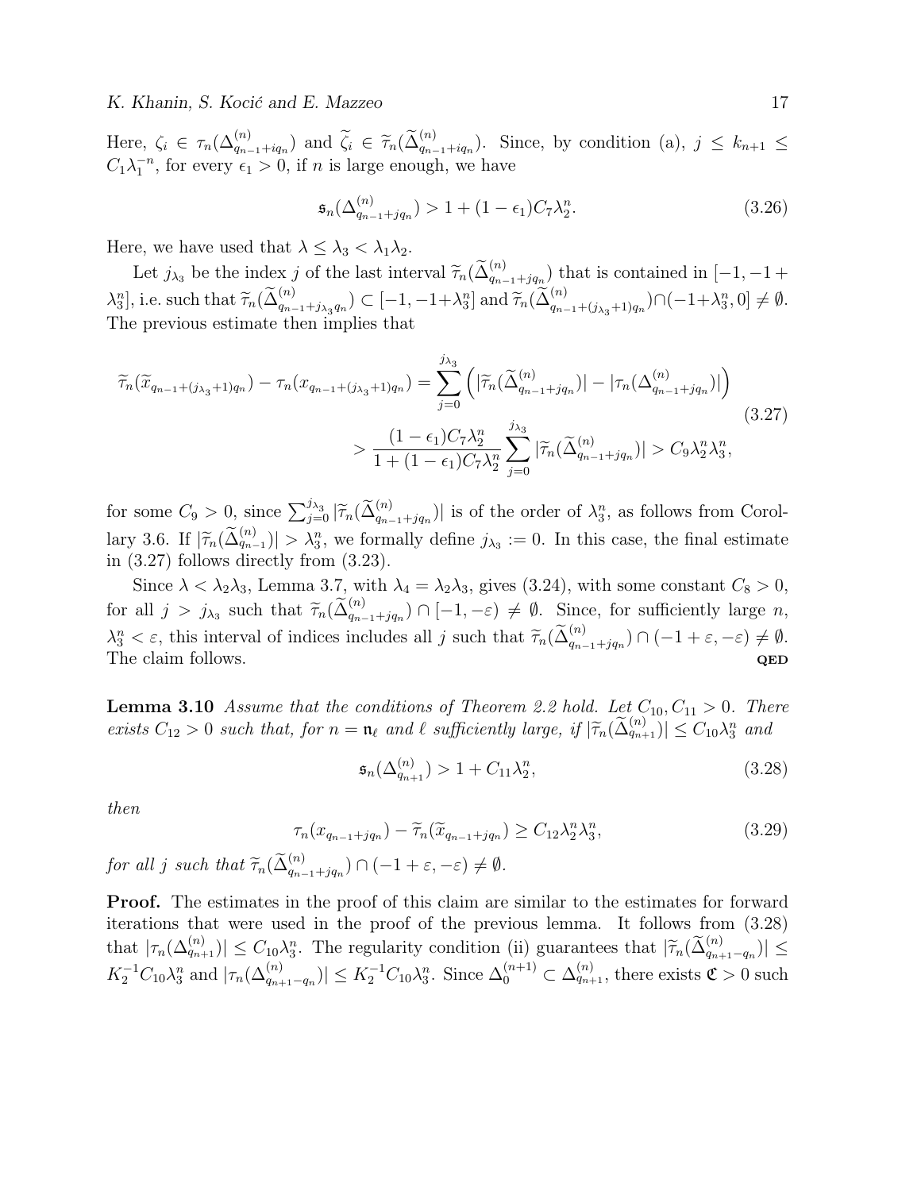Here, $\zeta_i \in \tau_n(\Delta^{(n)}_{q_{n-1}+iq_n})$ and $\widetilde{\zeta}_i \in \widetilde{\tau}_n(\widetilde{\Delta}^{(n)}_{q_{n-1}+iq_n})$. Since, by condition (a), $j \leq k_{n+1} \leq C_1\lambda_1^{-n}$, for every $\epsilon_1 > 0$, if $n$ is large enough, we have

$$\mathfrak{s}_n(\Delta^{(n)}_{q_{n-1}+jq_n}) > 1 + (1-\epsilon_1)C_7\lambda_2^n. \tag{3.26}$$

Here, we have used that $\lambda \leq \lambda_3 < \lambda_1\lambda_2$.

Let $j_{\lambda_3}$ be the index $j$ of the last interval $\widetilde{\tau}_n(\widetilde{\Delta}^{(n)}_{q_{n-1}+jq_n})$ that is contained in $[-1,-1+\lambda_3^n]$, i.e. such that $\widetilde{\tau}_n(\widetilde{\Delta}^{(n)}_{q_{n-1}+j_{\lambda_3}q_n}) \subset [-1,-1+\lambda_3^n]$ and $\widetilde{\tau}_n(\widetilde{\Delta}^{(n)}_{q_{n-1}+(j_{\lambda_3}+1)q_n}) \cap (-1+\lambda_3^n, 0] \neq \emptyset$. The previous estimate then implies that

$$\begin{aligned}\widetilde{\tau}_n(\widetilde{x}_{q_{n-1}+(j_{\lambda_3}+1)q_n}) - \tau_n(x_{q_{n-1}+(j_{\lambda_3}+1)q_n}) &= \sum_{j=0}^{j_{\lambda_3}} \left( |\widetilde{\tau}_n(\widetilde{\Delta}^{(n)}_{q_{n-1}+jq_n})| - |\tau_n(\Delta^{(n)}_{q_{n-1}+jq_n})| \right) \\ &> \frac{(1-\epsilon_1)C_7\lambda_2^n}{1+(1-\epsilon_1)C_7\lambda_2^n} \sum_{j=0}^{j_{\lambda_3}} |\widetilde{\tau}_n(\widetilde{\Delta}^{(n)}_{q_{n-1}+jq_n})| > C_9\lambda_2^n\lambda_3^n,\end{aligned} \tag{3.27}$$

for some $C_9 > 0$, since $\sum_{j=0}^{j_{\lambda_3}} |\widetilde{\tau}_n(\widetilde{\Delta}^{(n)}_{q_{n-1}+jq_n})|$ is of the order of $\lambda_3^n$, as follows from Corollary 3.6. If $|\widetilde{\tau}_n(\widetilde{\Delta}^{(n)}_{q_{n-1}})| > \lambda_3^n$, we formally define $j_{\lambda_3} := 0$. In this case, the final estimate in (3.27) follows directly from (3.23).

Since $\lambda < \lambda_2\lambda_3$, Lemma 3.7, with $\lambda_4 = \lambda_2\lambda_3$, gives (3.24), with some constant $C_8 > 0$, for all $j > j_{\lambda_3}$ such that $\widetilde{\tau}_n(\widetilde{\Delta}^{(n)}_{q_{n-1}+jq_n}) \cap [-1,-\varepsilon) \neq \emptyset$. Since, for sufficiently large $n$, $\lambda_3^n < \varepsilon$, this interval of indices includes all $j$ such that $\widetilde{\tau}_n(\widetilde{\Delta}^{(n)}_{q_{n-1}+jq_n}) \cap (-1+\varepsilon,-\varepsilon) \neq \emptyset$. The claim follows. **QED**

**Lemma 3.10** *Assume that the conditions of Theorem 2.2 hold. Let $C_{10}, C_{11} > 0$. There exists $C_{12} > 0$ such that, for $n = \mathfrak{n}_\ell$ and $\ell$ sufficiently large, if $|\widetilde{\tau}_n(\widetilde{\Delta}^{(n)}_{q_{n+1}})| \leq C_{10}\lambda_3^n$ and*

$$\mathfrak{s}_n(\Delta^{(n)}_{q_{n+1}}) > 1 + C_{11}\lambda_2^n, \tag{3.28}$$

*then*

$$\tau_n(x_{q_{n-1}+jq_n}) - \widetilde{\tau}_n(\widetilde{x}_{q_{n-1}+jq_n}) \geq C_{12}\lambda_2^n\lambda_3^n, \tag{3.29}$$

*for all $j$ such that $\widetilde{\tau}_n(\widetilde{\Delta}^{(n)}_{q_{n-1}+jq_n}) \cap (-1+\varepsilon,-\varepsilon) \neq \emptyset$.*

**Proof.** The estimates in the proof of this claim are similar to the estimates for forward iterations that were used in the proof of the previous lemma. It follows from (3.28) that $|\tau_n(\Delta^{(n)}_{q_{n+1}})| \leq C_{10}\lambda_3^n$. The regularity condition (ii) guarantees that $|\widetilde{\tau}_n(\widetilde{\Delta}^{(n)}_{q_{n+1}-q_n})| \leq K_2^{-1}C_{10}\lambda_3^n$ and $|\tau_n(\Delta^{(n)}_{q_{n+1}-q_n})| \leq K_2^{-1}C_{10}\lambda_3^n$. Since $\Delta^{(n+1)}_0 \subset \Delta^{(n)}_{q_{n+1}}$, there exists $\mathfrak{C} > 0$ such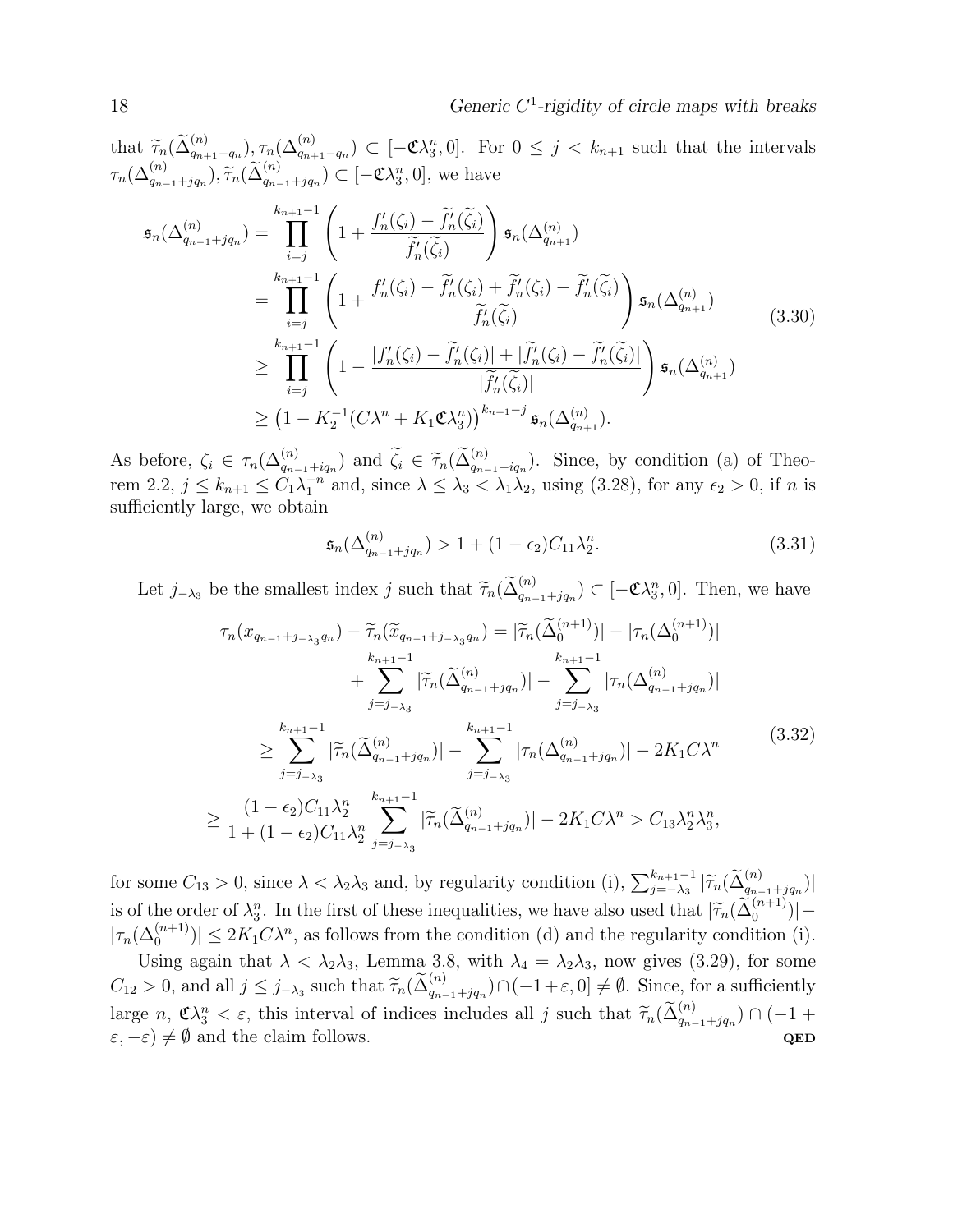that $\widetilde{\tau}_n(\widetilde{\Delta}^{(n)}_{q_{n+1}-q_n}), \tau_n(\Delta^{(n)}_{q_{n+1}-q_n}) \subset [-\mathfrak{C}\lambda_3^n, 0]$. For $0 \leq j < k_{n+1}$ such that the intervals $\tau_n(\Delta^{(n)}_{q_{n-1}+jq_n}), \widetilde{\tau}_n(\widetilde{\Delta}^{(n)}_{q_{n-1}+jq_n}) \subset [-\mathfrak{C}\lambda_3^n, 0]$, we have

$$
\begin{aligned}
\mathfrak{s}_n(\Delta^{(n)}_{q_{n-1}+jq_n}) &= \prod_{i=j}^{k_{n+1}-1} \left(1 + \frac{f_n'(\zeta_i) - \widetilde{f}_n'(\widetilde{\zeta}_i)}{\widetilde{f}_n'(\widetilde{\zeta}_i)}\right) \mathfrak{s}_n(\Delta^{(n)}_{q_{n+1}}) \\
&= \prod_{i=j}^{k_{n+1}-1} \left(1 + \frac{f_n'(\zeta_i) - \widetilde{f}_n'(\zeta_i) + \widetilde{f}_n'(\zeta_i) - \widetilde{f}_n'(\widetilde{\zeta}_i)}{\widetilde{f}_n'(\widetilde{\zeta}_i)}\right) \mathfrak{s}_n(\Delta^{(n)}_{q_{n+1}}) \\
&\geq \prod_{i=j}^{k_{n+1}-1} \left(1 - \frac{|f_n'(\zeta_i) - \widetilde{f}_n'(\zeta_i)| + |\widetilde{f}_n'(\zeta_i) - \widetilde{f}_n'(\widetilde{\zeta}_i)|}{|\widetilde{f}_n'(\widetilde{\zeta}_i)|}\right) \mathfrak{s}_n(\Delta^{(n)}_{q_{n+1}}) \\
&\geq \left(1 - K_2^{-1}(C\lambda^n + K_1\mathfrak{C}\lambda_3^n)\right)^{k_{n+1}-j} \mathfrak{s}_n(\Delta^{(n)}_{q_{n+1}}).
\end{aligned}
\tag{3.30}
$$

As before, $\zeta_i \in \tau_n(\Delta^{(n)}_{q_{n-1}+iq_n})$ and $\widetilde{\zeta}_i \in \widetilde{\tau}_n(\widetilde{\Delta}^{(n)}_{q_{n-1}+iq_n})$. Since, by condition (a) of Theorem 2.2, $j \leq k_{n+1} \leq C_1\lambda_1^{-n}$ and, since $\lambda \leq \lambda_3 < \lambda_1\lambda_2$, using (3.28), for any $\epsilon_2 > 0$, if $n$ is sufficiently large, we obtain

$$
\mathfrak{s}_n(\Delta^{(n)}_{q_{n-1}+jq_n}) > 1 + (1-\epsilon_2)C_{11}\lambda_2^n. \tag{3.31}
$$

Let $j_{-\lambda_3}$ be the smallest index $j$ such that $\widetilde{\tau}_n(\widetilde{\Delta}^{(n)}_{q_{n-1}+jq_n}) \subset [-\mathfrak{C}\lambda_3^n, 0]$. Then, we have

$$
\begin{aligned}
\tau_n(x_{q_{n-1}+j_{-\lambda_3}q_n}) - \widetilde{\tau}_n(\widetilde{x}_{q_{n-1}+j_{-\lambda_3}q_n}) &= |\widetilde{\tau}_n(\widetilde{\Delta}^{(n+1)}_0)| - |\tau_n(\Delta^{(n+1)}_0)| \\
&\quad + \sum_{j=j_{-\lambda_3}}^{k_{n+1}-1} |\widetilde{\tau}_n(\widetilde{\Delta}^{(n)}_{q_{n-1}+jq_n})| - \sum_{j=j_{-\lambda_3}}^{k_{n+1}-1} |\tau_n(\Delta^{(n)}_{q_{n-1}+jq_n})| \\
&\geq \sum_{j=j_{-\lambda_3}}^{k_{n+1}-1} |\widetilde{\tau}_n(\widetilde{\Delta}^{(n)}_{q_{n-1}+jq_n})| - \sum_{j=j_{-\lambda_3}}^{k_{n+1}-1} |\tau_n(\Delta^{(n)}_{q_{n-1}+jq_n})| - 2K_1C\lambda^n \\
&\geq \frac{(1-\epsilon_2)C_{11}\lambda_2^n}{1 + (1-\epsilon_2)C_{11}\lambda_2^n} \sum_{j=j_{-\lambda_3}}^{k_{n+1}-1} |\widetilde{\tau}_n(\widetilde{\Delta}^{(n)}_{q_{n-1}+jq_n})| - 2K_1C\lambda^n > C_{13}\lambda_2^n\lambda_3^n,
\end{aligned}
\tag{3.32}
$$

for some $C_{13} > 0$, since $\lambda < \lambda_2\lambda_3$ and, by regularity condition (i), $\sum_{j=-\lambda_3}^{k_{n+1}-1} |\widetilde{\tau}_n(\widetilde{\Delta}^{(n)}_{q_{n-1}+jq_n})|$ is of the order of $\lambda_3^n$. In the first of these inequalities, we have also used that $|\widetilde{\tau}_n(\widetilde{\Delta}^{(n+1)}_0)| - |\tau_n(\Delta^{(n+1)}_0)| \leq 2K_1C\lambda^n$, as follows from the condition (d) and the regularity condition (i).

Using again that $\lambda < \lambda_2\lambda_3$, Lemma 3.8, with $\lambda_4 = \lambda_2\lambda_3$, now gives (3.29), for some $C_{12} > 0$, and all $j \leq j_{-\lambda_3}$ such that $\widetilde{\tau}_n(\widetilde{\Delta}^{(n)}_{q_{n-1}+jq_n}) \cap (-1+\varepsilon, 0] \neq \emptyset$. Since, for a sufficiently large $n$, $\mathfrak{C}\lambda_3^n < \varepsilon$, this interval of indices includes all $j$ such that $\widetilde{\tau}_n(\widetilde{\Delta}^{(n)}_{q_{n-1}+jq_n}) \cap (-1+\varepsilon, -\varepsilon) \neq \emptyset$ and the claim follows. **QED**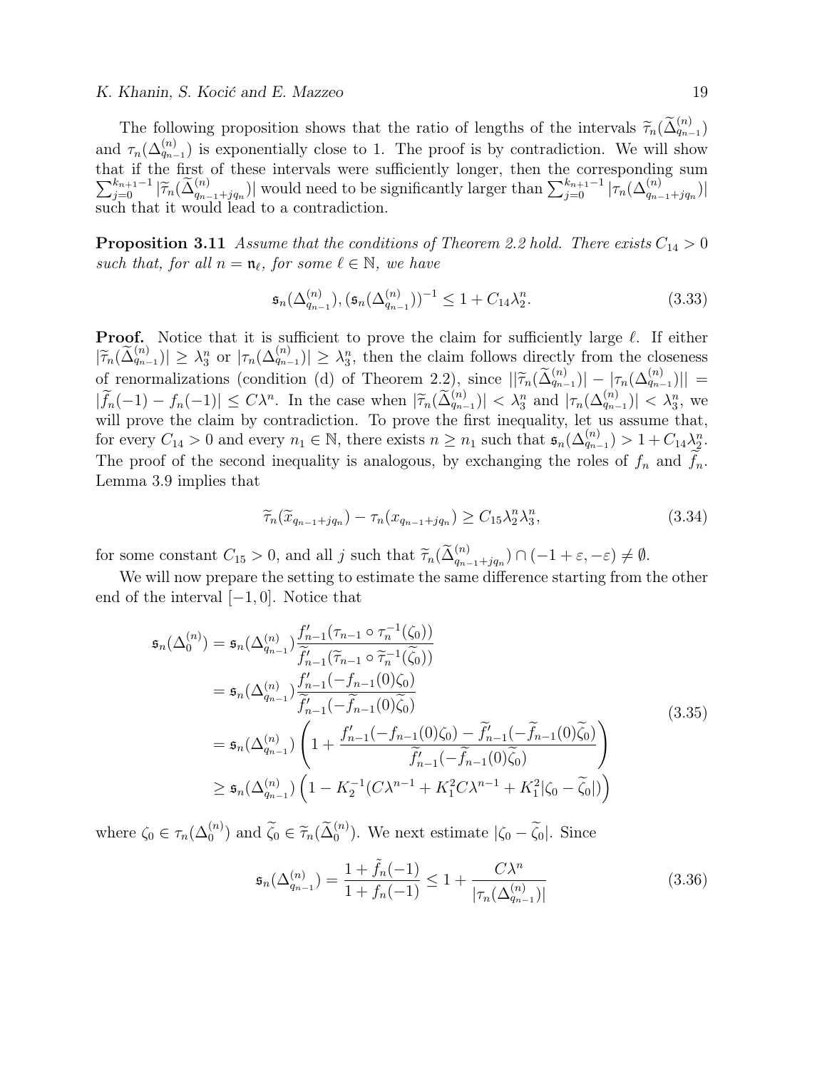The following proposition shows that the ratio of lengths of the intervals $\widetilde{\tau}_n(\widetilde{\Delta}^{(n)}_{q_{n-1}})$ and $\tau_n(\Delta^{(n)}_{q_{n-1}})$ is exponentially close to 1. The proof is by contradiction. We will show that if the first of these intervals were sufficiently longer, then the corresponding sum $\sum_{j=0}^{k_{n+1}-1}|\widetilde{\tau}_n(\widetilde{\Delta}^{(n)}_{q_{n-1}+jq_n})|$ would need to be significantly larger than $\sum_{j=0}^{k_{n+1}-1}|\tau_n(\Delta^{(n)}_{q_{n-1}+jq_n})|$ such that it would lead to a contradiction.

**Proposition 3.11** *Assume that the conditions of Theorem 2.2 hold. There exists $C_{14}>0$ such that, for all $n=\mathfrak{n}_\ell$, for some $\ell\in\mathbb{N}$, we have*

$$\mathfrak{s}_n(\Delta^{(n)}_{q_{n-1}}),(\mathfrak{s}_n(\Delta^{(n)}_{q_{n-1}}))^{-1}\le 1+C_{14}\lambda_2^n. \tag{3.33}$$

**Proof.** Notice that it is sufficient to prove the claim for sufficiently large $\ell$. If either $|\widetilde{\tau}_n(\widetilde{\Delta}^{(n)}_{q_{n-1}})|\ge\lambda_3^n$ or $|\tau_n(\Delta^{(n)}_{q_{n-1}})|\ge\lambda_3^n$, then the claim follows directly from the closeness of renormalizations (condition (d) of Theorem 2.2), since $||\widetilde{\tau}_n(\widetilde{\Delta}^{(n)}_{q_{n-1}})|-|\tau_n(\Delta^{(n)}_{q_{n-1}})||=|\widetilde{f}_n(-1)-f_n(-1)|\le C\lambda^n$. In the case when $|\widetilde{\tau}_n(\widetilde{\Delta}^{(n)}_{q_{n-1}})|<\lambda_3^n$ and $|\tau_n(\Delta^{(n)}_{q_{n-1}})|<\lambda_3^n$, we will prove the claim by contradiction. To prove the first inequality, let us assume that, for every $C_{14}>0$ and every $n_1\in\mathbb{N}$, there exists $n\ge n_1$ such that $\mathfrak{s}_n(\Delta^{(n)}_{q_{n-1}})>1+C_{14}\lambda_2^n$. The proof of the second inequality is analogous, by exchanging the roles of $f_n$ and $\widetilde{f}_n$. Lemma 3.9 implies that

$$\widetilde{\tau}_n(\widetilde{x}_{q_{n-1}+jq_n})-\tau_n(x_{q_{n-1}+jq_n})\ge C_{15}\lambda_2^n\lambda_3^n, \tag{3.34}$$

for some constant $C_{15}>0$, and all $j$ such that $\widetilde{\tau}_n(\widetilde{\Delta}^{(n)}_{q_{n-1}+jq_n})\cap(-1+\varepsilon,-\varepsilon)\neq\emptyset$.

We will now prepare the setting to estimate the same difference starting from the other end of the interval $[-1,0]$. Notice that

$$\begin{aligned}
\mathfrak{s}_n(\Delta^{(n)}_0)&=\mathfrak{s}_n(\Delta^{(n)}_{q_{n-1}})\frac{f'_{n-1}(\tau_{n-1}\circ\tau_n^{-1}(\zeta_0))}{\widetilde{f}'_{n-1}(\widetilde{\tau}_{n-1}\circ\widetilde{\tau}_n^{-1}(\widetilde{\zeta}_0))}\\
&=\mathfrak{s}_n(\Delta^{(n)}_{q_{n-1}})\frac{f'_{n-1}(-f_{n-1}(0)\zeta_0)}{\widetilde{f}'_{n-1}(-\widetilde{f}_{n-1}(0)\widetilde{\zeta}_0)}\\
&=\mathfrak{s}_n(\Delta^{(n)}_{q_{n-1}})\left(1+\frac{f'_{n-1}(-f_{n-1}(0)\zeta_0)-\widetilde{f}'_{n-1}(-\widetilde{f}_{n-1}(0)\widetilde{\zeta}_0)}{\widetilde{f}'_{n-1}(-\widetilde{f}_{n-1}(0)\widetilde{\zeta}_0)}\right)\\
&\ge\mathfrak{s}_n(\Delta^{(n)}_{q_{n-1}})\left(1-K_2^{-1}(C\lambda^{n-1}+K_1^2C\lambda^{n-1}+K_1^2|\zeta_0-\widetilde{\zeta}_0|)\right)
\end{aligned} \tag{3.35}$$

where $\zeta_0\in\tau_n(\Delta^{(n)}_0)$ and $\widetilde{\zeta}_0\in\widetilde{\tau}_n(\widetilde{\Delta}^{(n)}_0)$. We next estimate $|\zeta_0-\widetilde{\zeta}_0|$. Since

$$\mathfrak{s}_n(\Delta^{(n)}_{q_{n-1}})=\frac{1+\tilde{f}_n(-1)}{1+f_n(-1)}\le 1+\frac{C\lambda^n}{|\tau_n(\Delta^{(n)}_{q_{n-1}})|} \tag{3.36}$$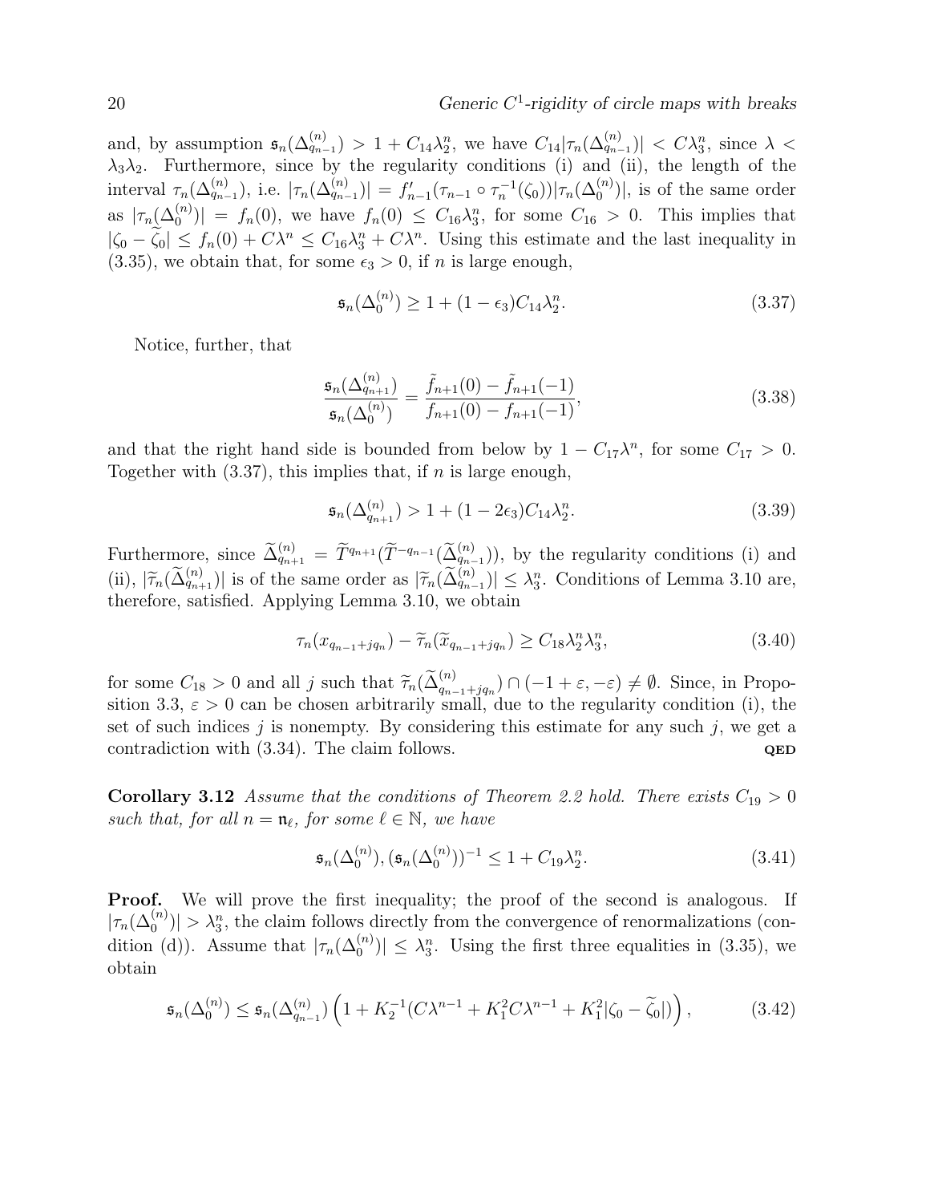and, by assumption $\mathfrak{s}_n(\Delta_{q_{n-1}}^{(n)}) > 1 + C_{14}\lambda_2^n$, we have $C_{14}|\tau_n(\Delta_{q_{n-1}}^{(n)})| < C\lambda_3^n$, since $\lambda < \lambda_3\lambda_2$. Furthermore, since by the regularity conditions (i) and (ii), the length of the interval $\tau_n(\Delta_{q_{n-1}}^{(n)})$, i.e. $|\tau_n(\Delta_{q_{n-1}}^{(n)})| = f'_{n-1}(\tau_{n-1}\circ\tau_n^{-1}(\zeta_0))|\tau_n(\Delta_0^{(n)})|$, is of the same order as $|\tau_n(\Delta_0^{(n)})| = f_n(0)$, we have $f_n(0) \le C_{16}\lambda_3^n$, for some $C_{16} > 0$. This implies that $|\zeta_0 - \widetilde{\zeta}_0| \le f_n(0) + C\lambda^n \le C_{16}\lambda_3^n + C\lambda^n$. Using this estimate and the last inequality in (3.35), we obtain that, for some $\epsilon_3 > 0$, if $n$ is large enough,

$$\mathfrak{s}_n(\Delta_0^{(n)}) \ge 1 + (1-\epsilon_3)C_{14}\lambda_2^n. \tag{3.37}$$

Notice, further, that

$$\frac{\mathfrak{s}_n(\Delta_{q_{n+1}}^{(n)})}{\mathfrak{s}_n(\Delta_0^{(n)})} = \frac{\tilde{f}_{n+1}(0) - \tilde{f}_{n+1}(-1)}{f_{n+1}(0) - f_{n+1}(-1)}, \tag{3.38}$$

and that the right hand side is bounded from below by $1 - C_{17}\lambda^n$, for some $C_{17} > 0$. Together with (3.37), this implies that, if $n$ is large enough,

$$\mathfrak{s}_n(\Delta_{q_{n+1}}^{(n)}) > 1 + (1-2\epsilon_3)C_{14}\lambda_2^n. \tag{3.39}$$

Furthermore, since $\widetilde{\Delta}_{q_{n+1}}^{(n)} = \widetilde{T}^{q_{n+1}}(\widetilde{T}^{-q_{n-1}}(\widetilde{\Delta}_{q_{n-1}}^{(n)}))$, by the regularity conditions (i) and (ii), $|\widetilde{\tau}_n(\widetilde{\Delta}_{q_{n+1}}^{(n)})|$ is of the same order as $|\widetilde{\tau}_n(\widetilde{\Delta}_{q_{n-1}}^{(n)})| \le \lambda_3^n$. Conditions of Lemma 3.10 are, therefore, satisfied. Applying Lemma 3.10, we obtain

$$\tau_n(x_{q_{n-1}+jq_n}) - \widetilde{\tau}_n(\widetilde{x}_{q_{n-1}+jq_n}) \ge C_{18}\lambda_2^n\lambda_3^n, \tag{3.40}$$

for some $C_{18} > 0$ and all $j$ such that $\widetilde{\tau}_n(\widetilde{\Delta}_{q_{n-1}+jq_n}^{(n)}) \cap (-1+\varepsilon, -\varepsilon) \neq \emptyset$. Since, in Proposition 3.3, $\varepsilon > 0$ can be chosen arbitrarily small, due to the regularity condition (i), the set of such indices $j$ is nonempty. By considering this estimate for any such $j$, we get a contradiction with (3.34). The claim follows. **QED**

**Corollary 3.12** *Assume that the conditions of Theorem 2.2 hold. There exists $C_{19} > 0$ such that, for all $n = \mathfrak{n}_\ell$, for some $\ell \in \mathbb{N}$, we have*

$$\mathfrak{s}_n(\Delta_0^{(n)}), (\mathfrak{s}_n(\Delta_0^{(n)}))^{-1} \le 1 + C_{19}\lambda_2^n. \tag{3.41}$$

**Proof.** We will prove the first inequality; the proof of the second is analogous. If $|\tau_n(\Delta_0^{(n)})| > \lambda_3^n$, the claim follows directly from the convergence of renormalizations (condition (d)). Assume that $|\tau_n(\Delta_0^{(n)})| \le \lambda_3^n$. Using the first three equalities in (3.35), we obtain

$$\mathfrak{s}_n(\Delta_0^{(n)}) \le \mathfrak{s}_n(\Delta_{q_{n-1}}^{(n)})\left(1 + K_2^{-1}(C\lambda^{n-1} + K_1^2C\lambda^{n-1} + K_1^2|\zeta_0 - \widetilde{\zeta}_0|)\right), \tag{3.42}$$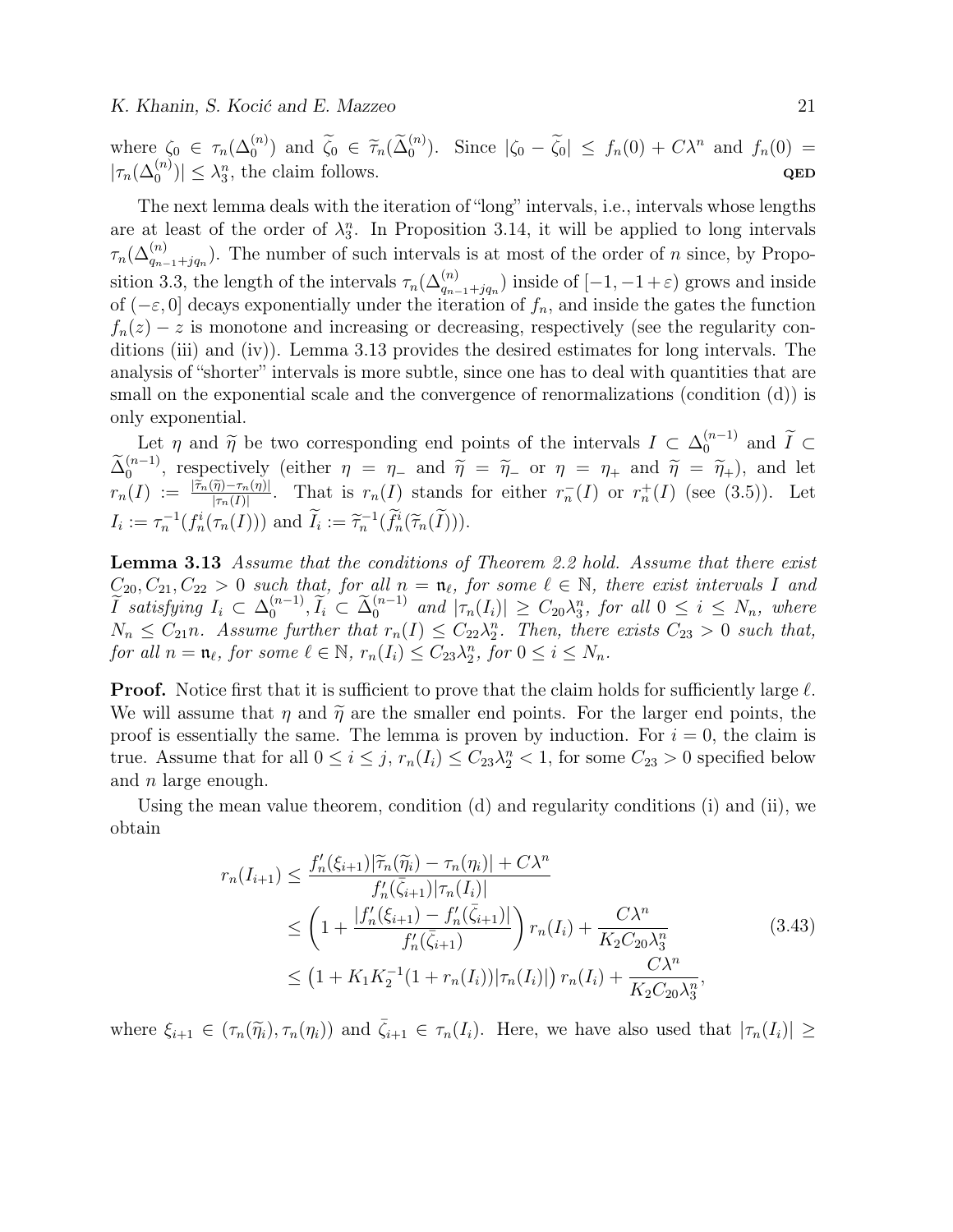where $\zeta_0 \in \tau_n(\Delta_0^{(n)})$ and $\widetilde{\zeta}_0 \in \widetilde{\tau}_n(\widetilde{\Delta}_0^{(n)})$. Since $|\zeta_0 - \widetilde{\zeta}_0| \leq f_n(0) + C\lambda^n$ and $f_n(0) = |\tau_n(\Delta_0^{(n)})| \leq \lambda_3^n$, the claim follows. **QED**

The next lemma deals with the iteration of "long" intervals, i.e., intervals whose lengths are at least of the order of $\lambda_3^n$. In Proposition 3.14, it will be applied to long intervals $\tau_n(\Delta_{q_{n-1}+jq_n}^{(n)})$. The number of such intervals is at most of the order of $n$ since, by Proposition 3.3, the length of the intervals $\tau_n(\Delta_{q_{n-1}+jq_n}^{(n)})$ inside of $[-1,-1+\varepsilon)$ grows and inside of $(-\varepsilon, 0]$ decays exponentially under the iteration of $f_n$, and inside the gates the function $f_n(z) - z$ is monotone and increasing or decreasing, respectively (see the regularity conditions (iii) and (iv)). Lemma 3.13 provides the desired estimates for long intervals. The analysis of "shorter" intervals is more subtle, since one has to deal with quantities that are small on the exponential scale and the convergence of renormalizations (condition (d)) is only exponential.

Let $\eta$ and $\widetilde{\eta}$ be two corresponding end points of the intervals $I \subset \Delta_0^{(n-1)}$ and $\widetilde{I} \subset \widetilde{\Delta}_0^{(n-1)}$, respectively (either $\eta = \eta_-$ and $\widetilde{\eta} = \widetilde{\eta}_-$ or $\eta = \eta_+$ and $\widetilde{\eta} = \widetilde{\eta}_+$), and let $r_n(I) := \frac{|\widetilde{\tau}_n(\widetilde{\eta}) - \tau_n(\eta)|}{|\tau_n(I)|}$. That is $r_n(I)$ stands for either $r_n^-(I)$ or $r_n^+(I)$ (see (3.5)). Let $I_i := \tau_n^{-1}(f_n^i(\tau_n(I)))$ and $\widetilde{I}_i := \widetilde{\tau}_n^{-1}(\widetilde{f}_n^i(\widetilde{\tau}_n(\widetilde{I})))$.

**Lemma 3.13** *Assume that the conditions of Theorem 2.2 hold. Assume that there exist $C_{20}, C_{21}, C_{22} > 0$ such that, for all $n = \mathfrak{n}_\ell$, for some $\ell \in \mathbb{N}$, there exist intervals $I$ and $\widetilde{I}$ satisfying $I_i \subset \Delta_0^{(n-1)}, \widetilde{I}_i \subset \widetilde{\Delta}_0^{(n-1)}$ and $|\tau_n(I_i)| \geq C_{20}\lambda_3^n$, for all $0 \leq i \leq N_n$, where $N_n \leq C_{21}n$. Assume further that $r_n(I) \leq C_{22}\lambda_2^n$. Then, there exists $C_{23} > 0$ such that, for all $n = \mathfrak{n}_\ell$, for some $\ell \in \mathbb{N}$, $r_n(I_i) \leq C_{23}\lambda_2^n$, for $0 \leq i \leq N_n$.*

**Proof.** Notice first that it is sufficient to prove that the claim holds for sufficiently large $\ell$. We will assume that $\eta$ and $\widetilde{\eta}$ are the smaller end points. For the larger end points, the proof is essentially the same. The lemma is proven by induction. For $i = 0$, the claim is true. Assume that for all $0 \leq i \leq j$, $r_n(I_i) \leq C_{23}\lambda_2^n < 1$, for some $C_{23} > 0$ specified below and $n$ large enough.

Using the mean value theorem, condition (d) and regularity conditions (i) and (ii), we obtain

$$
\begin{aligned}
r_n(I_{i+1}) &\leq \frac{f_n'(\xi_{i+1})|\widetilde{\tau}_n(\widetilde{\eta}_i) - \tau_n(\eta_i)| + C\lambda^n}{f_n'(\bar{\zeta}_{i+1})|\tau_n(I_i)|} \\
&\leq \left(1 + \frac{|f_n'(\xi_{i+1}) - f_n'(\bar{\zeta}_{i+1})|}{f_n'(\bar{\zeta}_{i+1})}\right) r_n(I_i) + \frac{C\lambda^n}{K_2 C_{20}\lambda_3^n} \\
&\leq \left(1 + K_1 K_2^{-1}(1 + r_n(I_i))|\tau_n(I_i)|\right) r_n(I_i) + \frac{C\lambda^n}{K_2 C_{20}\lambda_3^n},
\end{aligned}
\tag{3.43}
$$

where $\xi_{i+1} \in (\tau_n(\widetilde{\eta}_i), \tau_n(\eta_i))$ and $\bar{\zeta}_{i+1} \in \tau_n(I_i)$. Here, we have also used that $|\tau_n(I_i)| \geq$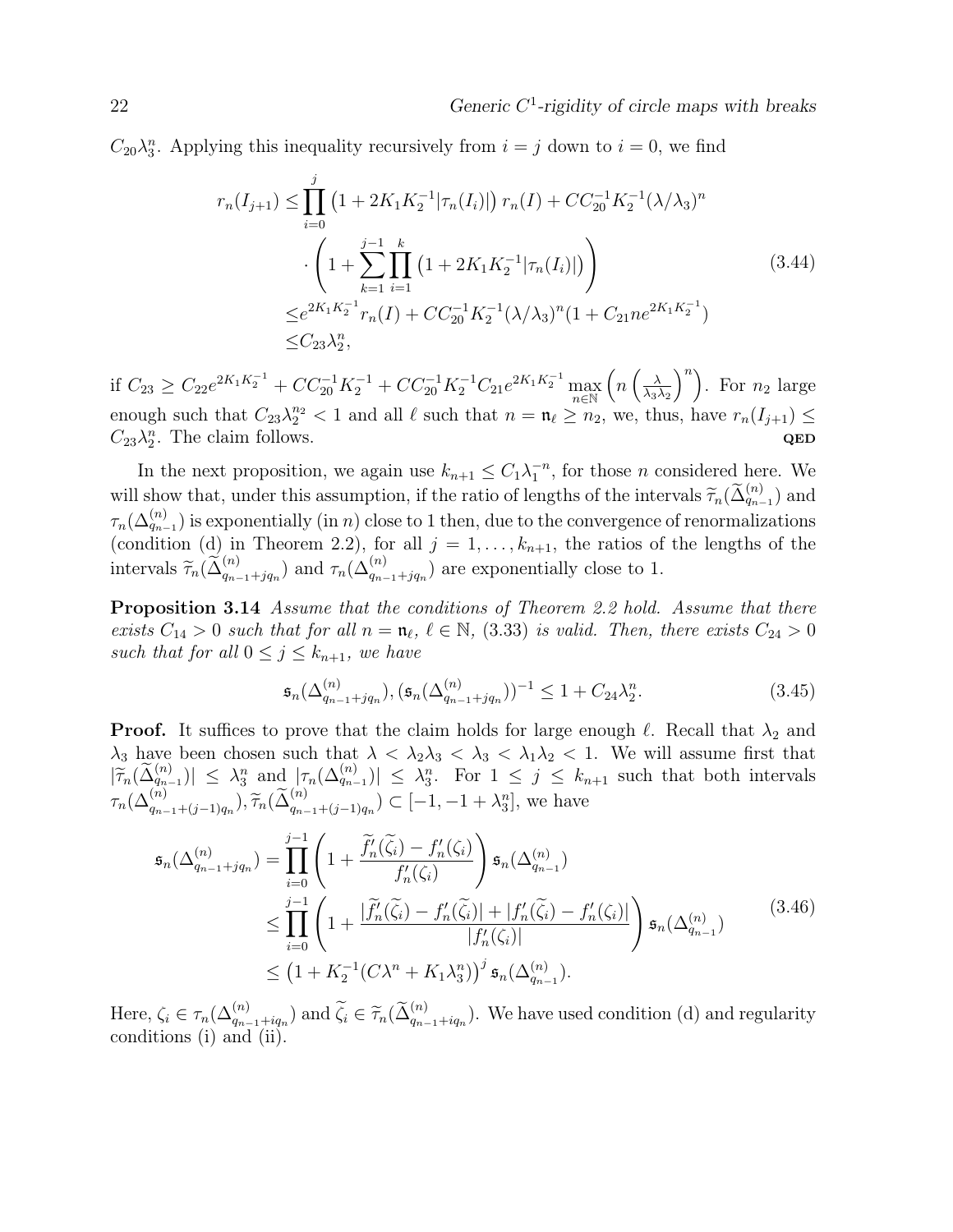$C_{20}\lambda_3^n$. Applying this inequality recursively from $i = j$ down to $i = 0$, we find

$$
\begin{aligned}
r_n(I_{j+1}) \leq & \prod_{i=0}^{j} \left(1 + 2K_1K_2^{-1}|\tau_n(I_i)|\right) r_n(I) + CC_{20}^{-1}K_2^{-1}(\lambda/\lambda_3)^n \\
& \cdot \left(1 + \sum_{k=1}^{j-1}\prod_{i=1}^{k} \left(1 + 2K_1K_2^{-1}|\tau_n(I_i)|\right)\right) \\
\leq & e^{2K_1K_2^{-1}} r_n(I) + CC_{20}^{-1}K_2^{-1}(\lambda/\lambda_3)^n(1 + C_{21}ne^{2K_1K_2^{-1}}) \\
\leq & C_{23}\lambda_2^n,
\end{aligned}
\tag{3.44}
$$

if $C_{23} \geq C_{22}e^{2K_1K_2^{-1}} + CC_{20}^{-1}K_2^{-1} + CC_{20}^{-1}K_2^{-1}C_{21}e^{2K_1K_2^{-1}} \max_{n\in\mathbb{N}} \left(n\left(\frac{\lambda}{\lambda_3\lambda_2}\right)^n\right)$. For $n_2$ large enough such that $C_{23}\lambda_2^{n_2} < 1$ and all $\ell$ such that $n = \mathfrak{n}_\ell \geq n_2$, we, thus, have $r_n(I_{j+1}) \leq C_{23}\lambda_2^n$. The claim follows. **QED**

In the next proposition, we again use $k_{n+1} \leq C_1\lambda_1^{-n}$, for those $n$ considered here. We will show that, under this assumption, if the ratio of lengths of the intervals $\widetilde{\tau}_n(\widetilde{\Delta}_{q_{n-1}}^{(n)})$ and $\tau_n(\Delta_{q_{n-1}}^{(n)})$ is exponentially (in $n$) close to 1 then, due to the convergence of renormalizations (condition (d) in Theorem 2.2), for all $j = 1, \ldots, k_{n+1}$, the ratios of the lengths of the intervals $\widetilde{\tau}_n(\widetilde{\Delta}_{q_{n-1}+jq_n}^{(n)})$ and $\tau_n(\Delta_{q_{n-1}+jq_n}^{(n)})$ are exponentially close to 1.

**Proposition 3.14** *Assume that the conditions of Theorem 2.2 hold. Assume that there exists $C_{14} > 0$ such that for all $n = \mathfrak{n}_\ell$, $\ell \in \mathbb{N}$, (3.33) is valid. Then, there exists $C_{24} > 0$ such that for all $0 \leq j \leq k_{n+1}$, we have*

$$
\mathfrak{s}_n(\Delta_{q_{n-1}+jq_n}^{(n)}), (\mathfrak{s}_n(\Delta_{q_{n-1}+jq_n}^{(n)}))^{-1} \leq 1 + C_{24}\lambda_2^n. \tag{3.45}
$$

**Proof.** It suffices to prove that the claim holds for large enough $\ell$. Recall that $\lambda_2$ and $\lambda_3$ have been chosen such that $\lambda < \lambda_2\lambda_3 < \lambda_3 < \lambda_1\lambda_2 < 1$. We will assume first that $|\widetilde{\tau}_n(\widetilde{\Delta}_{q_{n-1}}^{(n)})| \leq \lambda_3^n$ and $|\tau_n(\Delta_{q_{n-1}}^{(n)})| \leq \lambda_3^n$. For $1 \leq j \leq k_{n+1}$ such that both intervals $\tau_n(\Delta_{q_{n-1}+(j-1)q_n}^{(n)}), \widetilde{\tau}_n(\widetilde{\Delta}_{q_{n-1}+(j-1)q_n}^{(n)}) \subset [-1, -1 + \lambda_3^n]$, we have

$$
\begin{aligned}
\mathfrak{s}_n(\Delta_{q_{n-1}+jq_n}^{(n)}) &= \prod_{i=0}^{j-1}\left(1 + \frac{\widetilde{f}_n'(\widetilde{\zeta}_i) - f_n'(\zeta_i)}{f_n'(\zeta_i)}\right)\mathfrak{s}_n(\Delta_{q_{n-1}}^{(n)}) \\
&\leq \prod_{i=0}^{j-1}\left(1 + \frac{|\widetilde{f}_n'(\widetilde{\zeta}_i) - f_n'(\widetilde{\zeta}_i)| + |f_n'(\widetilde{\zeta}_i) - f_n'(\zeta_i)|}{|f_n'(\zeta_i)|}\right)\mathfrak{s}_n(\Delta_{q_{n-1}}^{(n)}) \\
&\leq \left(1 + K_2^{-1}(C\lambda^n + K_1\lambda_3^n)\right)^j \mathfrak{s}_n(\Delta_{q_{n-1}}^{(n)}).
\end{aligned}
\tag{3.46}
$$

Here, $\zeta_i \in \tau_n(\Delta_{q_{n-1}+iq_n}^{(n)})$ and $\widetilde{\zeta}_i \in \widetilde{\tau}_n(\widetilde{\Delta}_{q_{n-1}+iq_n}^{(n)})$. We have used condition (d) and regularity conditions (i) and (ii).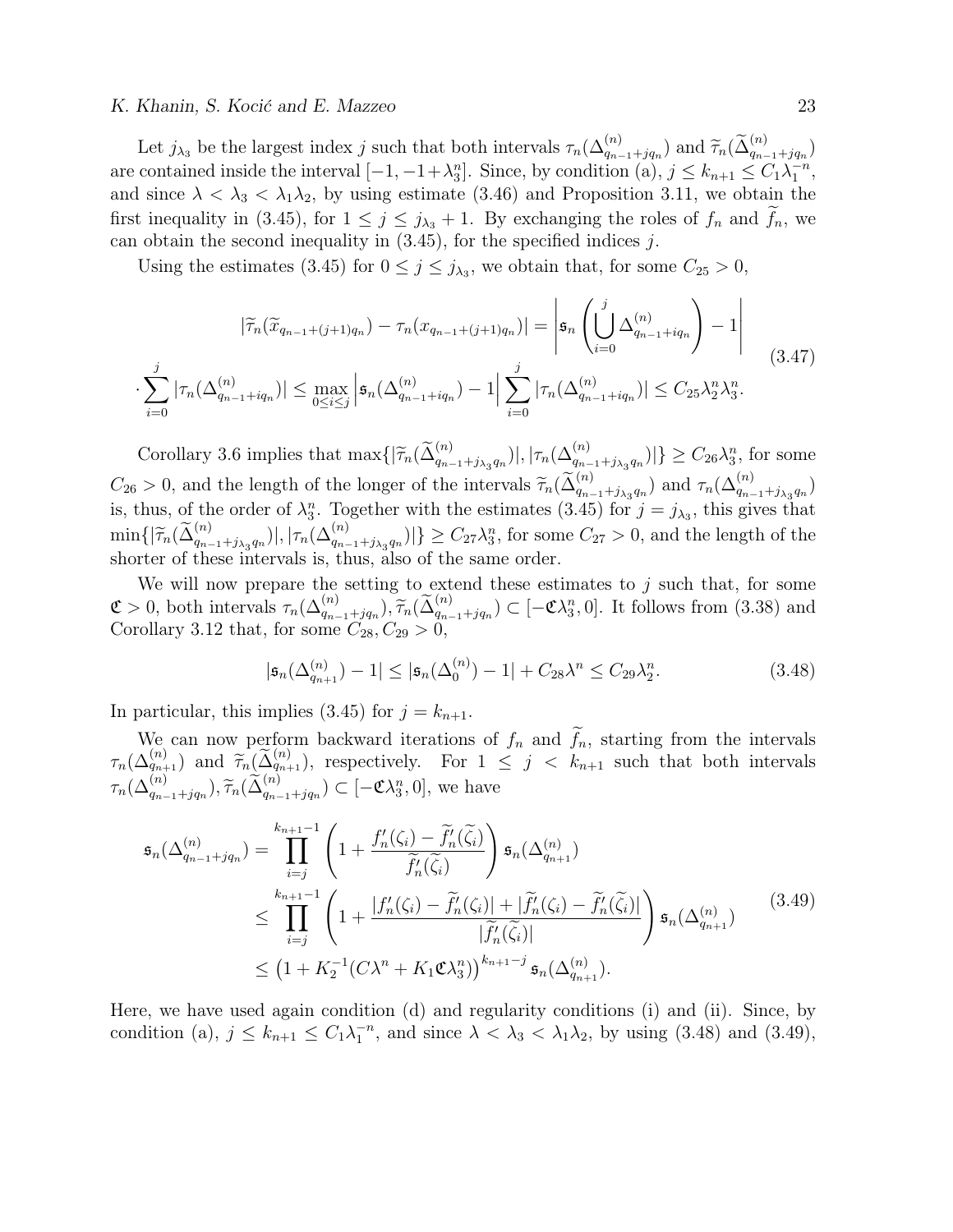Let $j_{\lambda_3}$ be the largest index $j$ such that both intervals $\tau_n(\Delta^{(n)}_{q_{n-1}+jq_n})$ and $\widetilde{\tau}_n(\widetilde{\Delta}^{(n)}_{q_{n-1}+jq_n})$ are contained inside the interval $[-1,-1+\lambda_3^n]$. Since, by condition (a), $j \le k_{n+1} \le C_1\lambda_1^{-n}$, and since $\lambda < \lambda_3 < \lambda_1\lambda_2$, by using estimate (3.46) and Proposition 3.11, we obtain the first inequality in (3.45), for $1 \le j \le j_{\lambda_3}+1$. By exchanging the roles of $f_n$ and $\widetilde{f}_n$, we can obtain the second inequality in (3.45), for the specified indices $j$.

Using the estimates (3.45) for $0 \le j \le j_{\lambda_3}$, we obtain that, for some $C_{25} > 0$,

$$
\begin{aligned}
|\widetilde{\tau}_n(\widetilde{x}_{q_{n-1}+(j+1)q_n}) - \tau_n(x_{q_{n-1}+(j+1)q_n})| &= \left|\mathfrak{s}_n\left(\bigcup_{i=0}^{j}\Delta^{(n)}_{q_{n-1}+iq_n}\right) - 1\right| \\
\cdot \sum_{i=0}^{j}|\tau_n(\Delta^{(n)}_{q_{n-1}+iq_n})| \le \max_{0\le i\le j}\left|\mathfrak{s}_n(\Delta^{(n)}_{q_{n-1}+iq_n}) - 1\right| &\sum_{i=0}^{j}|\tau_n(\Delta^{(n)}_{q_{n-1}+iq_n})| \le C_{25}\lambda_2^n\lambda_3^n.
\end{aligned}
\tag{3.47}
$$

Corollary 3.6 implies that $\max\{|\widetilde{\tau}_n(\widetilde{\Delta}^{(n)}_{q_{n-1}+j_{\lambda_3}q_n})|, |\tau_n(\Delta^{(n)}_{q_{n-1}+j_{\lambda_3}q_n})|\} \ge C_{26}\lambda_3^n$, for some $C_{26} > 0$, and the length of the longer of the intervals $\widetilde{\tau}_n(\widetilde{\Delta}^{(n)}_{q_{n-1}+j_{\lambda_3}q_n})$ and $\tau_n(\Delta^{(n)}_{q_{n-1}+j_{\lambda_3}q_n})$ is, thus, of the order of $\lambda_3^n$. Together with the estimates (3.45) for $j = j_{\lambda_3}$, this gives that $\min\{|\widetilde{\tau}_n(\widetilde{\Delta}^{(n)}_{q_{n-1}+j_{\lambda_3}q_n})|, |\tau_n(\Delta^{(n)}_{q_{n-1}+j_{\lambda_3}q_n})|\} \ge C_{27}\lambda_3^n$, for some $C_{27} > 0$, and the length of the shorter of these intervals is, thus, also of the same order.

We will now prepare the setting to extend these estimates to $j$ such that, for some $\mathfrak{C} > 0$, both intervals $\tau_n(\Delta^{(n)}_{q_{n-1}+jq_n}), \widetilde{\tau}_n(\widetilde{\Delta}^{(n)}_{q_{n-1}+jq_n}) \subset [-\mathfrak{C}\lambda_3^n, 0]$. It follows from (3.38) and Corollary 3.12 that, for some $C_{28}, C_{29} > 0$,

$$
|\mathfrak{s}_n(\Delta^{(n)}_{q_{n+1}}) - 1| \le |\mathfrak{s}_n(\Delta^{(n)}_0) - 1| + C_{28}\lambda^n \le C_{29}\lambda_2^n. \tag{3.48}
$$

In particular, this implies (3.45) for $j = k_{n+1}$.

We can now perform backward iterations of $f_n$ and $\widetilde{f}_n$, starting from the intervals $\tau_n(\Delta^{(n)}_{q_{n+1}})$ and $\widetilde{\tau}_n(\widetilde{\Delta}^{(n)}_{q_{n+1}})$, respectively. For $1 \le j < k_{n+1}$ such that both intervals $\tau_n(\Delta^{(n)}_{q_{n-1}+jq_n}), \widetilde{\tau}_n(\widetilde{\Delta}^{(n)}_{q_{n-1}+jq_n}) \subset [-\mathfrak{C}\lambda_3^n, 0]$, we have

$$
\begin{aligned}
\mathfrak{s}_n(\Delta^{(n)}_{q_{n-1}+jq_n}) &= \prod_{i=j}^{k_{n+1}-1}\left(1 + \frac{f_n'(\zeta_i) - \widetilde{f}_n'(\widetilde{\zeta}_i)}{\widetilde{f}_n'(\widetilde{\zeta}_i)}\right)\mathfrak{s}_n(\Delta^{(n)}_{q_{n+1}}) \\
&\le \prod_{i=j}^{k_{n+1}-1}\left(1 + \frac{|f_n'(\zeta_i) - \widetilde{f}_n'(\zeta_i)| + |\widetilde{f}_n'(\zeta_i) - \widetilde{f}_n'(\widetilde{\zeta}_i)|}{|\widetilde{f}_n'(\widetilde{\zeta}_i)|}\right)\mathfrak{s}_n(\Delta^{(n)}_{q_{n+1}}) \\
&\le \left(1 + K_2^{-1}(C\lambda^n + K_1\mathfrak{C}\lambda_3^n)\right)^{k_{n+1}-j}\mathfrak{s}_n(\Delta^{(n)}_{q_{n+1}}).
\end{aligned}
\tag{3.49}
$$

Here, we have used again condition (d) and regularity conditions (i) and (ii). Since, by condition (a), $j \le k_{n+1} \le C_1\lambda_1^{-n}$, and since $\lambda < \lambda_3 < \lambda_1\lambda_2$, by using (3.48) and (3.49),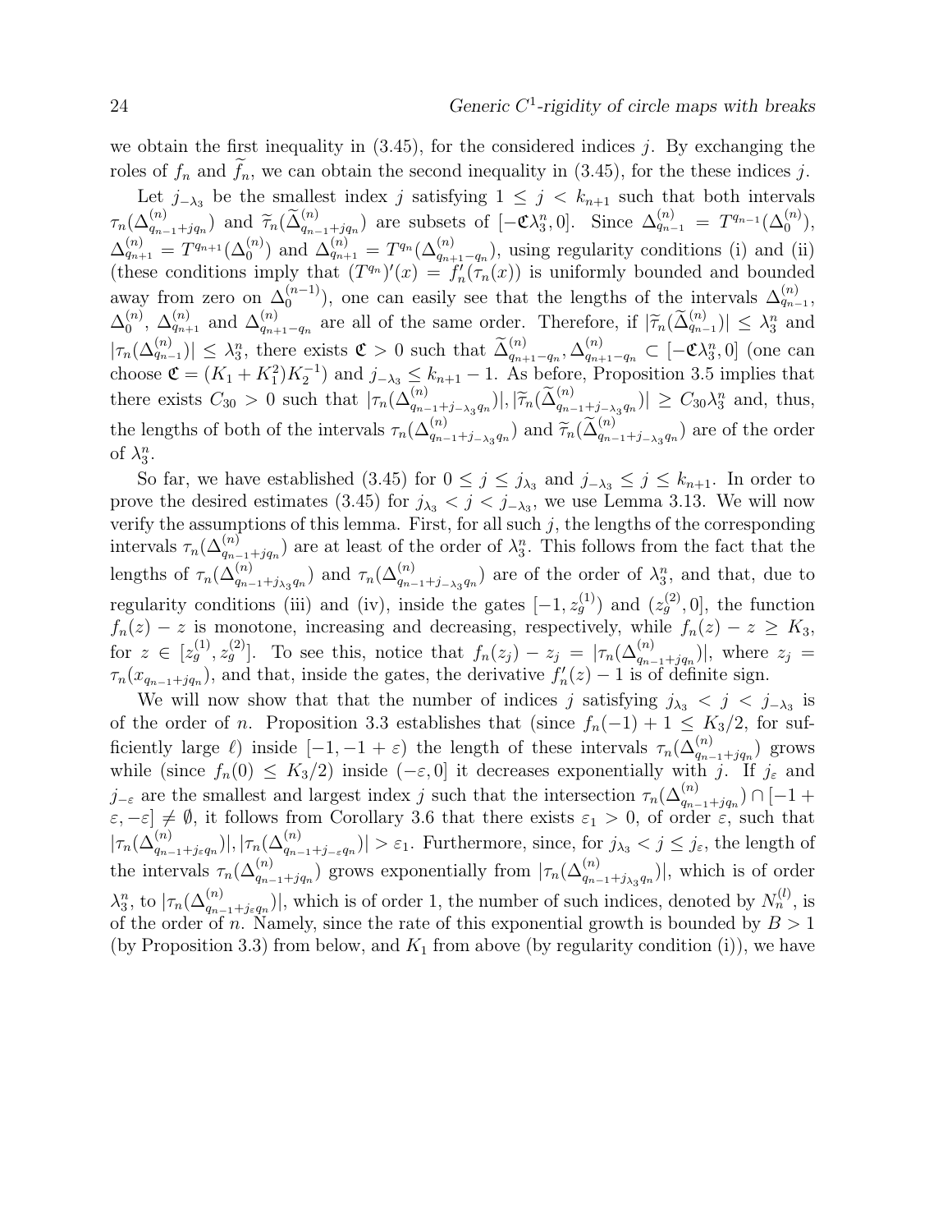we obtain the first inequality in (3.45), for the considered indices $j$. By exchanging the roles of $f_n$ and $\widetilde{f}_n$, we can obtain the second inequality in (3.45), for the these indices $j$.

Let $j_{-\lambda_3}$ be the smallest index $j$ satisfying $1 \leq j < k_{n+1}$ such that both intervals $\tau_n(\Delta^{(n)}_{q_{n-1}+jq_n})$ and $\widetilde{\tau}_n(\widetilde{\Delta}^{(n)}_{q_{n-1}+jq_n})$ are subsets of $[-\mathfrak{C}\lambda_3^n, 0]$. Since $\Delta^{(n)}_{q_{n-1}} = T^{q_{n-1}}(\Delta^{(n)}_0)$, $\Delta^{(n)}_{q_{n+1}} = T^{q_{n+1}}(\Delta^{(n)}_0)$ and $\Delta^{(n)}_{q_{n+1}} = T^{q_n}(\Delta^{(n)}_{q_{n+1}-q_n})$, using regularity conditions (i) and (ii) (these conditions imply that $(T^{q_n})'(x) = f_n'(\tau_n(x))$ is uniformly bounded and bounded away from zero on $\Delta^{(n-1)}_0$), one can easily see that the lengths of the intervals $\Delta^{(n)}_{q_{n-1}}$, $\Delta^{(n)}_0$, $\Delta^{(n)}_{q_{n+1}}$ and $\Delta^{(n)}_{q_{n+1}-q_n}$ are all of the same order. Therefore, if $|\widetilde{\tau}_n(\widetilde{\Delta}^{(n)}_{q_{n-1}})| \leq \lambda_3^n$ and $|\tau_n(\Delta^{(n)}_{q_{n-1}})| \leq \lambda_3^n$, there exists $\mathfrak{C} > 0$ such that $\widetilde{\Delta}^{(n)}_{q_{n+1}-q_n}, \Delta^{(n)}_{q_{n+1}-q_n} \subset [-\mathfrak{C}\lambda_3^n, 0]$ (one can choose $\mathfrak{C} = (K_1 + K_1^2)K_2^{-1}$) and $j_{-\lambda_3} \leq k_{n+1} - 1$. As before, Proposition 3.5 implies that there exists $C_{30} > 0$ such that $|\tau_n(\Delta^{(n)}_{q_{n-1}+j_{-\lambda_3}q_n})|, |\widetilde{\tau}_n(\widetilde{\Delta}^{(n)}_{q_{n-1}+j_{-\lambda_3}q_n})| \geq C_{30}\lambda_3^n$ and, thus, the lengths of both of the intervals $\tau_n(\Delta^{(n)}_{q_{n-1}+j_{-\lambda_3}q_n})$ and $\widetilde{\tau}_n(\widetilde{\Delta}^{(n)}_{q_{n-1}+j_{-\lambda_3}q_n})$ are of the order of $\lambda_3^n$.

So far, we have established (3.45) for $0 \leq j \leq j_{\lambda_3}$ and $j_{-\lambda_3} \leq j \leq k_{n+1}$. In order to prove the desired estimates (3.45) for $j_{\lambda_3} < j < j_{-\lambda_3}$, we use Lemma 3.13. We will now verify the assumptions of this lemma. First, for all such $j$, the lengths of the corresponding intervals $\tau_n(\Delta^{(n)}_{q_{n-1}+jq_n})$ are at least of the order of $\lambda_3^n$. This follows from the fact that the lengths of $\tau_n(\Delta^{(n)}_{q_{n-1}+j_{\lambda_3}q_n})$ and $\tau_n(\Delta^{(n)}_{q_{n-1}+j_{-\lambda_3}q_n})$ are of the order of $\lambda_3^n$, and that, due to regularity conditions (iii) and (iv), inside the gates $[-1, z_g^{(1)})$ and $(z_g^{(2)}, 0]$, the function $f_n(z) - z$ is monotone, increasing and decreasing, respectively, while $f_n(z) - z \geq K_3$, for $z \in [z_g^{(1)}, z_g^{(2)}]$. To see this, notice that $f_n(z_j) - z_j = |\tau_n(\Delta^{(n)}_{q_{n-1}+jq_n})|$, where $z_j = \tau_n(x_{q_{n-1}+jq_n})$, and that, inside the gates, the derivative $f_n'(z) - 1$ is of definite sign.

We will now show that that the number of indices $j$ satisfying $j_{\lambda_3} < j < j_{-\lambda_3}$ is of the order of $n$. Proposition 3.3 establishes that (since $f_n(-1) + 1 \leq K_3/2$, for sufficiently large $\ell$) inside $[-1, -1+\varepsilon)$ the length of these intervals $\tau_n(\Delta^{(n)}_{q_{n-1}+jq_n})$ grows while (since $f_n(0) \leq K_3/2$) inside $(-\varepsilon, 0]$ it decreases exponentially with $j$. If $j_\varepsilon$ and $j_{-\varepsilon}$ are the smallest and largest index $j$ such that the intersection $\tau_n(\Delta^{(n)}_{q_{n-1}+jq_n}) \cap [-1+\varepsilon, -\varepsilon] \neq \emptyset$, it follows from Corollary 3.6 that there exists $\varepsilon_1 > 0$, of order $\varepsilon$, such that $|\tau_n(\Delta^{(n)}_{q_{n-1}+j_\varepsilon q_n})|, |\tau_n(\Delta^{(n)}_{q_{n-1}+j_{-\varepsilon}q_n})| > \varepsilon_1$. Furthermore, since, for $j_{\lambda_3} < j \leq j_\varepsilon$, the length of the intervals $\tau_n(\Delta^{(n)}_{q_{n-1}+jq_n})$ grows exponentially from $|\tau_n(\Delta^{(n)}_{q_{n-1}+j_{\lambda_3}q_n})|$, which is of order $\lambda_3^n$, to $|\tau_n(\Delta^{(n)}_{q_{n-1}+j_\varepsilon q_n})|$, which is of order 1, the number of such indices, denoted by $N_n^{(l)}$, is of the order of $n$. Namely, since the rate of this exponential growth is bounded by $B > 1$ (by Proposition 3.3) from below, and $K_1$ from above (by regularity condition (i)), we have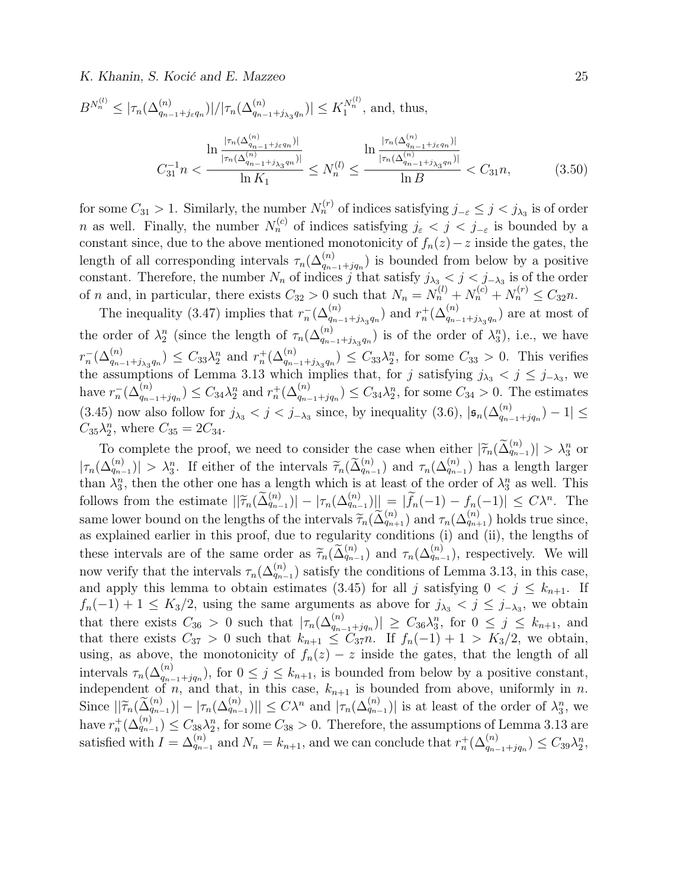$B^{N_n^{(l)}} \leq |\tau_n(\Delta^{(n)}_{q_{n-1}+j_\varepsilon q_n})|/|\tau_n(\Delta^{(n)}_{q_{n-1}+j_{\lambda_3} q_n})| \leq K_1^{N_n^{(l)}}$, and, thus,

$$C_{31}^{-1} n < \frac{\ln \frac{|\tau_n(\Delta^{(n)}_{q_{n-1}+j_\varepsilon q_n})|}{|\tau_n(\Delta^{(n)}_{q_{n-1}+j_{\lambda_3} q_n})|}}{\ln K_1} \leq N_n^{(l)} \leq \frac{\ln \frac{|\tau_n(\Delta^{(n)}_{q_{n-1}+j_\varepsilon q_n})|}{|\tau_n(\Delta^{(n)}_{q_{n-1}+j_{\lambda_3} q_n})|}}{\ln B} < C_{31} n, \tag{3.50}$$

for some $C_{31} > 1$. Similarly, the number $N_n^{(r)}$ of indices satisfying $j_{-\varepsilon} \leq j < j_{\lambda_3}$ is of order $n$ as well. Finally, the number $N_n^{(c)}$ of indices satisfying $j_\varepsilon < j < j_{-\varepsilon}$ is bounded by a constant since, due to the above mentioned monotonicity of $f_n(z) - z$ inside the gates, the length of all corresponding intervals $\tau_n(\Delta^{(n)}_{q_{n-1}+jq_n})$ is bounded from below by a positive constant. Therefore, the number $N_n$ of indices $j$ that satisfy $j_{\lambda_3} < j < j_{-\lambda_3}$ is of the order of $n$ and, in particular, there exists $C_{32} > 0$ such that $N_n = N_n^{(l)} + N_n^{(c)} + N_n^{(r)} \leq C_{32} n$.

The inequality (3.47) implies that $r_n^-(\Delta^{(n)}_{q_{n-1}+j_{\lambda_3} q_n})$ and $r_n^+(\Delta^{(n)}_{q_{n-1}+j_{\lambda_3} q_n})$ are at most of the order of $\lambda_2^n$ (since the length of $\tau_n(\Delta^{(n)}_{q_{n-1}+j_{\lambda_3} q_n})$ is of the order of $\lambda_3^n$), i.e., we have $r_n^-(\Delta^{(n)}_{q_{n-1}+j_{\lambda_3} q_n}) \leq C_{33}\lambda_2^n$ and $r_n^+(\Delta^{(n)}_{q_{n-1}+j_{\lambda_3} q_n}) \leq C_{33}\lambda_2^n$, for some $C_{33} > 0$. This verifies the assumptions of Lemma 3.13 which implies that, for $j$ satisfying $j_{\lambda_3} < j \leq j_{-\lambda_3}$, we have $r_n^-(\Delta^{(n)}_{q_{n-1}+jq_n}) \leq C_{34}\lambda_2^n$ and $r_n^+(\Delta^{(n)}_{q_{n-1}+jq_n}) \leq C_{34}\lambda_2^n$, for some $C_{34} > 0$. The estimates (3.45) now also follow for $j_{\lambda_3} < j < j_{-\lambda_3}$ since, by inequality (3.6), $|\mathfrak{s}_n(\Delta^{(n)}_{q_{n-1}+jq_n}) - 1| \leq C_{35}\lambda_2^n$, where $C_{35} = 2C_{34}$.

To complete the proof, we need to consider the case when either $|\widetilde{\tau}_n(\widetilde{\Delta}^{(n)}_{q_{n-1}})| > \lambda_3^n$ or $|\tau_n(\Delta^{(n)}_{q_{n-1}})| > \lambda_3^n$. If either of the intervals $\widetilde{\tau}_n(\widetilde{\Delta}^{(n)}_{q_{n-1}})$ and $\tau_n(\Delta^{(n)}_{q_{n-1}})$ has a length larger than $\lambda_3^n$, then the other one has a length which is at least of the order of $\lambda_3^n$ as well. This follows from the estimate $||\widetilde{\tau}_n(\widetilde{\Delta}^{(n)}_{q_{n-1}})| - |\tau_n(\Delta^{(n)}_{q_{n-1}})|| = |\widetilde{f}_n(-1) - f_n(-1)| \leq C\lambda^n$. The same lower bound on the lengths of the intervals $\widetilde{\tau}_n(\widetilde{\Delta}^{(n)}_{q_{n+1}})$ and $\tau_n(\Delta^{(n)}_{q_{n+1}})$ holds true since, as explained earlier in this proof, due to regularity conditions (i) and (ii), the lengths of these intervals are of the same order as $\widetilde{\tau}_n(\widetilde{\Delta}^{(n)}_{q_{n-1}})$ and $\tau_n(\Delta^{(n)}_{q_{n-1}})$, respectively. We will now verify that the intervals $\tau_n(\Delta^{(n)}_{q_{n-1}})$ satisfy the conditions of Lemma 3.13, in this case, and apply this lemma to obtain estimates (3.45) for all $j$ satisfying $0 < j \leq k_{n+1}$. If $f_n(-1) + 1 \leq K_3/2$, using the same arguments as above for $j_{\lambda_3} < j \leq j_{-\lambda_3}$, we obtain that there exists $C_{36} > 0$ such that $|\tau_n(\Delta^{(n)}_{q_{n-1}+jq_n})| \geq C_{36}\lambda_3^n$, for $0 \leq j \leq k_{n+1}$, and that there exists $C_{37} > 0$ such that $k_{n+1} \leq C_{37} n$. If $f_n(-1) + 1 > K_3/2$, we obtain, using, as above, the monotonicity of $f_n(z) - z$ inside the gates, that the length of all intervals $\tau_n(\Delta^{(n)}_{q_{n-1}+jq_n})$, for $0 \leq j \leq k_{n+1}$, is bounded from below by a positive constant, independent of $n$, and that, in this case, $k_{n+1}$ is bounded from above, uniformly in $n$. Since $||\widetilde{\tau}_n(\widetilde{\Delta}^{(n)}_{q_{n-1}})| - |\tau_n(\Delta^{(n)}_{q_{n-1}})|| \leq C\lambda^n$ and $|\tau_n(\Delta^{(n)}_{q_{n-1}})|$ is at least of the order of $\lambda_3^n$, we have $r_n^+(\Delta^{(n)}_{q_{n-1}}) \leq C_{38}\lambda_2^n$, for some $C_{38} > 0$. Therefore, the assumptions of Lemma 3.13 are satisfied with $I = \Delta^{(n)}_{q_{n-1}}$ and $N_n = k_{n+1}$, and we can conclude that $r_n^+(\Delta^{(n)}_{q_{n-1}+jq_n}) \leq C_{39}\lambda_2^n$,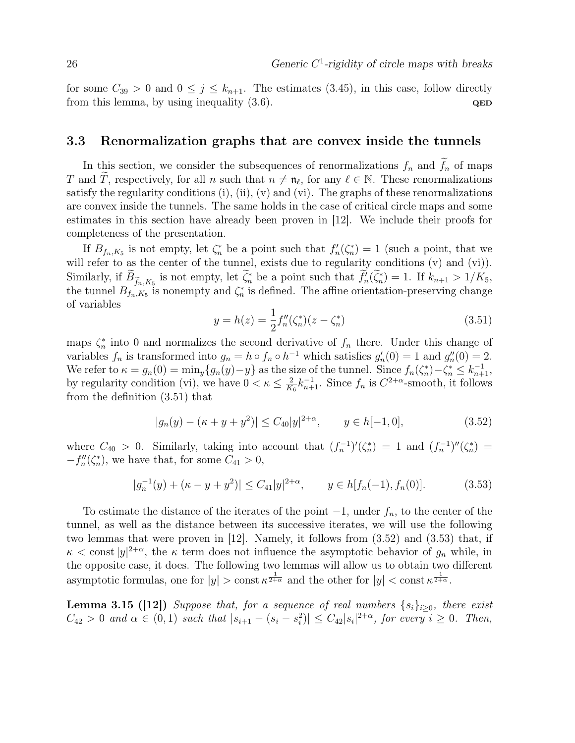for some $C_{39} > 0$ and $0 \leq j \leq k_{n+1}$. The estimates (3.45), in this case, follow directly from this lemma, by using inequality (3.6). **QED**

## 3.3 Renormalization graphs that are convex inside the tunnels

In this section, we consider the subsequences of renormalizations $f_n$ and $\widetilde{f}_n$ of maps $T$ and $\widetilde{T}$, respectively, for all $n$ such that $n \neq \mathfrak{n}_\ell$, for any $\ell \in \mathbb{N}$. These renormalizations satisfy the regularity conditions (i), (ii), (v) and (vi). The graphs of these renormalizations are convex inside the tunnels. The same holds in the case of critical circle maps and some estimates in this section have already been proven in [12]. We include their proofs for completeness of the presentation.

If $B_{f_n,K_5}$ is not empty, let $\zeta_n^*$ be a point such that $f_n'(\zeta_n^*) = 1$ (such a point, that we will refer to as the center of the tunnel, exists due to regularity conditions (v) and (vi)). Similarly, if $\widetilde{B}_{\widetilde{f}_n,K_5}$ is not empty, let $\widetilde{\zeta}_n^*$ be a point such that $\widetilde{f}_n'(\widetilde{\zeta}_n^*) = 1$. If $k_{n+1} > 1/K_5$, the tunnel $B_{f_n,K_5}$ is nonempty and $\zeta_n^*$ is defined. The affine orientation-preserving change of variables

$$y = h(z) = \frac{1}{2} f_n''(\zeta_n^*)(z - \zeta_n^*) \tag{3.51}$$

maps $\zeta_n^*$ into 0 and normalizes the second derivative of $f_n$ there. Under this change of variables $f_n$ is transformed into $g_n = h \circ f_n \circ h^{-1}$ which satisfies $g_n'(0) = 1$ and $g_n''(0) = 2$. We refer to $\kappa = g_n(0) = \min_y\{g_n(y) - y\}$ as the size of the tunnel. Since $f_n(\zeta_n^*) - \zeta_n^* \leq k_{n+1}^{-1}$, by regularity condition (vi), we have $0 < \kappa \leq \frac{2}{K_6} k_{n+1}^{-1}$. Since $f_n$ is $C^{2+\alpha}$-smooth, it follows from the definition (3.51) that

$$|g_n(y) - (\kappa + y + y^2)| \leq C_{40}|y|^{2+\alpha}, \qquad y \in h[-1, 0], \tag{3.52}$$

where $C_{40} > 0$. Similarly, taking into account that $(f_n^{-1})'(\zeta_n^*) = 1$ and $(f_n^{-1})''(\zeta_n^*) = -f_n''(\zeta_n^*)$, we have that, for some $C_{41} > 0$,

$$|g_n^{-1}(y) + (\kappa - y + y^2)| \leq C_{41}|y|^{2+\alpha}, \qquad y \in h[f_n(-1), f_n(0)]. \tag{3.53}$$

To estimate the distance of the iterates of the point $-1$, under $f_n$, to the center of the tunnel, as well as the distance between its successive iterates, we will use the following two lemmas that were proven in [12]. Namely, it follows from (3.52) and (3.53) that, if $\kappa < \text{const}\,|y|^{2+\alpha}$, the $\kappa$ term does not influence the asymptotic behavior of $g_n$ while, in the opposite case, it does. The following two lemmas will allow us to obtain two different asymptotic formulas, one for $|y| > \text{const}\,\kappa^{\frac{1}{2+\alpha}}$ and the other for $|y| < \text{const}\,\kappa^{\frac{1}{2+\alpha}}$.

**Lemma 3.15 ([12])** *Suppose that, for a sequence of real numbers $\{s_i\}_{i \geq 0}$, there exist $C_{42} > 0$ and $\alpha \in (0, 1)$ such that $|s_{i+1} - (s_i - s_i^2)| \leq C_{42}|s_i|^{2+\alpha}$, for every $i \geq 0$. Then,*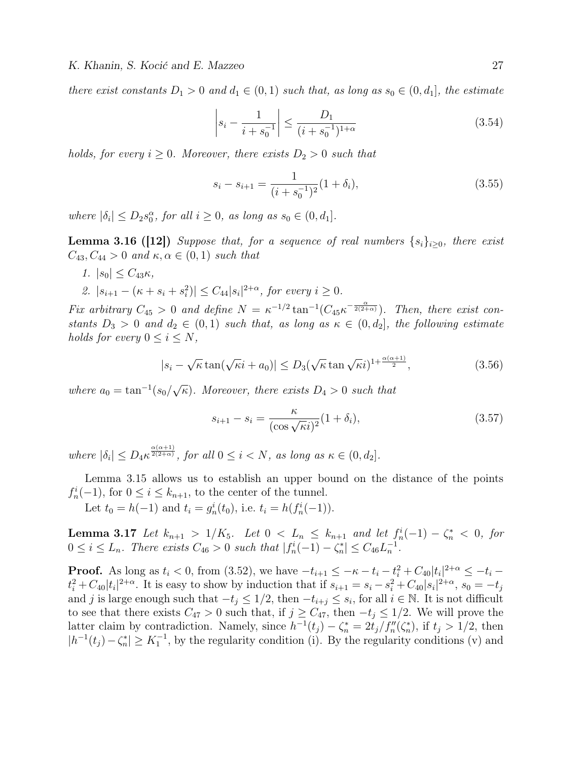*there exist constants $D_1 > 0$ and $d_1 \in (0,1)$ such that, as long as $s_0 \in (0, d_1]$, the estimate*

$$\left| s_i - \frac{1}{i + s_0^{-1}} \right| \leq \frac{D_1}{(i + s_0^{-1})^{1+\alpha}} \tag{3.54}$$

*holds, for every $i \geq 0$. Moreover, there exists $D_2 > 0$ such that*

$$s_i - s_{i+1} = \frac{1}{(i + s_0^{-1})^2}(1 + \delta_i), \tag{3.55}$$

*where $|\delta_i| \leq D_2 s_0^{\alpha}$, for all $i \geq 0$, as long as $s_0 \in (0, d_1]$.*

**Lemma 3.16 ([12])** *Suppose that, for a sequence of real numbers $\{s_i\}_{i \geq 0}$, there exist $C_{43}, C_{44} > 0$ and $\kappa, \alpha \in (0,1)$ such that*

1. *$|s_0| \leq C_{43}\kappa$,*
2. *$|s_{i+1} - (\kappa + s_i + s_i^2)| \leq C_{44}|s_i|^{2+\alpha}$, for every $i \geq 0$.*

*Fix arbitrary $C_{45} > 0$ and define $N = \kappa^{-1/2} \tan^{-1}(C_{45}\kappa^{-\frac{\alpha}{2(2+\alpha)}})$. Then, there exist constants $D_3 > 0$ and $d_2 \in (0,1)$ such that, as long as $\kappa \in (0, d_2]$, the following estimate holds for every $0 \leq i \leq N$,*

$$|s_i - \sqrt{\kappa} \tan(\sqrt{\kappa} i + a_0)| \leq D_3(\sqrt{\kappa} \tan \sqrt{\kappa} i)^{1 + \frac{\alpha(\alpha+1)}{2}}, \tag{3.56}$$

*where $a_0 = \tan^{-1}(s_0/\sqrt{\kappa})$. Moreover, there exists $D_4 > 0$ such that*

$$s_{i+1} - s_i = \frac{\kappa}{(\cos \sqrt{\kappa} i)^2}(1 + \delta_i), \tag{3.57}$$

*where $|\delta_i| \leq D_4 \kappa^{\frac{\alpha(\alpha+1)}{2(2+\alpha)}}$, for all $0 \leq i < N$, as long as $\kappa \in (0, d_2]$.*

Lemma 3.15 allows us to establish an upper bound on the distance of the points $f_n^i(-1)$, for $0 \leq i \leq k_{n+1}$, to the center of the tunnel.

Let $t_0 = h(-1)$ and $t_i = g_n^i(t_0)$, i.e. $t_i = h(f_n^i(-1))$.

**Lemma 3.17** *Let $k_{n+1} > 1/K_5$. Let $0 < L_n \leq k_{n+1}$ and let $f_n^i(-1) - \zeta_n^* < 0$, for $0 \leq i \leq L_n$. There exists $C_{46} > 0$ such that $|f_n^i(-1) - \zeta_n^*| \leq C_{46} L_n^{-1}$.*

**Proof.** As long as $t_i < 0$, from (3.52), we have $-t_{i+1} \leq -\kappa - t_i - t_i^2 + C_{40}|t_i|^{2+\alpha} \leq -t_i - t_i^2 + C_{40}|t_i|^{2+\alpha}$. It is easy to show by induction that if $s_{i+1} = s_i - s_i^2 + C_{40}|s_i|^{2+\alpha}$, $s_0 = -t_j$ and $j$ is large enough such that $-t_j \leq 1/2$, then $-t_{i+j} \leq s_i$, for all $i \in \mathbb{N}$. It is not difficult to see that there exists $C_{47} > 0$ such that, if $j \geq C_{47}$, then $-t_j \leq 1/2$. We will prove the latter claim by contradiction. Namely, since $h^{-1}(t_j) - \zeta_n^* = 2t_j/f_n''(\zeta_n^*)$, if $t_j > 1/2$, then $|h^{-1}(t_j) - \zeta_n^*| \geq K_1^{-1}$, by the regularity condition (i). By the regularity conditions (v) and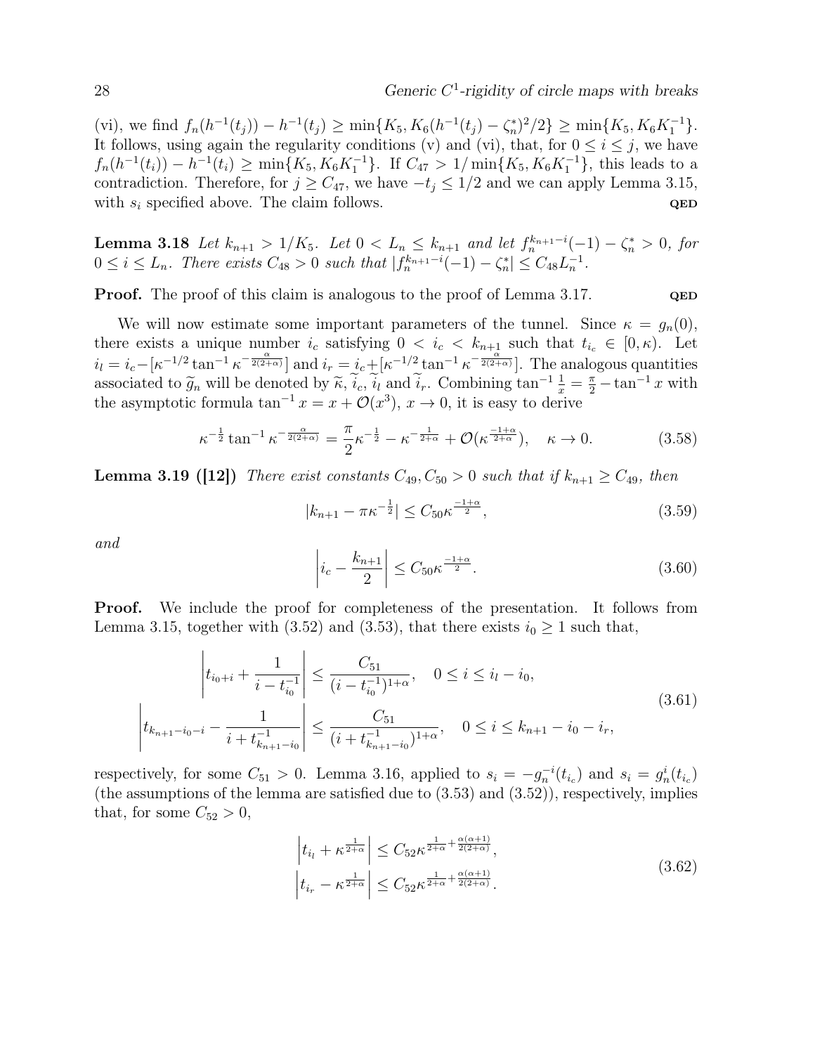(vi), we find $f_n(h^{-1}(t_j)) - h^{-1}(t_j) \geq \min\{K_5, K_6(h^{-1}(t_j) - \zeta_n^*)^2/2\} \geq \min\{K_5, K_6 K_1^{-1}\}$. It follows, using again the regularity conditions (v) and (vi), that, for $0 \leq i \leq j$, we have $f_n(h^{-1}(t_i)) - h^{-1}(t_i) \geq \min\{K_5, K_6 K_1^{-1}\}$. If $C_{47} > 1/\min\{K_5, K_6 K_1^{-1}\}$, this leads to a contradiction. Therefore, for $j \geq C_{47}$, we have $-t_j \leq 1/2$ and we can apply Lemma 3.15, with $s_i$ specified above. The claim follows. **QED**

**Lemma 3.18** *Let $k_{n+1} > 1/K_5$. Let $0 < L_n \leq k_{n+1}$ and let $f_n^{k_{n+1}-i}(-1) - \zeta_n^* > 0$, for $0 \leq i \leq L_n$. There exists $C_{48} > 0$ such that $|f_n^{k_{n+1}-i}(-1) - \zeta_n^*| \leq C_{48} L_n^{-1}$.*

**Proof.** The proof of this claim is analogous to the proof of Lemma 3.17. **QED**

We will now estimate some important parameters of the tunnel. Since $\kappa = g_n(0)$, there exists a unique number $i_c$ satisfying $0 < i_c < k_{n+1}$ such that $t_{i_c} \in [0, \kappa)$. Let $i_l = i_c - [\kappa^{-1/2} \tan^{-1} \kappa^{-\frac{\alpha}{2(2+\alpha)}}]$ and $i_r = i_c + [\kappa^{-1/2} \tan^{-1} \kappa^{-\frac{\alpha}{2(2+\alpha)}}]$. The analogous quantities associated to $\widetilde{g}_n$ will be denoted by $\widetilde{\kappa}$, $\widetilde{i}_c$, $\widetilde{i}_l$ and $\widetilde{i}_r$. Combining $\tan^{-1}\frac{1}{x} = \frac{\pi}{2} - \tan^{-1} x$ with the asymptotic formula $\tan^{-1} x = x + \mathcal{O}(x^3)$, $x \to 0$, it is easy to derive

$$\kappa^{-\frac{1}{2}} \tan^{-1} \kappa^{-\frac{\alpha}{2(2+\alpha)}} = \frac{\pi}{2}\kappa^{-\frac{1}{2}} - \kappa^{-\frac{1}{2+\alpha}} + \mathcal{O}(\kappa^{\frac{-1+\alpha}{2+\alpha}}), \quad \kappa \to 0. \tag{3.58}$$

**Lemma 3.19 ([12])** *There exist constants $C_{49}, C_{50} > 0$ such that if $k_{n+1} \geq C_{49}$, then*

$$|k_{n+1} - \pi\kappa^{-\frac{1}{2}}| \leq C_{50}\kappa^{\frac{-1+\alpha}{2}}, \tag{3.59}$$

*and*

$$\left| i_c - \frac{k_{n+1}}{2} \right| \leq C_{50}\kappa^{\frac{-1+\alpha}{2}}. \tag{3.60}$$

**Proof.** We include the proof for completeness of the presentation. It follows from Lemma 3.15, together with (3.52) and (3.53), that there exists $i_0 \geq 1$ such that,

$$\begin{aligned} \left| t_{i_0+i} + \frac{1}{i - t_{i_0}^{-1}} \right| &\leq \frac{C_{51}}{(i - t_{i_0}^{-1})^{1+\alpha}}, \quad 0 \leq i \leq i_l - i_0, \\ \left| t_{k_{n+1}-i_0-i} - \frac{1}{i + t_{k_{n+1}-i_0}^{-1}} \right| &\leq \frac{C_{51}}{(i + t_{k_{n+1}-i_0}^{-1})^{1+\alpha}}, \quad 0 \leq i \leq k_{n+1} - i_0 - i_r, \end{aligned} \tag{3.61}$$

respectively, for some $C_{51} > 0$. Lemma 3.16, applied to $s_i = -g_n^{-i}(t_{i_c})$ and $s_i = g_n^i(t_{i_c})$ (the assumptions of the lemma are satisfied due to (3.53) and (3.52)), respectively, implies that, for some $C_{52} > 0$,

$$\begin{aligned} \left| t_{i_l} + \kappa^{\frac{1}{2+\alpha}} \right| &\leq C_{52}\kappa^{\frac{1}{2+\alpha} + \frac{\alpha(\alpha+1)}{2(2+\alpha)}}, \\ \left| t_{i_r} - \kappa^{\frac{1}{2+\alpha}} \right| &\leq C_{52}\kappa^{\frac{1}{2+\alpha} + \frac{\alpha(\alpha+1)}{2(2+\alpha)}}. \end{aligned} \tag{3.62}$$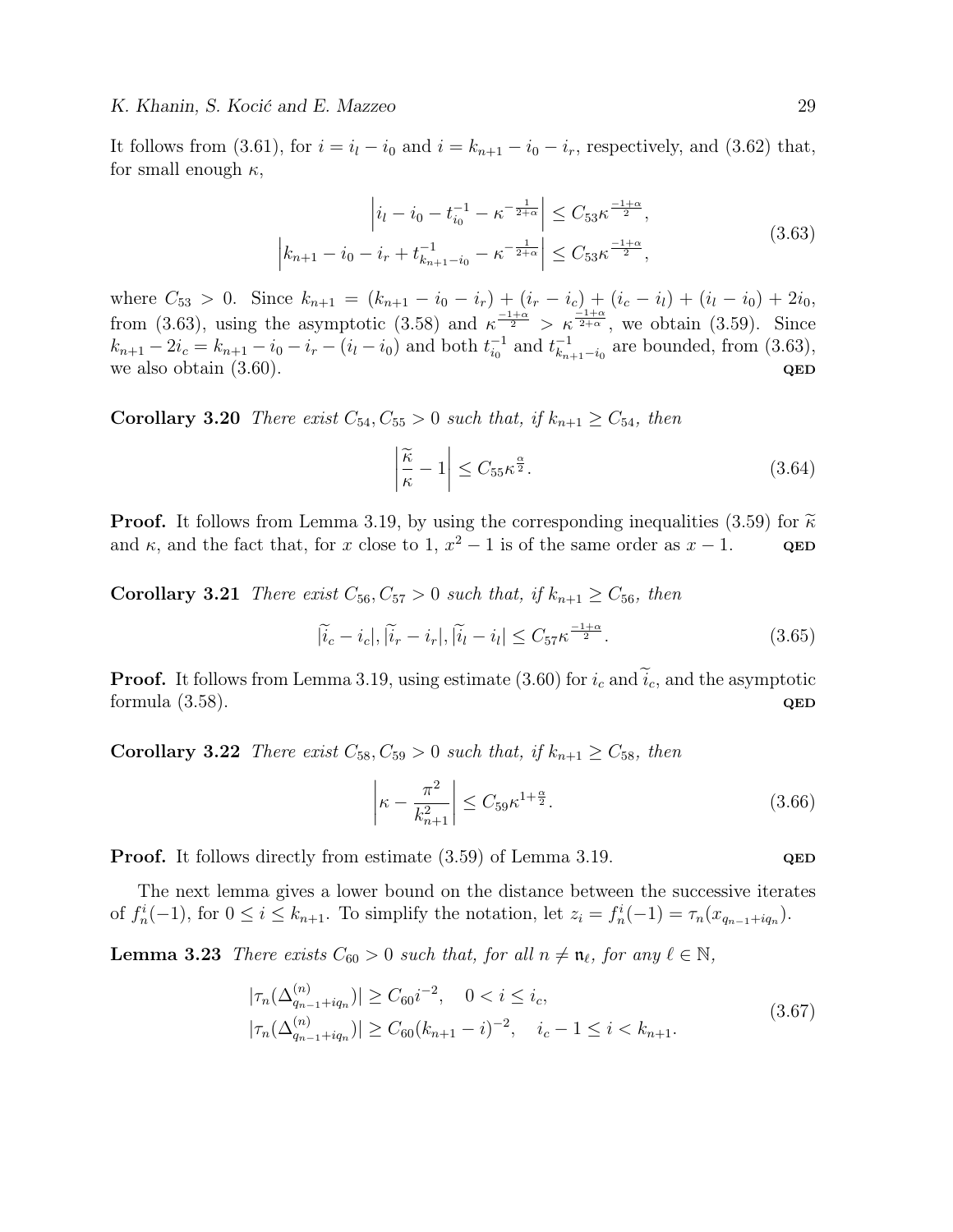It follows from (3.61), for $i = i_l - i_0$ and $i = k_{n+1} - i_0 - i_r$, respectively, and (3.62) that, for small enough $\kappa$,

$$
\begin{aligned}
\left| i_l - i_0 - t_{i_0}^{-1} - \kappa^{-\frac{1}{2+\alpha}} \right| &\leq C_{53} \kappa^{\frac{-1+\alpha}{2}}, \\
\left| k_{n+1} - i_0 - i_r + t_{k_{n+1}-i_0}^{-1} - \kappa^{-\frac{1}{2+\alpha}} \right| &\leq C_{53} \kappa^{\frac{-1+\alpha}{2}},
\end{aligned}
\tag{3.63}
$$

where $C_{53} > 0$. Since $k_{n+1} = (k_{n+1} - i_0 - i_r) + (i_r - i_c) + (i_c - i_l) + (i_l - i_0) + 2i_0$, from (3.63), using the asymptotic (3.58) and $\kappa^{\frac{-1+\alpha}{2}} > \kappa^{\frac{-1+\alpha}{2+\alpha}}$, we obtain (3.59). Since $k_{n+1} - 2i_c = k_{n+1} - i_0 - i_r - (i_l - i_0)$ and both $t_{i_0}^{-1}$ and $t_{k_{n+1}-i_0}^{-1}$ are bounded, from (3.63), we also obtain (3.60). **QED**

**Corollary 3.20** *There exist $C_{54}, C_{55} > 0$ such that, if $k_{n+1} \geq C_{54}$, then*

$$
\left| \frac{\widetilde{\kappa}}{\kappa} - 1 \right| \leq C_{55} \kappa^{\frac{\alpha}{2}}. \tag{3.64}
$$

**Proof.** It follows from Lemma 3.19, by using the corresponding inequalities (3.59) for $\widetilde{\kappa}$ and $\kappa$, and the fact that, for $x$ close to 1, $x^2 - 1$ is of the same order as $x - 1$. **QED**

**Corollary 3.21** *There exist $C_{56}, C_{57} > 0$ such that, if $k_{n+1} \geq C_{56}$, then*

$$
|\widetilde{i}_c - i_c|, |\widetilde{i}_r - i_r|, |\widetilde{i}_l - i_l| \leq C_{57} \kappa^{\frac{-1+\alpha}{2}}. \tag{3.65}
$$

**Proof.** It follows from Lemma 3.19, using estimate (3.60) for $i_c$ and $\widetilde{i}_c$, and the asymptotic formula (3.58). **QED**

**Corollary 3.22** *There exist $C_{58}, C_{59} > 0$ such that, if $k_{n+1} \geq C_{58}$, then*

$$
\left| \kappa - \frac{\pi^2}{k_{n+1}^2} \right| \leq C_{59} \kappa^{1+\frac{\alpha}{2}}. \tag{3.66}
$$

**Proof.** It follows directly from estimate (3.59) of Lemma 3.19. **QED**

The next lemma gives a lower bound on the distance between the successive iterates of $f_n^i(-1)$, for $0 \leq i \leq k_{n+1}$. To simplify the notation, let $z_i = f_n^i(-1) = \tau_n(x_{q_{n-1}+iq_n})$.

**Lemma 3.23** *There exists $C_{60} > 0$ such that, for all $n \neq \mathfrak{n}_\ell$, for any $\ell \in \mathbb{N}$,*

$$
\begin{aligned}
|\tau_n(\Delta_{q_{n-1}+iq_n}^{(n)})| &\geq C_{60} i^{-2}, \quad 0 < i \leq i_c, \\
|\tau_n(\Delta_{q_{n-1}+iq_n}^{(n)})| &\geq C_{60} (k_{n+1} - i)^{-2}, \quad i_c - 1 \leq i < k_{n+1}.
\end{aligned}
\tag{3.67}
$$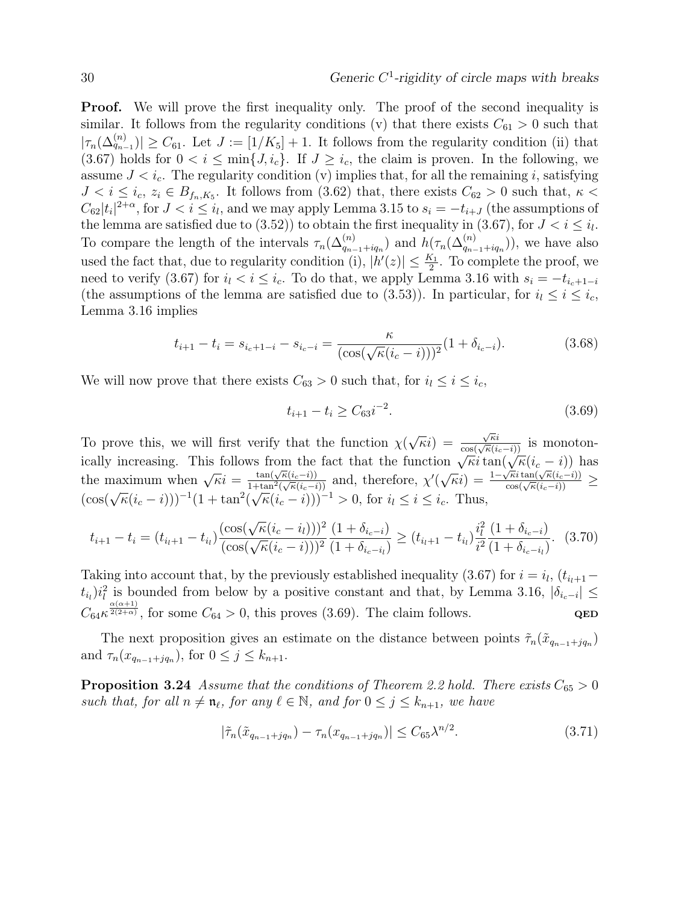**Proof.** We will prove the first inequality only. The proof of the second inequality is similar. It follows from the regularity conditions (v) that there exists $C_{61} > 0$ such that $|\tau_n(\Delta^{(n)}_{q_{n-1}})| \geq C_{61}$. Let $J := [1/K_5] + 1$. It follows from the regularity condition (ii) that (3.67) holds for $0 < i \leq \min\{J, i_c\}$. If $J \geq i_c$, the claim is proven. In the following, we assume $J < i_c$. The regularity condition (v) implies that, for all the remaining $i$, satisfying $J < i \leq i_c$, $z_i \in B_{f_n,K_5}$. It follows from (3.62) that, there exists $C_{62} > 0$ such that, $\kappa < C_{62}|t_i|^{2+\alpha}$, for $J < i \leq i_l$, and we may apply Lemma 3.15 to $s_i = -t_{i+J}$ (the assumptions of the lemma are satisfied due to (3.52)) to obtain the first inequality in (3.67), for $J < i \leq i_l$. To compare the length of the intervals $\tau_n(\Delta^{(n)}_{q_{n-1}+iq_n})$ and $h(\tau_n(\Delta^{(n)}_{q_{n-1}+iq_n}))$, we have also used the fact that, due to regularity condition (i), $|h'(z)| \leq \frac{K_1}{2}$. To complete the proof, we need to verify (3.67) for $i_l < i \leq i_c$. To do that, we apply Lemma 3.16 with $s_i = -t_{i_c+1-i}$ (the assumptions of the lemma are satisfied due to (3.53)). In particular, for $i_l \leq i \leq i_c$, Lemma 3.16 implies

$$t_{i+1} - t_i = s_{i_c+1-i} - s_{i_c-i} = \frac{\kappa}{(\cos(\sqrt{\kappa}(i_c - i)))^2}(1 + \delta_{i_c-i}). \tag{3.68}$$

We will now prove that there exists $C_{63} > 0$ such that, for $i_l \leq i \leq i_c$,

$$t_{i+1} - t_i \geq C_{63} i^{-2}. \tag{3.69}$$

To prove this, we will first verify that the function $\chi(\sqrt{\kappa}i) = \frac{\sqrt{\kappa}i}{\cos(\sqrt{\kappa}(i_c-i))}$ is monotonically increasing. This follows from the fact that the function $\sqrt{\kappa}i\tan(\sqrt{\kappa}(i_c - i))$ has the maximum when $\sqrt{\kappa}i = \frac{\tan(\sqrt{\kappa}(i_c-i))}{1+\tan^2(\sqrt{\kappa}(i_c-i))}$ and, therefore, $\chi'(\sqrt{\kappa}i) = \frac{1-\sqrt{\kappa}i\tan(\sqrt{\kappa}(i_c-i))}{\cos(\sqrt{\kappa}(i_c-i))} \geq (\cos(\sqrt{\kappa}(i_c - i)))^{-1}(1 + \tan^2(\sqrt{\kappa}(i_c - i)))^{-1} > 0$, for $i_l \leq i \leq i_c$. Thus,

$$t_{i+1} - t_i = (t_{i_l+1} - t_{i_l})\frac{(\cos(\sqrt{\kappa}(i_c - i_l)))^2}{(\cos(\sqrt{\kappa}(i_c - i)))^2}\frac{(1 + \delta_{i_c-i})}{(1 + \delta_{i_c-i_l})} \geq (t_{i_l+1} - t_{i_l})\frac{i_l^2}{i^2}\frac{(1 + \delta_{i_c-i})}{(1 + \delta_{i_c-i_l})}. \tag{3.70}$$

Taking into account that, by the previously established inequality (3.67) for $i = i_l$, $(t_{i_l+1} - t_{i_l})i_l^2$ is bounded from below by a positive constant and that, by Lemma 3.16, $|\delta_{i_c-i}| \leq C_{64}\kappa^{\frac{\alpha(\alpha+1)}{2(2+\alpha)}}$, for some $C_{64} > 0$, this proves (3.69). The claim follows. **QED**

The next proposition gives an estimate on the distance between points $\tilde{\tau}_n(\tilde{x}_{q_{n-1}+jq_n})$ and $\tau_n(x_{q_{n-1}+jq_n})$, for $0 \leq j \leq k_{n+1}$.

**Proposition 3.24** *Assume that the conditions of Theorem 2.2 hold. There exists $C_{65} > 0$ such that, for all $n \neq \mathfrak{n}_\ell$, for any $\ell \in \mathbb{N}$, and for $0 \leq j \leq k_{n+1}$, we have*

$$|\tilde{\tau}_n(\tilde{x}_{q_{n-1}+jq_n}) - \tau_n(x_{q_{n-1}+jq_n})| \leq C_{65}\lambda^{n/2}. \tag{3.71}$$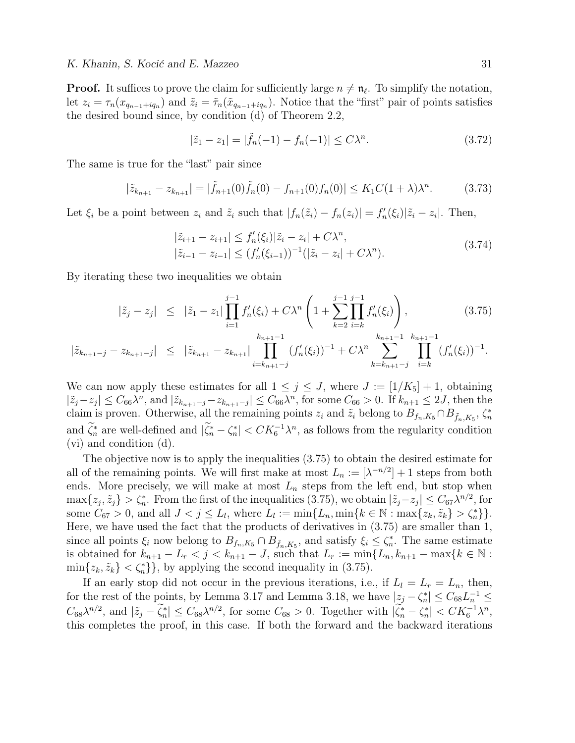**Proof.** It suffices to prove the claim for sufficiently large $n \neq \mathfrak{n}_\ell$. To simplify the notation, let $z_i = \tau_n(x_{q_{n-1}+iq_n})$ and $\tilde{z}_i = \tilde{\tau}_n(\tilde{x}_{q_{n-1}+iq_n})$. Notice that the "first" pair of points satisfies the desired bound since, by condition (d) of Theorem 2.2,

$$|\tilde{z}_1 - z_1| = |\tilde{f}_n(-1) - f_n(-1)| \leq C\lambda^n. \tag{3.72}$$

The same is true for the "last" pair since

$$|\tilde{z}_{k_{n+1}} - z_{k_{n+1}}| = |\tilde{f}_{n+1}(0)\tilde{f}_n(0) - f_{n+1}(0)f_n(0)| \leq K_1 C(1+\lambda)\lambda^n. \tag{3.73}$$

Let $\xi_i$ be a point between $z_i$ and $\tilde{z}_i$ such that $|f_n(\tilde{z}_i) - f_n(z_i)| = f_n'(\xi_i)|\tilde{z}_i - z_i|$. Then,

$$\begin{aligned} |\tilde{z}_{i+1} - z_{i+1}| &\leq f_n'(\xi_i)|\tilde{z}_i - z_i| + C\lambda^n, \\ |\tilde{z}_{i-1} - z_{i-1}| &\leq (f_n'(\xi_{i-1}))^{-1}(|\tilde{z}_i - z_i| + C\lambda^n). \end{aligned} \tag{3.74}$$

By iterating these two inequalities we obtain

$$\begin{aligned} |\tilde{z}_j - z_j| &\leq |\tilde{z}_1 - z_1| \prod_{i=1}^{j-1} f_n'(\xi_i) + C\lambda^n \left(1 + \sum_{k=2}^{j-1} \prod_{i=k}^{j-1} f_n'(\xi_i)\right), \\ |\tilde{z}_{k_{n+1}-j} - z_{k_{n+1}-j}| &\leq |\tilde{z}_{k_{n+1}} - z_{k_{n+1}}| \prod_{i=k_{n+1}-j}^{k_{n+1}-1} (f_n'(\xi_i))^{-1} + C\lambda^n \sum_{k=k_{n+1}-j}^{k_{n+1}-1} \prod_{i=k}^{k_{n+1}-1} (f_n'(\xi_i))^{-1}. \end{aligned} \tag{3.75}$$

We can now apply these estimates for all $1 \leq j \leq J$, where $J := [1/K_5] + 1$, obtaining $|\tilde{z}_j - z_j| \leq C_{66}\lambda^n$, and $|\tilde{z}_{k_{n+1}-j} - z_{k_{n+1}-j}| \leq C_{66}\lambda^n$, for some $C_{66} > 0$. If $k_{n+1} \leq 2J$, then the claim is proven. Otherwise, all the remaining points $z_i$ and $\tilde{z}_i$ belong to $B_{f_n,K_5} \cap B_{\tilde{f}_n,K_5}$, $\zeta_n^*$ and $\widetilde{\zeta}_n^*$ are well-defined and $|\widetilde{\zeta}_n^* - \zeta_n^*| < CK_6^{-1}\lambda^n$, as follows from the regularity condition (vi) and condition (d).

The objective now is to apply the inequalities (3.75) to obtain the desired estimate for all of the remaining points. We will first make at most $L_n := [\lambda^{-n/2}] + 1$ steps from both ends. More precisely, we will make at most $L_n$ steps from the left end, but stop when $\max\{z_j, \tilde{z}_j\} > \zeta_n^*$. From the first of the inequalities (3.75), we obtain $|\tilde{z}_j - z_j| \leq C_{67}\lambda^{n/2}$, for some $C_{67} > 0$, and all $J < j \leq L_l$, where $L_l := \min\{L_n, \min\{k \in \mathbb{N} : \max\{z_k, \tilde{z}_k\} > \zeta_n^*\}\}$. Here, we have used the fact that the products of derivatives in (3.75) are smaller than 1, since all points $\xi_i$ now belong to $B_{f_n,K_5} \cap B_{\tilde{f}_n,K_5}$, and satisfy $\xi_i \leq \zeta_n^*$. The same estimate is obtained for $k_{n+1} - L_r < j < k_{n+1} - J$, such that $L_r := \min\{L_n, k_{n+1} - \max\{k \in \mathbb{N} : \min\{z_k, \tilde{z}_k\} < \zeta_n^*\}\}$, by applying the second inequality in (3.75).

If an early stop did not occur in the previous iterations, i.e., if $L_l = L_r = L_n$, then, for the rest of the points, by Lemma 3.17 and Lemma 3.18, we have $|z_j - \zeta_n^*| \leq C_{68}L_n^{-1} \leq C_{68}\lambda^{n/2}$, and $|\tilde{z}_j - \widetilde{\zeta}_n^*| \leq C_{68}\lambda^{n/2}$, for some $C_{68} > 0$. Together with $|\widetilde{\zeta}_n^* - \zeta_n^*| < CK_6^{-1}\lambda^n$, this completes the proof, in this case. If both the forward and the backward iterations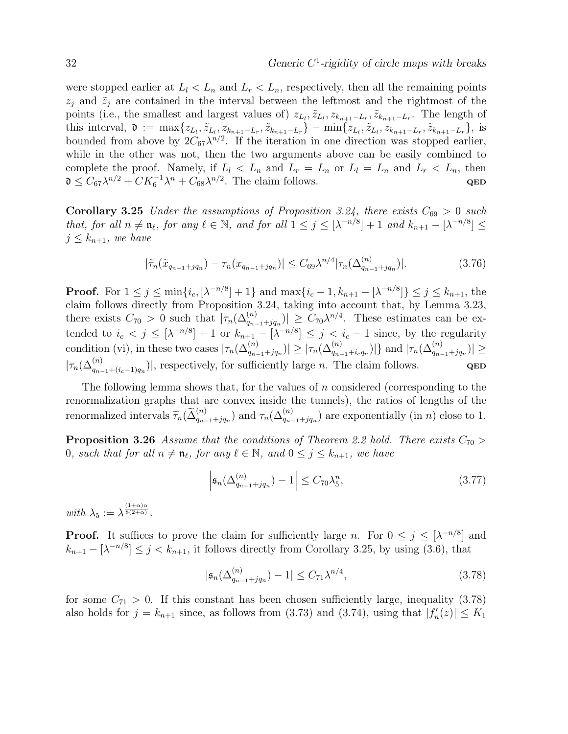were stopped earlier at $L_l < L_n$ and $L_r < L_n$, respectively, then all the remaining points $z_j$ and $\tilde{z}_j$ are contained in the interval between the leftmost and the rightmost of the points (i.e., the smallest and largest values of) $z_{L_l}, \tilde{z}_{L_l}, z_{k_{n+1}-L_r}, \tilde{z}_{k_{n+1}-L_r}$. The length of this interval, $\mathfrak{d} := \max\{z_{L_l}, \tilde{z}_{L_l}, z_{k_{n+1}-L_r}, \tilde{z}_{k_{n+1}-L_r}\} - \min\{z_{L_l}, \tilde{z}_{L_l}, z_{k_{n+1}-L_r}, \tilde{z}_{k_{n+1}-L_r}\}$, is bounded from above by $2C_{67}\lambda^{n/2}$. If the iteration in one direction was stopped earlier, while in the other was not, then the two arguments above can be easily combined to complete the proof. Namely, if $L_l < L_n$ and $L_r = L_n$ or $L_l = L_n$ and $L_r < L_n$, then $\mathfrak{d} \leq C_{67}\lambda^{n/2} + CK_6^{-1}\lambda^n + C_{68}\lambda^{n/2}$. The claim follows. **QED**

**Corollary 3.25** *Under the assumptions of Proposition 3.24, there exists $C_{69} > 0$ such that, for all $n \neq \mathfrak{n}_\ell$, for any $\ell \in \mathbb{N}$, and for all $1 \leq j \leq [\lambda^{-n/8}] + 1$ and $k_{n+1} - [\lambda^{-n/8}] \leq j \leq k_{n+1}$, we have*

$$|\tilde{\tau}_n(\tilde{x}_{q_{n-1}+jq_n}) - \tau_n(x_{q_{n-1}+jq_n})| \leq C_{69}\lambda^{n/4}|\tau_n(\Delta^{(n)}_{q_{n-1}+jq_n})|. \tag{3.76}$$

**Proof.** For $1 \leq j \leq \min\{i_c, [\lambda^{-n/8}] + 1\}$ and $\max\{i_c - 1, k_{n+1} - [\lambda^{-n/8}]\} \leq j \leq k_{n+1}$, the claim follows directly from Proposition 3.24, taking into account that, by Lemma 3.23, there exists $C_{70} > 0$ such that $|\tau_n(\Delta^{(n)}_{q_{n-1}+jq_n})| \geq C_{70}\lambda^{n/4}$. These estimates can be extended to $i_c < j \leq [\lambda^{-n/8}] + 1$ or $k_{n+1} - [\lambda^{-n/8}] \leq j < i_c - 1$ since, by the regularity condition (vi), in these two cases $|\tau_n(\Delta^{(n)}_{q_{n-1}+jq_n})| \geq |\tau_n(\Delta^{(n)}_{q_{n-1}+i_cq_n})|\}$ and $|\tau_n(\Delta^{(n)}_{q_{n-1}+jq_n})| \geq |\tau_n(\Delta^{(n)}_{q_{n-1}+(i_c-1)q_n})|$, respectively, for sufficiently large $n$. The claim follows. **QED**

The following lemma shows that, for the values of $n$ considered (corresponding to the renormalization graphs that are convex inside the tunnels), the ratios of lengths of the renormalized intervals $\widetilde{\tau}_n(\widetilde{\Delta}^{(n)}_{q_{n-1}+jq_n})$ and $\tau_n(\Delta^{(n)}_{q_{n-1}+jq_n})$ are exponentially (in $n$) close to 1.

**Proposition 3.26** *Assume that the conditions of Theorem 2.2 hold. There exists $C_{70} > 0$, such that for all $n \neq \mathfrak{n}_\ell$, for any $\ell \in \mathbb{N}$, and $0 \leq j \leq k_{n+1}$, we have*

$$\left|\mathfrak{s}_n(\Delta^{(n)}_{q_{n-1}+jq_n}) - 1\right| \leq C_{70}\lambda_5^n, \tag{3.77}$$

*with $\lambda_5 := \lambda^{\frac{(1+\alpha)\alpha}{8(2+\alpha)}}$.*

**Proof.** It suffices to prove the claim for sufficiently large $n$. For $0 \leq j \leq [\lambda^{-n/8}]$ and $k_{n+1} - [\lambda^{-n/8}] \leq j < k_{n+1}$, it follows directly from Corollary 3.25, by using (3.6), that

$$|\mathfrak{s}_n(\Delta^{(n)}_{q_{n-1}+jq_n}) - 1| \leq C_{71}\lambda^{n/4}, \tag{3.78}$$

for some $C_{71} > 0$. If this constant has been chosen sufficiently large, inequality (3.78) also holds for $j = k_{n+1}$ since, as follows from (3.73) and (3.74), using that $|f_n'(z)| \leq K_1$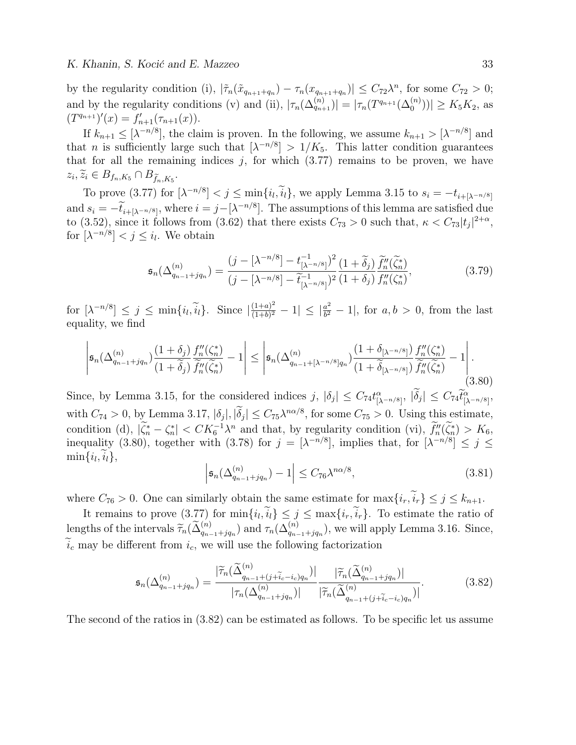by the regularity condition (i), $|\tilde{\tau}_n(\tilde{x}_{q_{n+1}+q_n}) - \tau_n(x_{q_{n+1}+q_n})| \le C_{72}\lambda^n$, for some $C_{72} > 0$; and by the regularity conditions (v) and (ii), $|\tau_n(\Delta^{(n)}_{q_{n+1}})| = |\tau_n(T^{q_{n+1}}(\Delta^{(n)}_0))| \ge K_5 K_2$, as $(T^{q_{n+1}})'(x) = f'_{n+1}(\tau_{n+1}(x))$.

If $k_{n+1} \le [\lambda^{-n/8}]$, the claim is proven. In the following, we assume $k_{n+1} > [\lambda^{-n/8}]$ and that $n$ is sufficiently large such that $[\lambda^{-n/8}] > 1/K_5$. This latter condition guarantees that for all the remaining indices $j$, for which (3.77) remains to be proven, we have $z_i, \widetilde{z}_i \in B_{f_n,K_5} \cap B_{\widetilde{f}_n,K_5}$.

To prove (3.77) for $[\lambda^{-n/8}] < j \le \min\{i_l, \widetilde{i}_l\}$, we apply Lemma 3.15 to $s_i = -t_{i+[\lambda^{-n/8}]}$ and $s_i = -\widetilde{t}_{i+[\lambda^{-n/8}]}$, where $i = j - [\lambda^{-n/8}]$. The assumptions of this lemma are satisfied due to (3.52), since it follows from (3.62) that there exists $C_{73} > 0$ such that, $\kappa < C_{73}|t_j|^{2+\alpha}$, for $[\lambda^{-n/8}] < j \le i_l$. We obtain

$$\mathfrak{s}_n(\Delta^{(n)}_{q_{n-1}+jq_n}) = \frac{(j - [\lambda^{-n/8}] - t^{-1}_{[\lambda^{-n/8}]})^2}{(j - [\lambda^{-n/8}] - \widetilde{t}^{-1}_{[\lambda^{-n/8}]})^2} \frac{(1+\widetilde{\delta}_j)}{(1+\delta_j)} \frac{\widetilde{f}''_n(\widetilde{\zeta}^*_n)}{f''_n(\zeta^*_n)}, \tag{3.79}$$

for $[\lambda^{-n/8}] \le j \le \min\{i_l, \widetilde{i}_l\}$. Since $|\frac{(1+a)^2}{(1+b)^2} - 1| \le |\frac{a^2}{b^2} - 1|$, for $a, b > 0$, from the last equality, we find

$$\left| \mathfrak{s}_n(\Delta^{(n)}_{q_{n-1}+jq_n}) \frac{(1+\delta_j)}{(1+\widetilde{\delta}_j)} \frac{f''_n(\zeta^*_n)}{\widetilde{f}''_n(\widetilde{\zeta}^*_n)} - 1 \right| \le \left| \mathfrak{s}_n(\Delta^{(n)}_{q_{n-1}+[\lambda^{-n/8}]q_n}) \frac{(1+\delta_{[\lambda^{-n/8}]})}{(1+\widetilde{\delta}_{[\lambda^{-n/8}]})} \frac{f''_n(\zeta^*_n)}{\widetilde{f}''_n(\widetilde{\zeta}^*_n)} - 1 \right|. \tag{3.80}$$

Since, by Lemma 3.15, for the considered indices $j$, $|\delta_j| \le C_{74} t^{\alpha}_{[\lambda^{-n/8}]}$, $|\widetilde{\delta}_j| \le C_{74} \widetilde{t}^{\alpha}_{[\lambda^{-n/8}]}$, with $C_{74} > 0$, by Lemma 3.17, $|\delta_j|, |\widetilde{\delta}_j| \le C_{75}\lambda^{n\alpha/8}$, for some $C_{75} > 0$. Using this estimate, condition (d), $|\widetilde{\zeta}^*_n - \zeta^*_n| < CK_6^{-1}\lambda^n$ and that, by regularity condition (vi), $\widetilde{f}''_n(\widetilde{\zeta}^*_n) > K_6$, inequality (3.80), together with (3.78) for $j = [\lambda^{-n/8}]$, implies that, for $[\lambda^{-n/8}] \le j \le \min\{i_l, \widetilde{i}_l\}$,

$$\left| \mathfrak{s}_n(\Delta^{(n)}_{q_{n-1}+jq_n}) - 1 \right| \le C_{76}\lambda^{n\alpha/8}, \tag{3.81}$$

where $C_{76} > 0$. One can similarly obtain the same estimate for $\max\{i_r, \widetilde{i}_r\} \le j \le k_{n+1}$.

It remains to prove (3.77) for $\min\{i_l, \widetilde{i}_l\} \le j \le \max\{i_r, \widetilde{i}_r\}$. To estimate the ratio of lengths of the intervals $\widetilde{\tau}_n(\widetilde{\Delta}^{(n)}_{q_{n-1}+jq_n})$ and $\tau_n(\Delta^{(n)}_{q_{n-1}+jq_n})$, we will apply Lemma 3.16. Since, $\widetilde{i}_c$ may be different from $i_c$, we will use the following factorization

$$\mathfrak{s}_n(\Delta^{(n)}_{q_{n-1}+jq_n}) = \frac{|\widetilde{\tau}_n(\widetilde{\Delta}^{(n)}_{q_{n-1}+(j+\widetilde{i}_c-i_c)q_n})|}{|\tau_n(\Delta^{(n)}_{q_{n-1}+jq_n})|} \frac{|\widetilde{\tau}_n(\widetilde{\Delta}^{(n)}_{q_{n-1}+jq_n})|}{|\widetilde{\tau}_n(\widetilde{\Delta}^{(n)}_{q_{n-1}+(j+\widetilde{i}_c-i_c)q_n})|}. \tag{3.82}$$

The second of the ratios in (3.82) can be estimated as follows. To be specific let us assume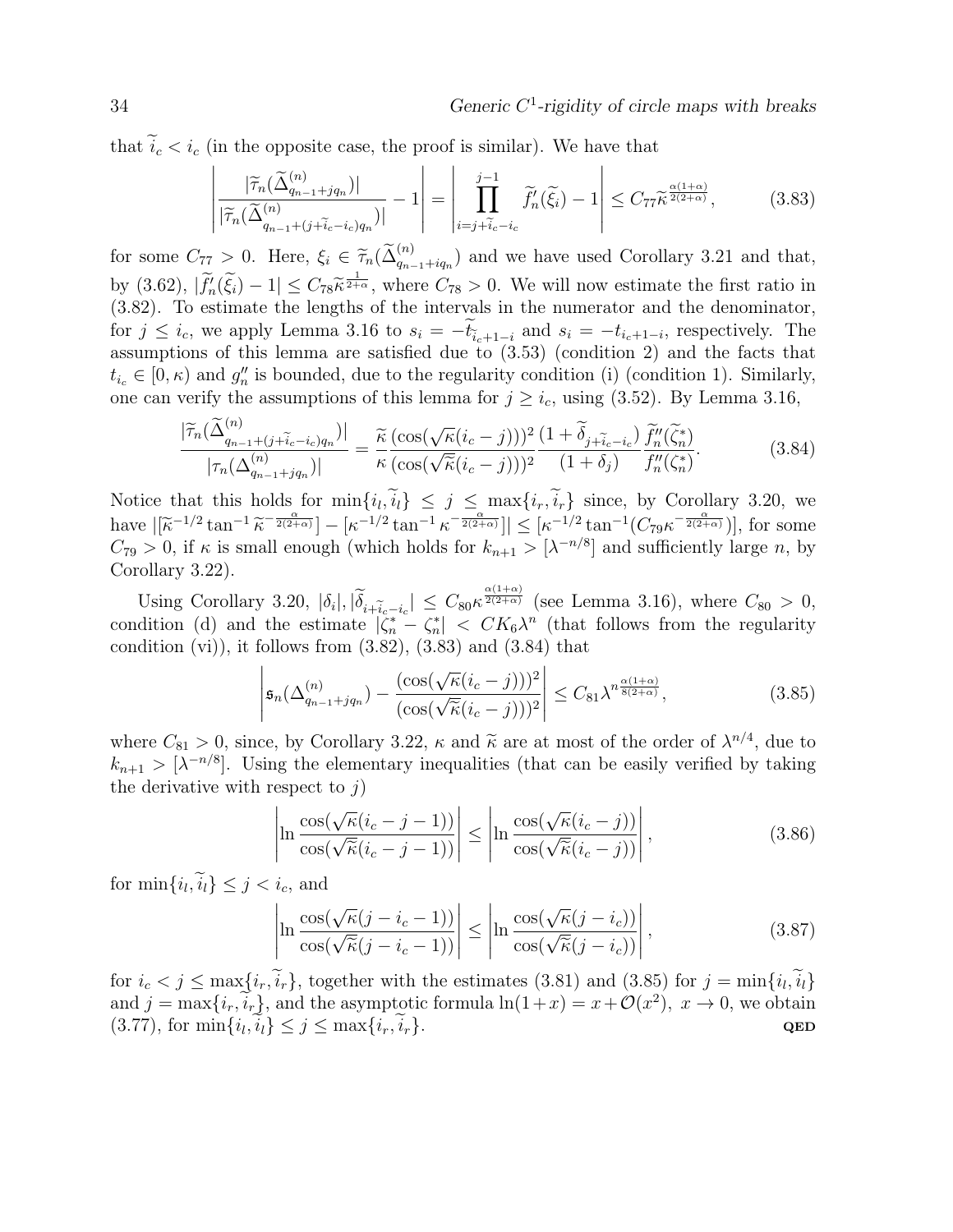that $\widetilde{i}_c < i_c$ (in the opposite case, the proof is similar). We have that

$$\left| \frac{|\widetilde{\tau}_n(\widetilde{\Delta}^{(n)}_{q_{n-1}+jq_n})|}{|\widetilde{\tau}_n(\widetilde{\Delta}^{(n)}_{q_{n-1}+(j+\widetilde{i}_c-i_c)q_n})|} - 1 \right| = \left| \prod_{i=j+\widetilde{i}_c-i_c}^{j-1} \widetilde{f}'_n(\widetilde{\xi}_i) - 1 \right| \le C_{77}\widetilde{\kappa}^{\frac{\alpha(1+\alpha)}{2(2+\alpha)}}, \tag{3.83}$$

for some $C_{77} > 0$. Here, $\xi_i \in \widetilde{\tau}_n(\widetilde{\Delta}^{(n)}_{q_{n-1}+iq_n})$ and we have used Corollary 3.21 and that, by (3.62), $|\widetilde{f}'_n(\widetilde{\xi}_i) - 1| \le C_{78}\widetilde{\kappa}^{\frac{1}{2+\alpha}}$, where $C_{78} > 0$. We will now estimate the first ratio in (3.82). To estimate the lengths of the intervals in the numerator and the denominator, for $j \le i_c$, we apply Lemma 3.16 to $s_i = -\widetilde{t}_{\widetilde{i}_c+1-i}$ and $s_i = -t_{i_c+1-i}$, respectively. The assumptions of this lemma are satisfied due to (3.53) (condition 2) and the facts that $t_{i_c} \in [0, \kappa)$ and $g''_n$ is bounded, due to the regularity condition (i) (condition 1). Similarly, one can verify the assumptions of this lemma for $j \ge i_c$, using (3.52). By Lemma 3.16,

$$\frac{|\widetilde{\tau}_n(\widetilde{\Delta}^{(n)}_{q_{n-1}+(j+\widetilde{i}_c-i_c)q_n})|}{|\tau_n(\Delta^{(n)}_{q_{n-1}+jq_n})|} = \frac{\widetilde{\kappa}}{\kappa}\frac{(\cos(\sqrt{\kappa}(i_c-j)))^2}{(\cos(\sqrt{\widetilde{\kappa}}(i_c-j)))^2}\frac{(1+\widetilde{\delta}_{j+\widetilde{i}_c-i_c})}{(1+\delta_j)}\frac{\widetilde{f}''_n(\widetilde{\zeta}^*_n)}{f''_n(\zeta^*_n)}. \tag{3.84}$$

Notice that this holds for $\min\{i_l, \widetilde{i}_l\} \le j \le \max\{i_r, \widetilde{i}_r\}$ since, by Corollary 3.20, we have $|[\widetilde{\kappa}^{-1/2}\tan^{-1}\widetilde{\kappa}^{-\frac{\alpha}{2(2+\alpha)}}] - [\kappa^{-1/2}\tan^{-1}\kappa^{-\frac{\alpha}{2(2+\alpha)}}]| \le [\kappa^{-1/2}\tan^{-1}(C_{79}\kappa^{-\frac{\alpha}{2(2+\alpha)}})]$, for some $C_{79} > 0$, if $\kappa$ is small enough (which holds for $k_{n+1} > [\lambda^{-n/8}]$ and sufficiently large $n$, by Corollary 3.22).

Using Corollary 3.20, $|\delta_i|, |\widetilde{\delta}_{i+\widetilde{i}_c-i_c}| \le C_{80}\kappa^{\frac{\alpha(1+\alpha)}{2(2+\alpha)}}$ (see Lemma 3.16), where $C_{80} > 0$, condition (d) and the estimate $|\widetilde{\zeta}^*_n - \zeta^*_n| < CK_6\lambda^n$ (that follows from the regularity condition (vi)), it follows from (3.82), (3.83) and (3.84) that

$$\left| \mathfrak{s}_n(\Delta^{(n)}_{q_{n-1}+jq_n}) - \frac{(\cos(\sqrt{\kappa}(i_c-j)))^2}{(\cos(\sqrt{\widetilde{\kappa}}(i_c-j)))^2} \right| \le C_{81}\lambda^{n\frac{\alpha(1+\alpha)}{8(2+\alpha)}}, \tag{3.85}$$

where $C_{81} > 0$, since, by Corollary 3.22, $\kappa$ and $\widetilde{\kappa}$ are at most of the order of $\lambda^{n/4}$, due to $k_{n+1} > [\lambda^{-n/8}]$. Using the elementary inequalities (that can be easily verified by taking the derivative with respect to $j$)

$$\left| \ln\frac{\cos(\sqrt{\kappa}(i_c-j-1))}{\cos(\sqrt{\widetilde{\kappa}}(i_c-j-1))} \right| \le \left| \ln\frac{\cos(\sqrt{\kappa}(i_c-j))}{\cos(\sqrt{\widetilde{\kappa}}(i_c-j))} \right|, \tag{3.86}$$

for $\min\{i_l, \widetilde{i}_l\} \le j < i_c$, and

$$\left| \ln\frac{\cos(\sqrt{\kappa}(j-i_c-1))}{\cos(\sqrt{\widetilde{\kappa}}(j-i_c-1))} \right| \le \left| \ln\frac{\cos(\sqrt{\kappa}(j-i_c))}{\cos(\sqrt{\widetilde{\kappa}}(j-i_c))} \right|, \tag{3.87}$$

for $i_c < j \le \max\{i_r, \widetilde{i}_r\}$, together with the estimates (3.81) and (3.85) for $j = \min\{i_l, \widetilde{i}_l\}$ and $j = \max\{i_r, \widetilde{i}_r\}$, and the asymptotic formula $\ln(1+x) = x + \mathcal{O}(x^2)$, $x \to 0$, we obtain (3.77), for $\min\{i_l, \widetilde{i}_l\} \le j \le \max\{i_r, \widetilde{i}_r\}$. **QED**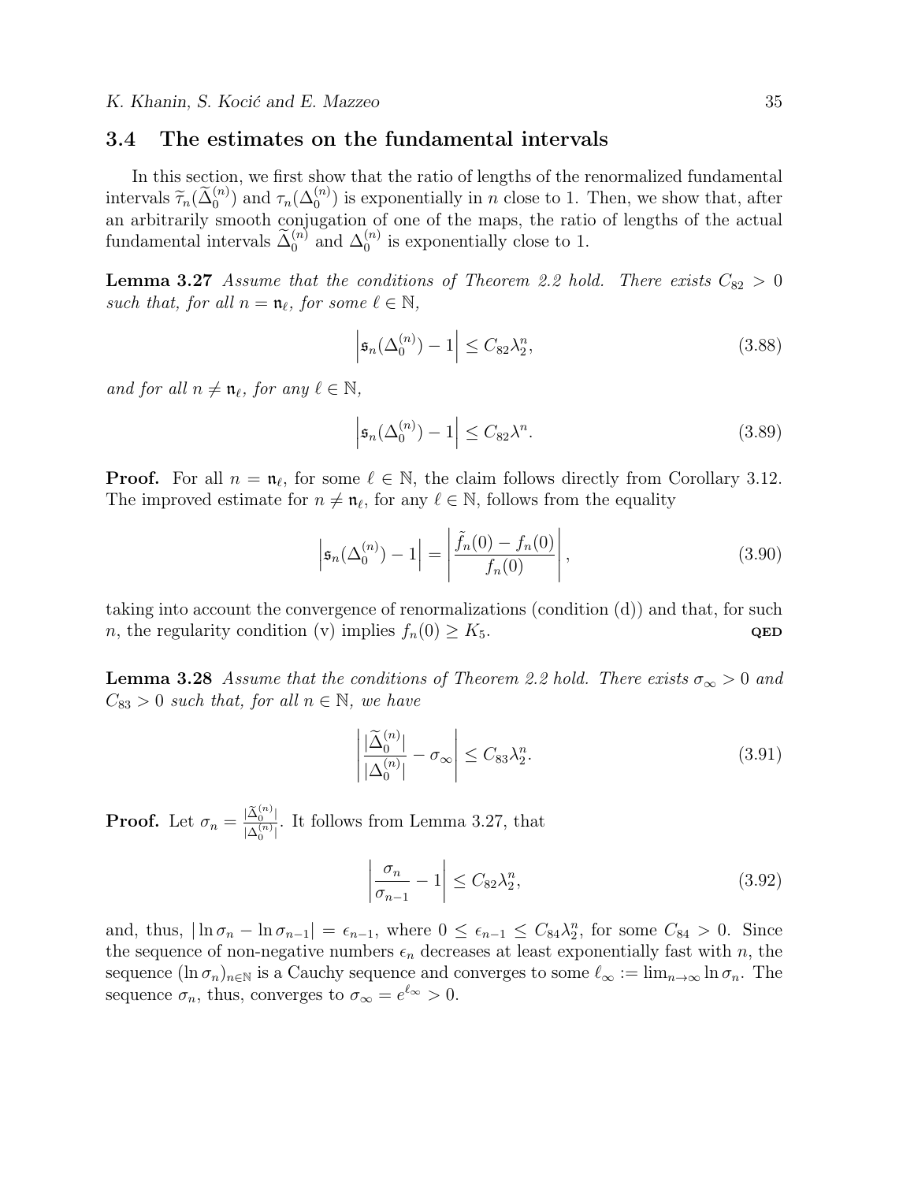### 3.4 The estimates on the fundamental intervals

In this section, we first show that the ratio of lengths of the renormalized fundamental intervals $\widetilde{\tau}_n(\widetilde{\Delta}_0^{(n)})$ and $\tau_n(\Delta_0^{(n)})$ is exponentially in $n$ close to 1. Then, we show that, after an arbitrarily smooth conjugation of one of the maps, the ratio of lengths of the actual fundamental intervals $\widetilde{\Delta}_0^{(n)}$ and $\Delta_0^{(n)}$ is exponentially close to 1.

**Lemma 3.27** *Assume that the conditions of Theorem 2.2 hold. There exists $C_{82} > 0$ such that, for all $n = \mathfrak{n}_\ell$, for some $\ell \in \mathbb{N}$,*

$$\left|\mathfrak{s}_n(\Delta_0^{(n)}) - 1\right| \leq C_{82}\lambda_2^n, \tag{3.88}$$

*and for all $n \neq \mathfrak{n}_\ell$, for any $\ell \in \mathbb{N}$,*

$$\left|\mathfrak{s}_n(\Delta_0^{(n)}) - 1\right| \leq C_{82}\lambda^n. \tag{3.89}$$

**Proof.** For all $n = \mathfrak{n}_\ell$, for some $\ell \in \mathbb{N}$, the claim follows directly from Corollary 3.12. The improved estimate for $n \neq \mathfrak{n}_\ell$, for any $\ell \in \mathbb{N}$, follows from the equality

$$\left|\mathfrak{s}_n(\Delta_0^{(n)}) - 1\right| = \left|\frac{\tilde{f}_n(0) - f_n(0)}{f_n(0)}\right|, \tag{3.90}$$

taking into account the convergence of renormalizations (condition (d)) and that, for such $n$, the regularity condition (v) implies $f_n(0) \geq K_5$. **QED**

**Lemma 3.28** *Assume that the conditions of Theorem 2.2 hold. There exists $\sigma_\infty > 0$ and $C_{83} > 0$ such that, for all $n \in \mathbb{N}$, we have*

$$\left|\frac{|\widetilde{\Delta}_0^{(n)}|}{|\Delta_0^{(n)}|} - \sigma_\infty\right| \leq C_{83}\lambda_2^n. \tag{3.91}$$

**Proof.** Let $\sigma_n = \frac{|\widetilde{\Delta}_0^{(n)}|}{|\Delta_0^{(n)}|}$. It follows from Lemma 3.27, that

$$\left|\frac{\sigma_n}{\sigma_{n-1}} - 1\right| \leq C_{82}\lambda_2^n, \tag{3.92}$$

and, thus, $|\ln \sigma_n - \ln \sigma_{n-1}| = \epsilon_{n-1}$, where $0 \leq \epsilon_{n-1} \leq C_{84}\lambda_2^n$, for some $C_{84} > 0$. Since the sequence of non-negative numbers $\epsilon_n$ decreases at least exponentially fast with $n$, the sequence $(\ln \sigma_n)_{n \in \mathbb{N}}$ is a Cauchy sequence and converges to some $\ell_\infty := \lim_{n\to\infty} \ln \sigma_n$. The sequence $\sigma_n$, thus, converges to $\sigma_\infty = e^{\ell_\infty} > 0$.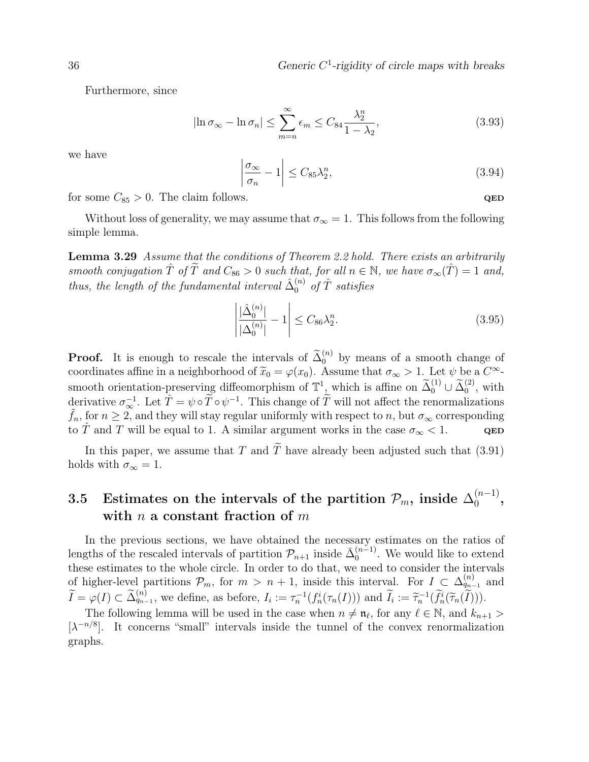Furthermore, since

$$|\ln \sigma_\infty - \ln \sigma_n| \le \sum_{m=n}^{\infty} \epsilon_m \le C_{84} \frac{\lambda_2^n}{1-\lambda_2}, \tag{3.93}$$

we have

$$\left| \frac{\sigma_\infty}{\sigma_n} - 1 \right| \le C_{85} \lambda_2^n, \tag{3.94}$$

for some $C_{85} > 0$. The claim follows. **QED**

Without loss of generality, we may assume that $\sigma_\infty = 1$. This follows from the following simple lemma.

**Lemma 3.29** *Assume that the conditions of Theorem 2.2 hold. There exists an arbitrarily smooth conjugation $\hat{T}$ of $\widetilde{T}$ and $C_{86} > 0$ such that, for all $n \in \mathbb{N}$, we have $\sigma_\infty(\hat{T}) = 1$ and, thus, the length of the fundamental interval $\hat{\Delta}_0^{(n)}$ of $\hat{T}$ satisfies*

$$\left| \frac{|\hat{\Delta}_0^{(n)}|}{|\Delta_0^{(n)}|} - 1 \right| \le C_{86} \lambda_2^n. \tag{3.95}$$

**Proof.** It is enough to rescale the intervals of $\widetilde{\Delta}_0^{(n)}$ by means of a smooth change of coordinates affine in a neighborhood of $\widetilde{x}_0 = \varphi(x_0)$. Assume that $\sigma_\infty > 1$. Let $\psi$ be a $C^\infty$-smooth orientation-preserving diffeomorphism of $\mathbb{T}^1$, which is affine on $\widetilde{\Delta}_0^{(1)} \cup \widetilde{\Delta}_0^{(2)}$, with derivative $\sigma_\infty^{-1}$. Let $\hat{T} = \psi \circ \widetilde{T} \circ \psi^{-1}$. This change of $\widetilde{T}$ will not affect the renormalizations $\tilde{f}_n$, for $n \ge 2$, and they will stay regular uniformly with respect to $n$, but $\sigma_\infty$ corresponding to $\hat{T}$ and $T$ will be equal to 1. A similar argument works in the case $\sigma_\infty < 1$. **QED**

In this paper, we assume that $T$ and $\widetilde{T}$ have already been adjusted such that (3.91) holds with $\sigma_\infty = 1$.

## 3.5 Estimates on the intervals of the partition $\mathcal{P}_m$, inside $\Delta_0^{(n-1)}$, with $n$ a constant fraction of $m$

In the previous sections, we have obtained the necessary estimates on the ratios of lengths of the rescaled intervals of partition $\mathcal{P}_{n+1}$ inside $\bar{\Delta}_0^{(n-1)}$. We would like to extend these estimates to the whole circle. In order to do that, we need to consider the intervals of higher-level partitions $\mathcal{P}_m$, for $m > n+1$, inside this interval. For $I \subset \Delta_{q_{n-1}}^{(n)}$ and $\widetilde{I} = \varphi(I) \subset \widetilde{\Delta}_{q_{n-1}}^{(n)}$, we define, as before, $I_i := \tau_n^{-1}(f_n^i(\tau_n(I)))$ and $\widetilde{I}_i := \widetilde{\tau}_n^{-1}(\widetilde{f}_n^i(\widetilde{\tau}_n(\widetilde{I})))$.

The following lemma will be used in the case when $n \neq \mathfrak{n}_\ell$, for any $\ell \in \mathbb{N}$, and $k_{n+1} > [\lambda^{-n/8}]$. It concerns "small" intervals inside the tunnel of the convex renormalization graphs.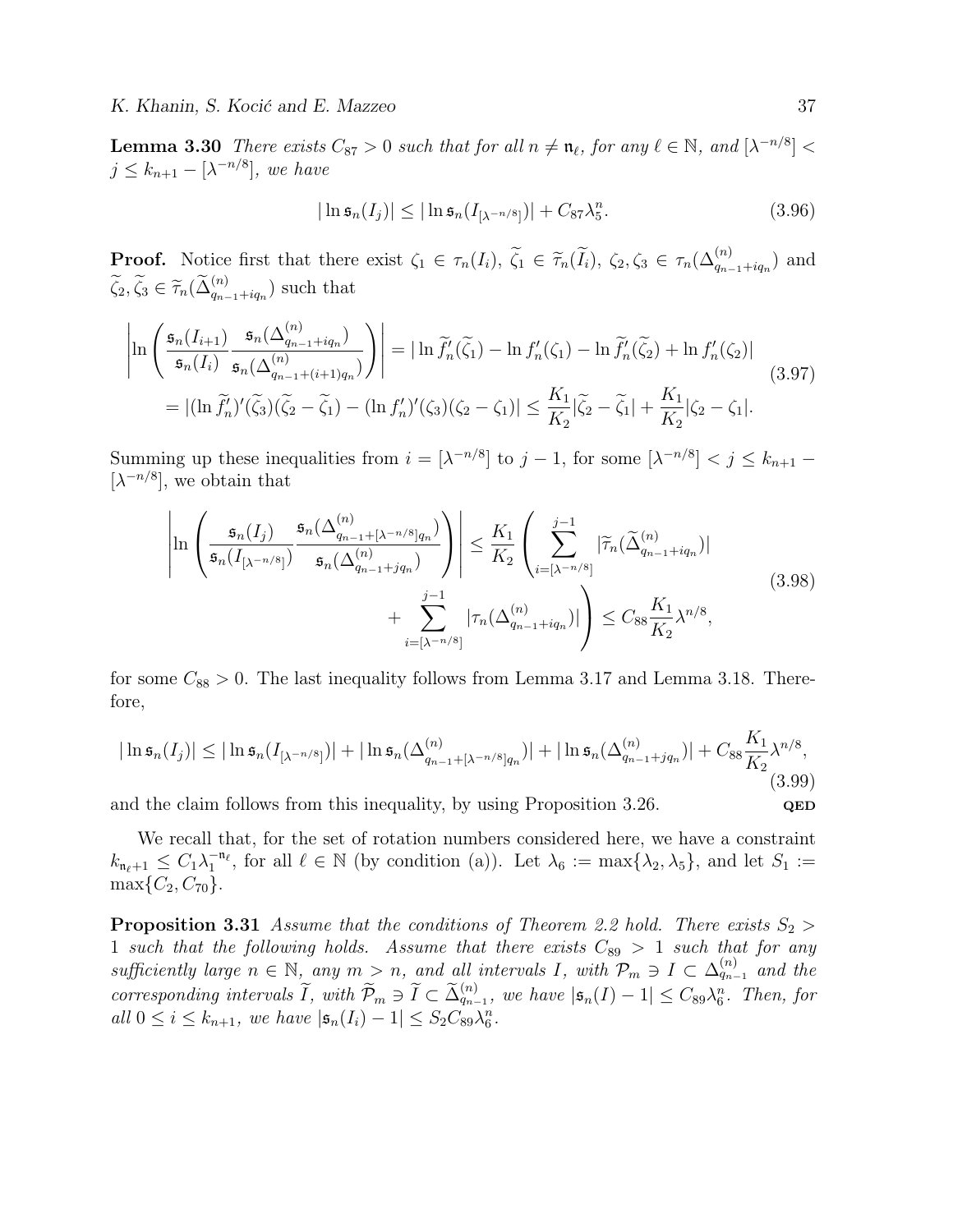**Lemma 3.30** *There exists $C_{87} > 0$ such that for all $n \neq \mathfrak{n}_\ell$, for any $\ell \in \mathbb{N}$, and $[\lambda^{-n/8}] < j \leq k_{n+1} - [\lambda^{-n/8}]$, we have*

$$|\ln \mathfrak{s}_n(I_j)| \leq |\ln \mathfrak{s}_n(I_{[\lambda^{-n/8}]})| + C_{87}\lambda_5^n. \tag{3.96}$$

**Proof.** Notice first that there exist $\zeta_1 \in \tau_n(I_i)$, $\widetilde{\zeta}_1 \in \widetilde{\tau}_n(\widetilde{I}_i)$, $\zeta_2, \zeta_3 \in \tau_n(\Delta^{(n)}_{q_{n-1}+iq_n})$ and $\widetilde{\zeta}_2, \widetilde{\zeta}_3 \in \widetilde{\tau}_n(\widetilde{\Delta}^{(n)}_{q_{n-1}+iq_n})$ such that

$$\begin{aligned}
\left|\ln\left(\frac{\mathfrak{s}_n(I_{i+1})}{\mathfrak{s}_n(I_i)}\frac{\mathfrak{s}_n(\Delta^{(n)}_{q_{n-1}+iq_n})}{\mathfrak{s}_n(\Delta^{(n)}_{q_{n-1}+(i+1)q_n})}\right)\right| &= |\ln \widetilde{f}_n'(\widetilde{\zeta}_1) - \ln f_n'(\zeta_1) - \ln \widetilde{f}_n'(\widetilde{\zeta}_2) + \ln f_n'(\zeta_2)| \\
&= |(\ln \widetilde{f}_n')'(\widetilde{\zeta}_3)(\widetilde{\zeta}_2 - \widetilde{\zeta}_1) - (\ln f_n')'(\zeta_3)(\zeta_2 - \zeta_1)| \leq \frac{K_1}{K_2}|\widetilde{\zeta}_2 - \widetilde{\zeta}_1| + \frac{K_1}{K_2}|\zeta_2 - \zeta_1|.
\end{aligned} \tag{3.97}$$

Summing up these inequalities from $i = [\lambda^{-n/8}]$ to $j-1$, for some $[\lambda^{-n/8}] < j \leq k_{n+1} - [\lambda^{-n/8}]$, we obtain that

$$\begin{aligned}
\left|\ln\left(\frac{\mathfrak{s}_n(I_j)}{\mathfrak{s}_n(I_{[\lambda^{-n/8}]})}\frac{\mathfrak{s}_n(\Delta^{(n)}_{q_{n-1}+[\lambda^{-n/8}]q_n})}{\mathfrak{s}_n(\Delta^{(n)}_{q_{n-1}+jq_n})}\right)\right| &\leq \frac{K_1}{K_2}\left(\sum_{i=[\lambda^{-n/8}]}^{j-1}|\widetilde{\tau}_n(\widetilde{\Delta}^{(n)}_{q_{n-1}+iq_n})|\right. \\
&\qquad \left.+ \sum_{i=[\lambda^{-n/8}]}^{j-1}|\tau_n(\Delta^{(n)}_{q_{n-1}+iq_n})|\right) \leq C_{88}\frac{K_1}{K_2}\lambda^{n/8},
\end{aligned} \tag{3.98}$$

for some $C_{88} > 0$. The last inequality follows from Lemma 3.17 and Lemma 3.18. Therefore,

$$|\ln \mathfrak{s}_n(I_j)| \leq |\ln \mathfrak{s}_n(I_{[\lambda^{-n/8}]})| + |\ln \mathfrak{s}_n(\Delta^{(n)}_{q_{n-1}+[\lambda^{-n/8}]q_n})| + |\ln \mathfrak{s}_n(\Delta^{(n)}_{q_{n-1}+jq_n})| + C_{88}\frac{K_1}{K_2}\lambda^{n/8}, \tag{3.99}$$

and the claim follows from this inequality, by using Proposition 3.26. **QED**

We recall that, for the set of rotation numbers considered here, we have a constraint $k_{\mathfrak{n}_\ell+1} \leq C_1\lambda_1^{-\mathfrak{n}_\ell}$, for all $\ell \in \mathbb{N}$ (by condition (a)). Let $\lambda_6 := \max\{\lambda_2, \lambda_5\}$, and let $S_1 := \max\{C_2, C_{70}\}$.

**Proposition 3.31** *Assume that the conditions of Theorem 2.2 hold. There exists $S_2 > 1$ such that the following holds. Assume that there exists $C_{89} > 1$ such that for any sufficiently large $n \in \mathbb{N}$, any $m > n$, and all intervals $I$, with $\mathcal{P}_m \ni I \subset \Delta^{(n)}_{q_{n-1}}$ and the corresponding intervals $\widetilde{I}$, with $\widetilde{\mathcal{P}}_m \ni \widetilde{I} \subset \widetilde{\Delta}^{(n)}_{q_{n-1}}$, we have $|\mathfrak{s}_n(I) - 1| \leq C_{89}\lambda_6^n$. Then, for all $0 \leq i \leq k_{n+1}$, we have $|\mathfrak{s}_n(I_i) - 1| \leq S_2C_{89}\lambda_6^n$.*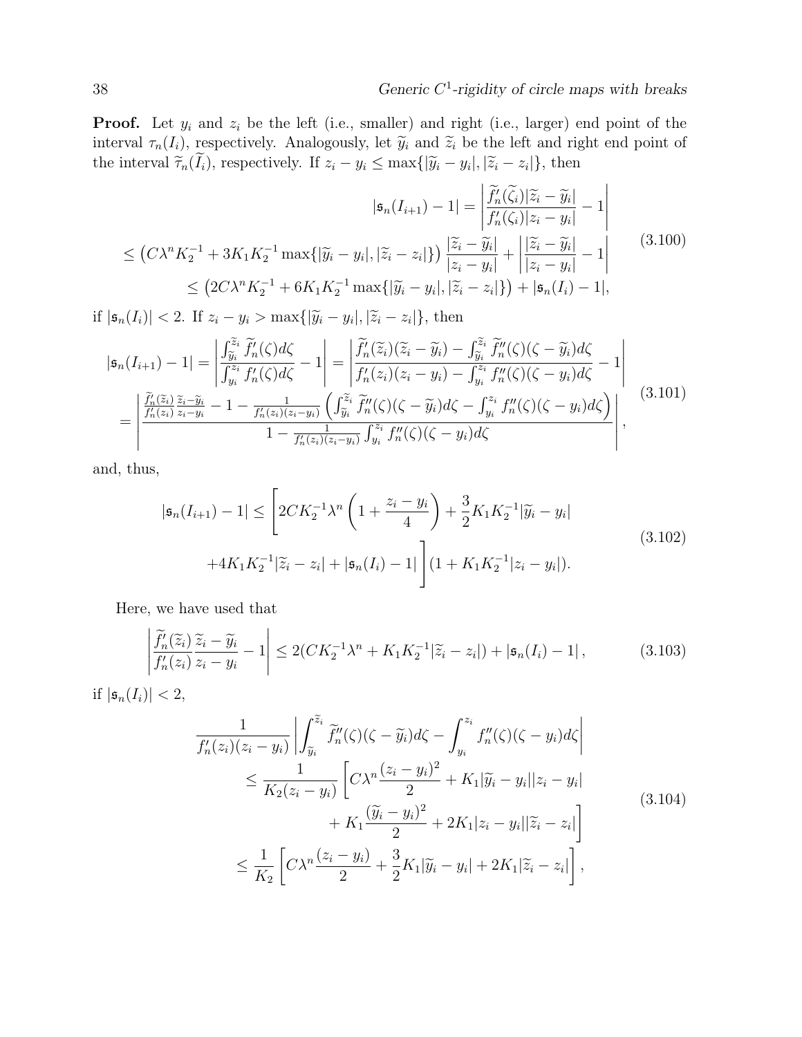**Proof.** Let $y_i$ and $z_i$ be the left (i.e., smaller) and right (i.e., larger) end point of the interval $\tau_n(I_i)$, respectively. Analogously, let $\widetilde{y}_i$ and $\widetilde{z}_i$ be the left and right end point of the interval $\widetilde{\tau}_n(\widetilde{I}_i)$, respectively. If $z_i - y_i \leq \max\{|\widetilde{y}_i - y_i|, |\widetilde{z}_i - z_i|\}$, then

$$
\begin{aligned}
|\mathfrak{s}_n(I_{i+1}) - 1| &= \left| \frac{\widetilde{f}_n'(\widetilde{\zeta}_i)|\widetilde{z}_i - \widetilde{y}_i|}{f_n'(\zeta_i)|z_i - y_i|} - 1 \right| \\
\leq \left( C\lambda^n K_2^{-1} + 3K_1K_2^{-1} \max\{|\widetilde{y}_i - y_i|, |\widetilde{z}_i - z_i|\} \right) &\frac{|\widetilde{z}_i - \widetilde{y}_i|}{|z_i - y_i|} + \left| \frac{|\widetilde{z}_i - \widetilde{y}_i|}{|z_i - y_i|} - 1 \right| \\
&\leq \left( 2C\lambda^n K_2^{-1} + 6K_1K_2^{-1} \max\{|\widetilde{y}_i - y_i|, |\widetilde{z}_i - z_i|\} \right) + |\mathfrak{s}_n(I_i) - 1|,
\end{aligned}
\tag{3.100}
$$

if $|\mathfrak{s}_n(I_i)| < 2$. If $z_i - y_i > \max\{|\widetilde{y}_i - y_i|, |\widetilde{z}_i - z_i|\}$, then

$$
\begin{aligned}
|\mathfrak{s}_n(I_{i+1}) - 1| &= \left| \frac{\int_{\widetilde{y}_i}^{\widetilde{z}_i} \widetilde{f}_n'(\zeta) d\zeta}{\int_{y_i}^{z_i} f_n'(\zeta) d\zeta} - 1 \right| = \left| \frac{\widetilde{f}_n'(\widetilde{z}_i)(\widetilde{z}_i - \widetilde{y}_i) - \int_{\widetilde{y}_i}^{\widetilde{z}_i} \widetilde{f}_n''(\zeta)(\zeta - \widetilde{y}_i) d\zeta}{f_n'(z_i)(z_i - y_i) - \int_{y_i}^{z_i} f_n''(\zeta)(\zeta - y_i) d\zeta} - 1 \right| \\
&= \left| \frac{\frac{\widetilde{f}_n'(\widetilde{z}_i)}{f_n'(z_i)} \frac{\widetilde{z}_i - \widetilde{y}_i}{z_i - y_i} - 1 - \frac{1}{f_n'(z_i)(z_i - y_i)} \left( \int_{\widetilde{y}_i}^{\widetilde{z}_i} \widetilde{f}_n''(\zeta)(\zeta - \widetilde{y}_i) d\zeta - \int_{y_i}^{z_i} f_n''(\zeta)(\zeta - y_i) d\zeta \right)}{1 - \frac{1}{f_n'(z_i)(z_i - y_i)} \int_{y_i}^{z_i} f_n''(\zeta)(\zeta - y_i) d\zeta} \right|,
\end{aligned}
\tag{3.101}
$$

and, thus,

$$
\begin{aligned}
|\mathfrak{s}_n(I_{i+1}) - 1| \leq \Bigg[ & 2CK_2^{-1}\lambda^n \left( 1 + \frac{z_i - y_i}{4} \right) + \frac{3}{2} K_1 K_2^{-1} |\widetilde{y}_i - y_i| \\
& + 4K_1K_2^{-1} |\widetilde{z}_i - z_i| + |\mathfrak{s}_n(I_i) - 1| \Bigg] (1 + K_1 K_2^{-1} |z_i - y_i|).
\end{aligned}
\tag{3.102}
$$

Here, we have used that

$$
\left| \frac{\widetilde{f}_n'(\widetilde{z}_i)}{f_n'(z_i)} \frac{\widetilde{z}_i - \widetilde{y}_i}{z_i - y_i} - 1 \right| \leq 2(CK_2^{-1}\lambda^n + K_1K_2^{-1}|\widetilde{z}_i - z_i|) + |\mathfrak{s}_n(I_i) - 1|,
\tag{3.103}
$$

if $|\mathfrak{s}_n(I_i)| < 2$,

$$
\begin{aligned}
\frac{1}{f_n'(z_i)(z_i - y_i)} & \left| \int_{\widetilde{y}_i}^{\widetilde{z}_i} \widetilde{f}_n''(\zeta)(\zeta - \widetilde{y}_i) d\zeta - \int_{y_i}^{z_i} f_n''(\zeta)(\zeta - y_i) d\zeta \right| \\
& \leq \frac{1}{K_2(z_i - y_i)} \Bigg[ C\lambda^n \frac{(z_i - y_i)^2}{2} + K_1 |\widetilde{y}_i - y_i||z_i - y_i| \\
& \qquad + K_1 \frac{(\widetilde{y}_i - y_i)^2}{2} + 2K_1 |z_i - y_i||\widetilde{z}_i - z_i| \Bigg] \\
& \leq \frac{1}{K_2} \left[ C\lambda^n \frac{(z_i - y_i)}{2} + \frac{3}{2} K_1 |\widetilde{y}_i - y_i| + 2K_1 |\widetilde{z}_i - z_i| \right],
\end{aligned}
\tag{3.104}
$$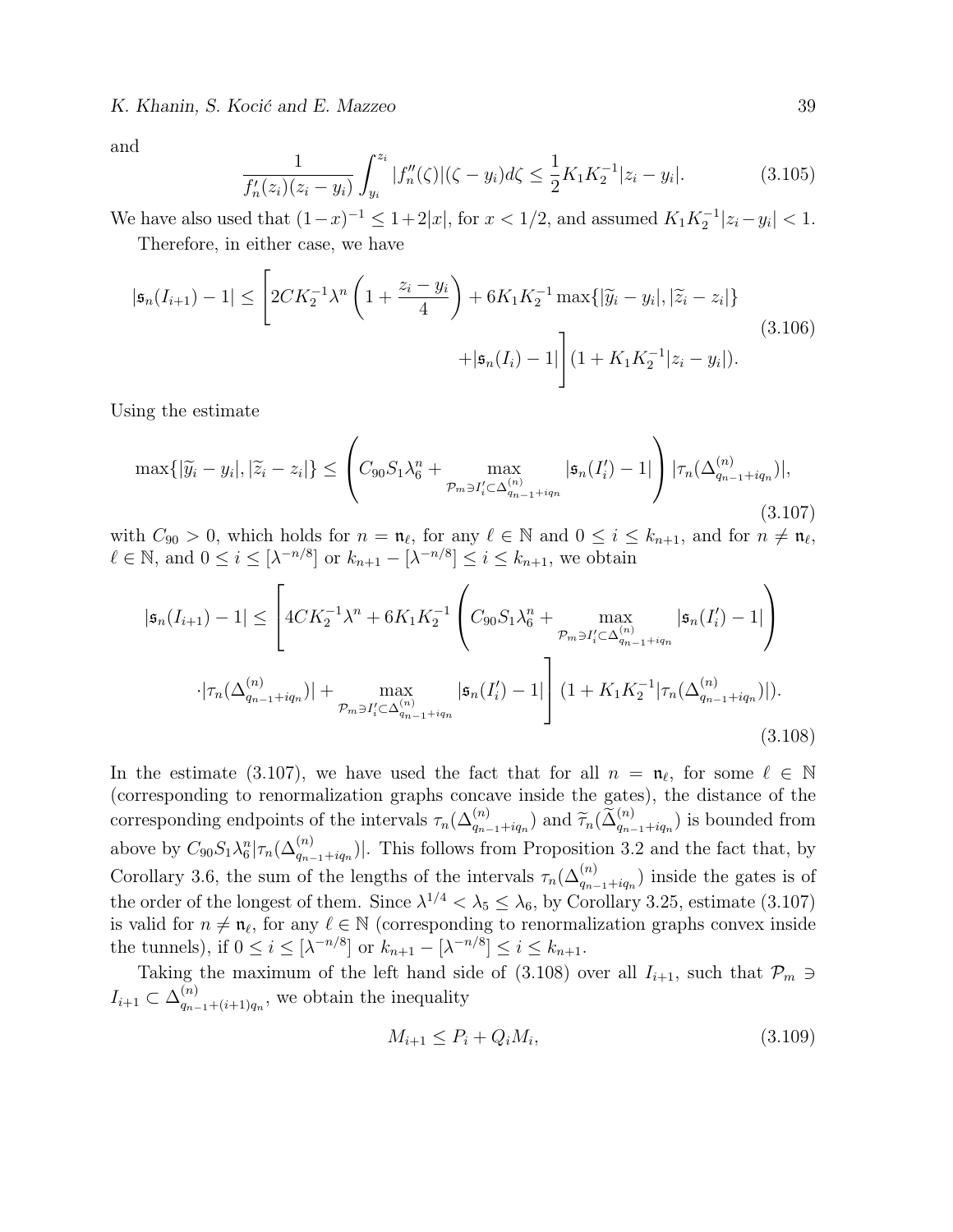and

$$\frac{1}{f_n'(z_i)(z_i-y_i)}\int_{y_i}^{z_i}|f_n''(\zeta)|(\zeta-y_i)d\zeta \le \frac{1}{2}K_1K_2^{-1}|z_i-y_i|. \tag{3.105}$$

We have also used that $(1-x)^{-1}\le 1+2|x|$, for $x<1/2$, and assumed $K_1K_2^{-1}|z_i-y_i|<1$.

Therefore, in either case, we have

$$\begin{aligned}|\mathfrak{s}_n(I_{i+1})-1| \le \Bigg[&2CK_2^{-1}\lambda^n\left(1+\frac{z_i-y_i}{4}\right)+6K_1K_2^{-1}\max\{|\widetilde{y}_i-y_i|,|\widetilde{z}_i-z_i|\}\\ &+|\mathfrak{s}_n(I_i)-1|\Bigg](1+K_1K_2^{-1}|z_i-y_i|).\end{aligned} \tag{3.106}$$

Using the estimate

$$\max\{|\widetilde{y}_i-y_i|,|\widetilde{z}_i-z_i|\}\le\left(C_{90}S_1\lambda_6^n+\max_{\mathcal{P}_m\ni I_i'\subset\Delta^{(n)}_{q_{n-1}+iq_n}}|\mathfrak{s}_n(I_i')-1|\right)|\tau_n(\Delta^{(n)}_{q_{n-1}+iq_n})|, \tag{3.107}$$

with $C_{90}>0$, which holds for $n=\mathfrak{n}_\ell$, for any $\ell\in\mathbb{N}$ and $0\le i\le k_{n+1}$, and for $n\neq\mathfrak{n}_\ell$, $\ell\in\mathbb{N}$, and $0\le i\le[\lambda^{-n/8}]$ or $k_{n+1}-[\lambda^{-n/8}]\le i\le k_{n+1}$, we obtain

$$\begin{aligned}|\mathfrak{s}_n(I_{i+1})-1|\le\Bigg[&4CK_2^{-1}\lambda^n+6K_1K_2^{-1}\left(C_{90}S_1\lambda_6^n+\max_{\mathcal{P}_m\ni I_i'\subset\Delta^{(n)}_{q_{n-1}+iq_n}}|\mathfrak{s}_n(I_i')-1|\right)\\ &\cdot|\tau_n(\Delta^{(n)}_{q_{n-1}+iq_n})|+\max_{\mathcal{P}_m\ni I_i'\subset\Delta^{(n)}_{q_{n-1}+iq_n}}|\mathfrak{s}_n(I_i')-1|\Bigg](1+K_1K_2^{-1}|\tau_n(\Delta^{(n)}_{q_{n-1}+iq_n})|).\end{aligned} \tag{3.108}$$

In the estimate (3.107), we have used the fact that for all $n=\mathfrak{n}_\ell$, for some $\ell\in\mathbb{N}$ (corresponding to renormalization graphs concave inside the gates), the distance of the corresponding endpoints of the intervals $\tau_n(\Delta^{(n)}_{q_{n-1}+iq_n})$ and $\widetilde{\tau}_n(\widetilde{\Delta}^{(n)}_{q_{n-1}+iq_n})$ is bounded from above by $C_{90}S_1\lambda_6^n|\tau_n(\Delta^{(n)}_{q_{n-1}+iq_n})|$. This follows from Proposition 3.2 and the fact that, by Corollary 3.6, the sum of the lengths of the intervals $\tau_n(\Delta^{(n)}_{q_{n-1}+iq_n})$ inside the gates is of the order of the longest of them. Since $\lambda^{1/4}<\lambda_5\le\lambda_6$, by Corollary 3.25, estimate (3.107) is valid for $n\neq\mathfrak{n}_\ell$, for any $\ell\in\mathbb{N}$ (corresponding to renormalization graphs convex inside the tunnels), if $0\le i\le[\lambda^{-n/8}]$ or $k_{n+1}-[\lambda^{-n/8}]\le i\le k_{n+1}$.

Taking the maximum of the left hand side of (3.108) over all $I_{i+1}$, such that $\mathcal{P}_m\ni I_{i+1}\subset\Delta^{(n)}_{q_{n-1}+(i+1)q_n}$, we obtain the inequality

$$M_{i+1}\le P_i+Q_iM_i, \tag{3.109}$$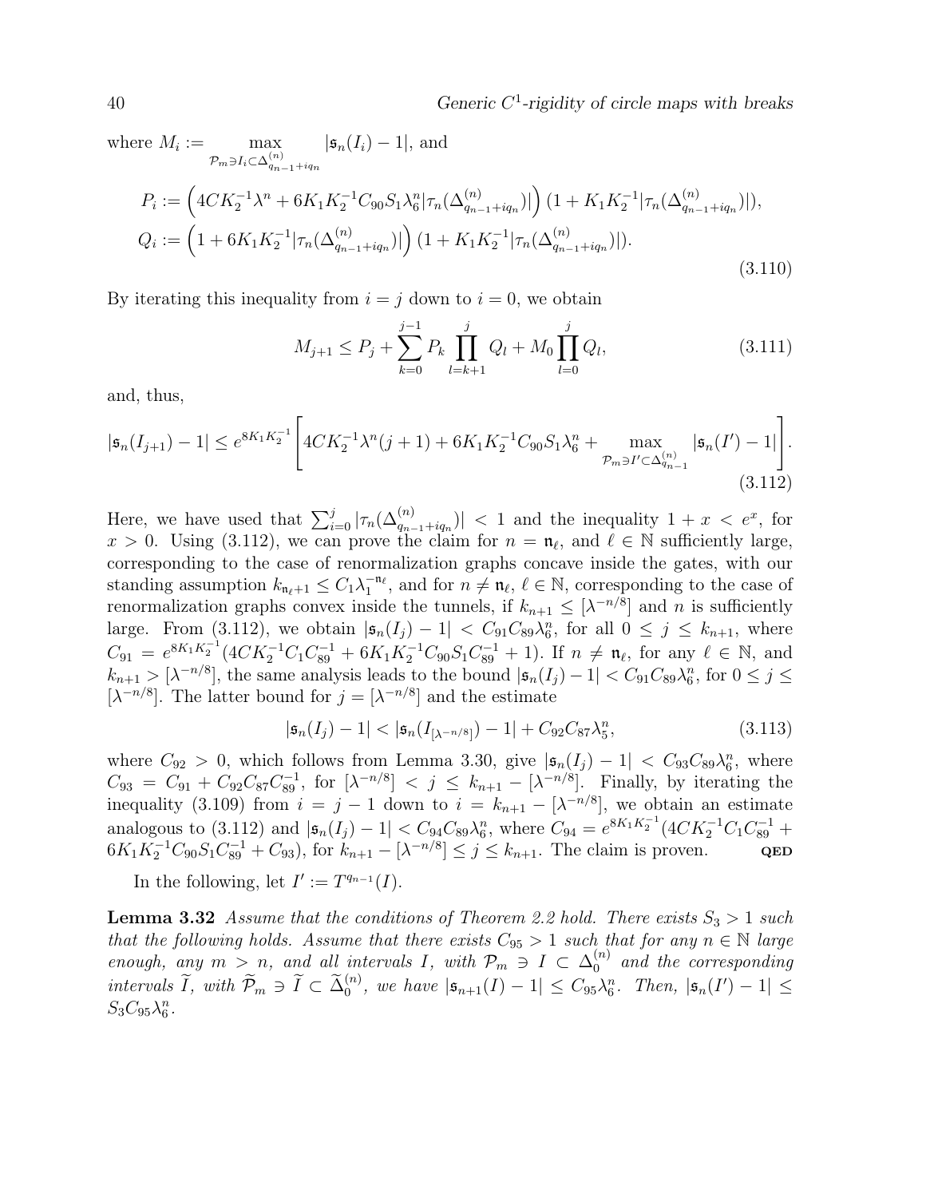where $M_i := \max_{\mathcal{P}_m \ni I_i \subset \Delta^{(n)}_{q_{n-1}+iq_n}} |\mathfrak{s}_n(I_i) - 1|$, and

$$P_i := \left(4CK_2^{-1}\lambda^n + 6K_1K_2^{-1}C_{90}S_1\lambda_6^n|\tau_n(\Delta^{(n)}_{q_{n-1}+iq_n})|\right)(1 + K_1K_2^{-1}|\tau_n(\Delta^{(n)}_{q_{n-1}+iq_n})|),$$
$$Q_i := \left(1 + 6K_1K_2^{-1}|\tau_n(\Delta^{(n)}_{q_{n-1}+iq_n})|\right)(1 + K_1K_2^{-1}|\tau_n(\Delta^{(n)}_{q_{n-1}+iq_n})|). \tag{3.110}$$

By iterating this inequality from $i = j$ down to $i = 0$, we obtain

$$M_{j+1} \le P_j + \sum_{k=0}^{j-1} P_k \prod_{l=k+1}^{j} Q_l + M_0 \prod_{l=0}^{j} Q_l, \tag{3.111}$$

and, thus,

$$|\mathfrak{s}_n(I_{j+1}) - 1| \le e^{8K_1K_2^{-1}}\left[4CK_2^{-1}\lambda^n(j+1) + 6K_1K_2^{-1}C_{90}S_1\lambda_6^n + \max_{\mathcal{P}_m \ni I' \subset \Delta^{(n)}_{q_{n-1}}} |\mathfrak{s}_n(I') - 1|\right]. \tag{3.112}$$

Here, we have used that $\sum_{i=0}^{j} |\tau_n(\Delta^{(n)}_{q_{n-1}+iq_n})| < 1$ and the inequality $1 + x < e^x$, for $x > 0$. Using (3.112), we can prove the claim for $n = \mathfrak{n}_\ell$, and $\ell \in \mathbb{N}$ sufficiently large, corresponding to the case of renormalization graphs concave inside the gates, with our standing assumption $k_{\mathfrak{n}_\ell+1} \le C_1\lambda_1^{-\mathfrak{n}_\ell}$, and for $n \ne \mathfrak{n}_\ell$, $\ell \in \mathbb{N}$, corresponding to the case of renormalization graphs convex inside the tunnels, if $k_{n+1} \le [\lambda^{-n/8}]$ and $n$ is sufficiently large. From (3.112), we obtain $|\mathfrak{s}_n(I_j) - 1| < C_{91}C_{89}\lambda_6^n$, for all $0 \le j \le k_{n+1}$, where $C_{91} = e^{8K_1K_2^{-1}}(4CK_2^{-1}C_1C_{89}^{-1} + 6K_1K_2^{-1}C_{90}S_1C_{89}^{-1} + 1)$. If $n \ne \mathfrak{n}_\ell$, for any $\ell \in \mathbb{N}$, and $k_{n+1} > [\lambda^{-n/8}]$, the same analysis leads to the bound $|\mathfrak{s}_n(I_j) - 1| < C_{91}C_{89}\lambda_6^n$, for $0 \le j \le [\lambda^{-n/8}]$. The latter bound for $j = [\lambda^{-n/8}]$ and the estimate

$$|\mathfrak{s}_n(I_j) - 1| < |\mathfrak{s}_n(I_{[\lambda^{-n/8}]}) - 1| + C_{92}C_{87}\lambda_5^n, \tag{3.113}$$

where $C_{92} > 0$, which follows from Lemma 3.30, give $|\mathfrak{s}_n(I_j) - 1| < C_{93}C_{89}\lambda_6^n$, where $C_{93} = C_{91} + C_{92}C_{87}C_{89}^{-1}$, for $[\lambda^{-n/8}] < j \le k_{n+1} - [\lambda^{-n/8}]$. Finally, by iterating the inequality (3.109) from $i = j - 1$ down to $i = k_{n+1} - [\lambda^{-n/8}]$, we obtain an estimate analogous to (3.112) and $|\mathfrak{s}_n(I_j) - 1| < C_{94}C_{89}\lambda_6^n$, where $C_{94} = e^{8K_1K_2^{-1}}(4CK_2^{-1}C_1C_{89}^{-1} + 6K_1K_2^{-1}C_{90}S_1C_{89}^{-1} + C_{93})$, for $k_{n+1} - [\lambda^{-n/8}] \le j \le k_{n+1}$. The claim is proven. **QED**

In the following, let $I' := T^{q_{n-1}}(I)$.

**Lemma 3.32** *Assume that the conditions of Theorem 2.2 hold. There exists $S_3 > 1$ such that the following holds. Assume that there exists $C_{95} > 1$ such that for any $n \in \mathbb{N}$ large enough, any $m > n$, and all intervals $I$, with $\mathcal{P}_m \ni I \subset \Delta_0^{(n)}$ and the corresponding intervals $\widetilde{I}$, with $\widetilde{\mathcal{P}}_m \ni \widetilde{I} \subset \widetilde{\Delta}_0^{(n)}$, we have $|\mathfrak{s}_{n+1}(I) - 1| \le C_{95}\lambda_6^n$. Then, $|\mathfrak{s}_n(I') - 1| \le S_3C_{95}\lambda_6^n$.*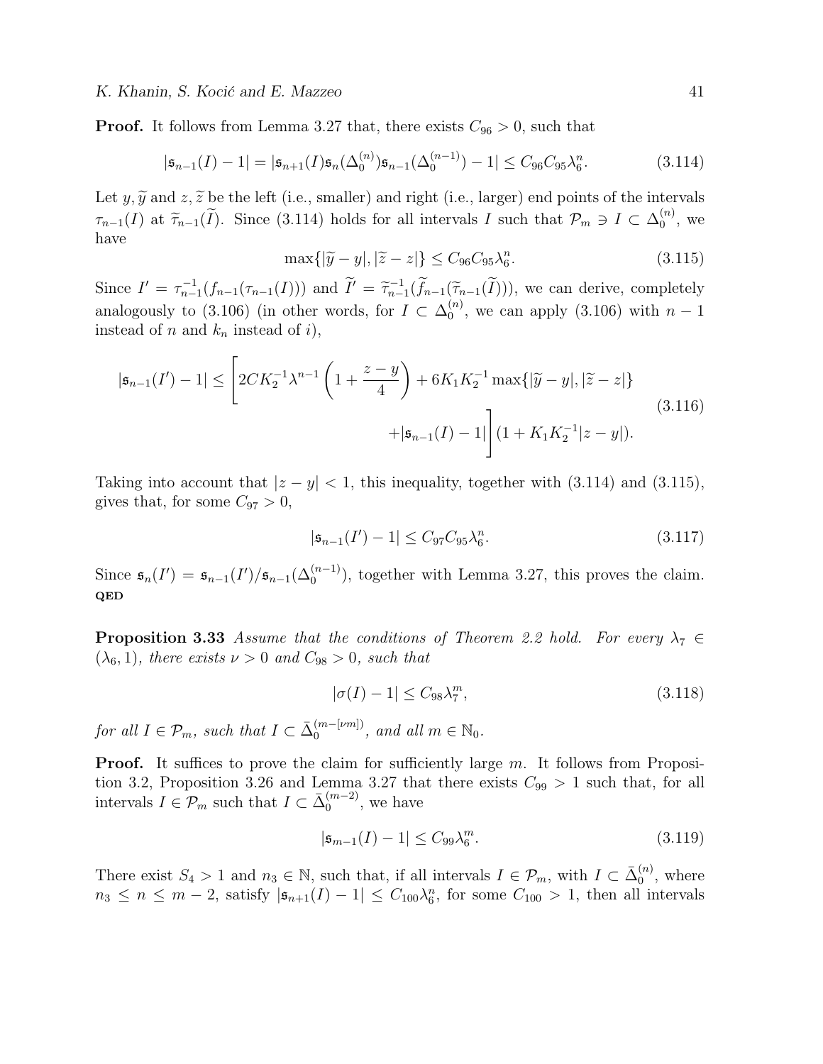**Proof.** It follows from Lemma 3.27 that, there exists $C_{96} > 0$, such that

$$|\mathfrak{s}_{n-1}(I) - 1| = |\mathfrak{s}_{n+1}(I)\mathfrak{s}_n(\Delta_0^{(n)})\mathfrak{s}_{n-1}(\Delta_0^{(n-1)}) - 1| \le C_{96}C_{95}\lambda_6^n. \tag{3.114}$$

Let $y, \widetilde{y}$ and $z, \widetilde{z}$ be the left (i.e., smaller) and right (i.e., larger) end points of the intervals $\tau_{n-1}(I)$ at $\widetilde{\tau}_{n-1}(\widetilde{I})$. Since (3.114) holds for all intervals $I$ such that $\mathcal{P}_m \ni I \subset \Delta_0^{(n)}$, we have

$$\max\{|\widetilde{y} - y|, |\widetilde{z} - z|\} \le C_{96}C_{95}\lambda_6^n. \tag{3.115}$$

Since $I' = \tau_{n-1}^{-1}(f_{n-1}(\tau_{n-1}(I)))$ and $\widetilde{I}' = \widetilde{\tau}_{n-1}^{-1}(\widetilde{f}_{n-1}(\widetilde{\tau}_{n-1}(\widetilde{I})))$, we can derive, completely analogously to (3.106) (in other words, for $I \subset \Delta_0^{(n)}$, we can apply (3.106) with $n-1$ instead of $n$ and $k_n$ instead of $i$),

$$|\mathfrak{s}_{n-1}(I') - 1| \le \left[2CK_2^{-1}\lambda^{n-1}\left(1 + \frac{z-y}{4}\right) + 6K_1K_2^{-1}\max\{|\widetilde{y} - y|, |\widetilde{z} - z|\} + |\mathfrak{s}_{n-1}(I) - 1|\right](1 + K_1K_2^{-1}|z-y|). \tag{3.116}$$

Taking into account that $|z - y| < 1$, this inequality, together with (3.114) and (3.115), gives that, for some $C_{97} > 0$,

$$|\mathfrak{s}_{n-1}(I') - 1| \le C_{97}C_{95}\lambda_6^n. \tag{3.117}$$

Since $\mathfrak{s}_n(I') = \mathfrak{s}_{n-1}(I')/\mathfrak{s}_{n-1}(\Delta_0^{(n-1)})$, together with Lemma 3.27, this proves the claim. **QED**

**Proposition 3.33** *Assume that the conditions of Theorem 2.2 hold. For every $\lambda_7 \in (\lambda_6, 1)$, there exists $\nu > 0$ and $C_{98} > 0$, such that*

$$|\sigma(I) - 1| \le C_{98}\lambda_7^m, \tag{3.118}$$

*for all $I \in \mathcal{P}_m$, such that $I \subset \bar{\Delta}_0^{(m-[\nu m])}$, and all $m \in \mathbb{N}_0$.*

**Proof.** It suffices to prove the claim for sufficiently large $m$. It follows from Proposition 3.2, Proposition 3.26 and Lemma 3.27 that there exists $C_{99} > 1$ such that, for all intervals $I \in \mathcal{P}_m$ such that $I \subset \bar{\Delta}_0^{(m-2)}$, we have

$$|\mathfrak{s}_{m-1}(I) - 1| \le C_{99}\lambda_6^m. \tag{3.119}$$

There exist $S_4 > 1$ and $n_3 \in \mathbb{N}$, such that, if all intervals $I \in \mathcal{P}_m$, with $I \subset \bar{\Delta}_0^{(n)}$, where $n_3 \le n \le m-2$, satisfy $|\mathfrak{s}_{n+1}(I) - 1| \le C_{100}\lambda_6^n$, for some $C_{100} > 1$, then all intervals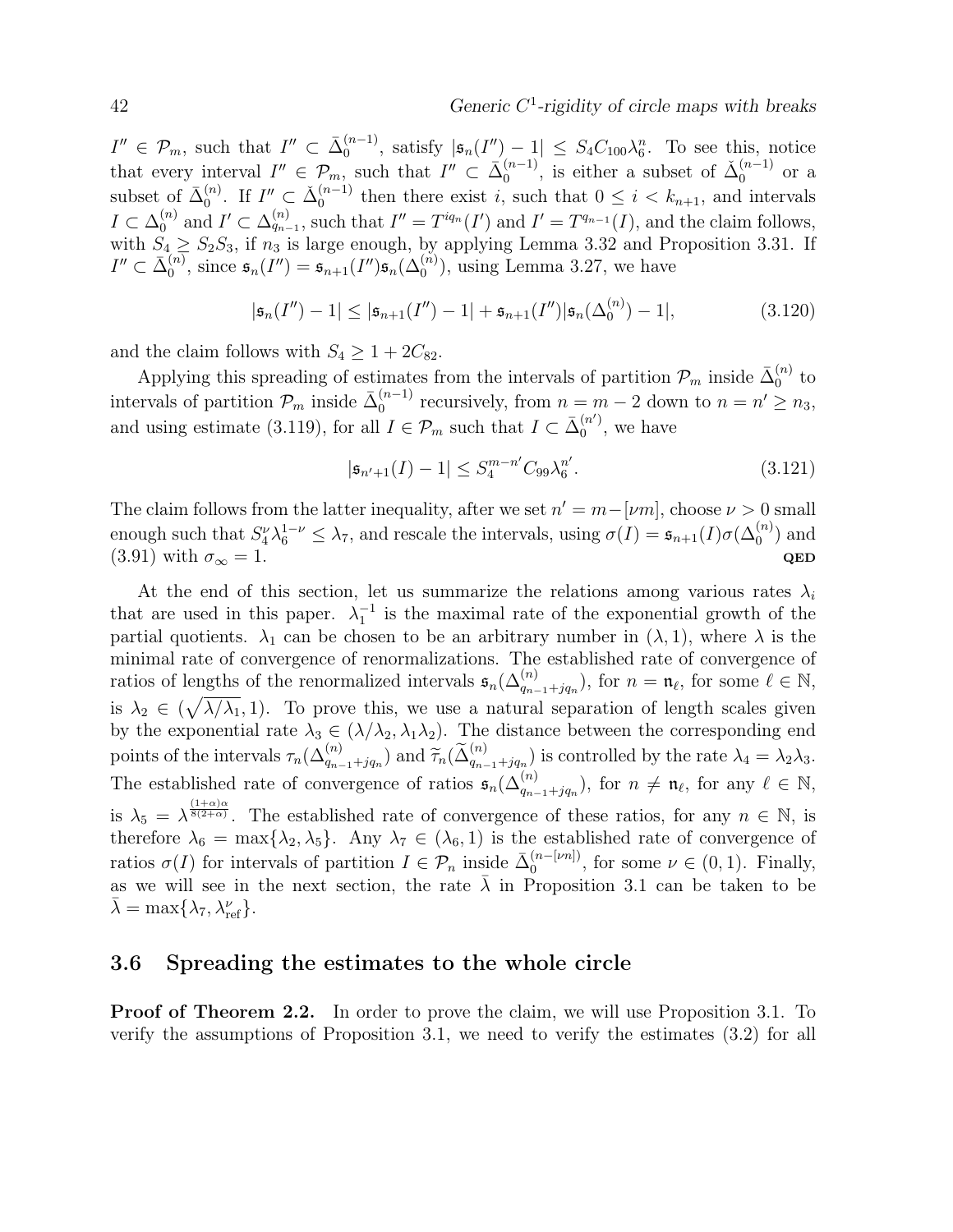$I'' \in \mathcal{P}_m$, such that $I'' \subset \bar{\Delta}_0^{(n-1)}$, satisfy $|\mathfrak{s}_n(I'') - 1| \leq S_4 C_{100} \lambda_6^n$. To see this, notice that every interval $I'' \in \mathcal{P}_m$, such that $I'' \subset \bar{\Delta}_0^{(n-1)}$, is either a subset of $\check{\Delta}_0^{(n-1)}$ or a subset of $\bar{\Delta}_0^{(n)}$. If $I'' \subset \check{\Delta}_0^{(n-1)}$ then there exist $i$, such that $0 \leq i < k_{n+1}$, and intervals $I \subset \Delta_0^{(n)}$ and $I' \subset \Delta_{q_{n-1}}^{(n)}$, such that $I'' = T^{iq_n}(I')$ and $I' = T^{q_{n-1}}(I)$, and the claim follows, with $S_4 \geq S_2 S_3$, if $n_3$ is large enough, by applying Lemma 3.32 and Proposition 3.31. If $I'' \subset \bar{\Delta}_0^{(n)}$, since $\mathfrak{s}_n(I'') = \mathfrak{s}_{n+1}(I'')\mathfrak{s}_n(\Delta_0^{(n)})$, using Lemma 3.27, we have

$$|\mathfrak{s}_n(I'') - 1| \leq |\mathfrak{s}_{n+1}(I'') - 1| + \mathfrak{s}_{n+1}(I'')|\mathfrak{s}_n(\Delta_0^{(n)}) - 1|, \tag{3.120}$$

and the claim follows with $S_4 \geq 1 + 2C_{82}$.

Applying this spreading of estimates from the intervals of partition $\mathcal{P}_m$ inside $\bar{\Delta}_0^{(n)}$ to intervals of partition $\mathcal{P}_m$ inside $\bar{\Delta}_0^{(n-1)}$ recursively, from $n = m-2$ down to $n = n' \geq n_3$, and using estimate (3.119), for all $I \in \mathcal{P}_m$ such that $I \subset \bar{\Delta}_0^{(n')}$, we have

$$|\mathfrak{s}_{n'+1}(I) - 1| \leq S_4^{m-n'} C_{99} \lambda_6^{n'}. \tag{3.121}$$

The claim follows from the latter inequality, after we set $n' = m - [\nu m]$, choose $\nu > 0$ small enough such that $S_4^{\nu} \lambda_6^{1-\nu} \leq \lambda_7$, and rescale the intervals, using $\sigma(I) = \mathfrak{s}_{n+1}(I)\sigma(\Delta_0^{(n)})$ and (3.91) with $\sigma_\infty = 1$. **QED**

At the end of this section, let us summarize the relations among various rates $\lambda_i$ that are used in this paper. $\lambda_1^{-1}$ is the maximal rate of the exponential growth of the partial quotients. $\lambda_1$ can be chosen to be an arbitrary number in $(\lambda, 1)$, where $\lambda$ is the minimal rate of convergence of renormalizations. The established rate of convergence of ratios of lengths of the renormalized intervals $\mathfrak{s}_n(\Delta_{q_{n-1}+jq_n}^{(n)})$, for $n = \mathfrak{n}_\ell$, for some $\ell \in \mathbb{N}$, is $\lambda_2 \in (\sqrt{\lambda/\lambda_1}, 1)$. To prove this, we use a natural separation of length scales given by the exponential rate $\lambda_3 \in (\lambda/\lambda_2, \lambda_1\lambda_2)$. The distance between the corresponding end points of the intervals $\tau_n(\Delta_{q_{n-1}+jq_n}^{(n)})$ and $\widetilde{\tau}_n(\widetilde{\Delta}_{q_{n-1}+jq_n}^{(n)})$ is controlled by the rate $\lambda_4 = \lambda_2\lambda_3$. The established rate of convergence of ratios $\mathfrak{s}_n(\Delta_{q_{n-1}+jq_n}^{(n)})$, for $n \neq \mathfrak{n}_\ell$, for any $\ell \in \mathbb{N}$, is $\lambda_5 = \lambda^{\frac{(1+\alpha)\alpha}{8(2+\alpha)}}$. The established rate of convergence of these ratios, for any $n \in \mathbb{N}$, is therefore $\lambda_6 = \max\{\lambda_2, \lambda_5\}$. Any $\lambda_7 \in (\lambda_6, 1)$ is the established rate of convergence of ratios $\sigma(I)$ for intervals of partition $I \in \mathcal{P}_n$ inside $\bar{\Delta}_0^{(n-[\nu n])}$, for some $\nu \in (0,1)$. Finally, as we will see in the next section, the rate $\bar{\lambda}$ in Proposition 3.1 can be taken to be $\bar{\lambda} = \max\{\lambda_7, \lambda_{\mathrm{ref}}^{\nu}\}$.

## 3.6 Spreading the estimates to the whole circle

**Proof of Theorem 2.2.** In order to prove the claim, we will use Proposition 3.1. To verify the assumptions of Proposition 3.1, we need to verify the estimates (3.2) for all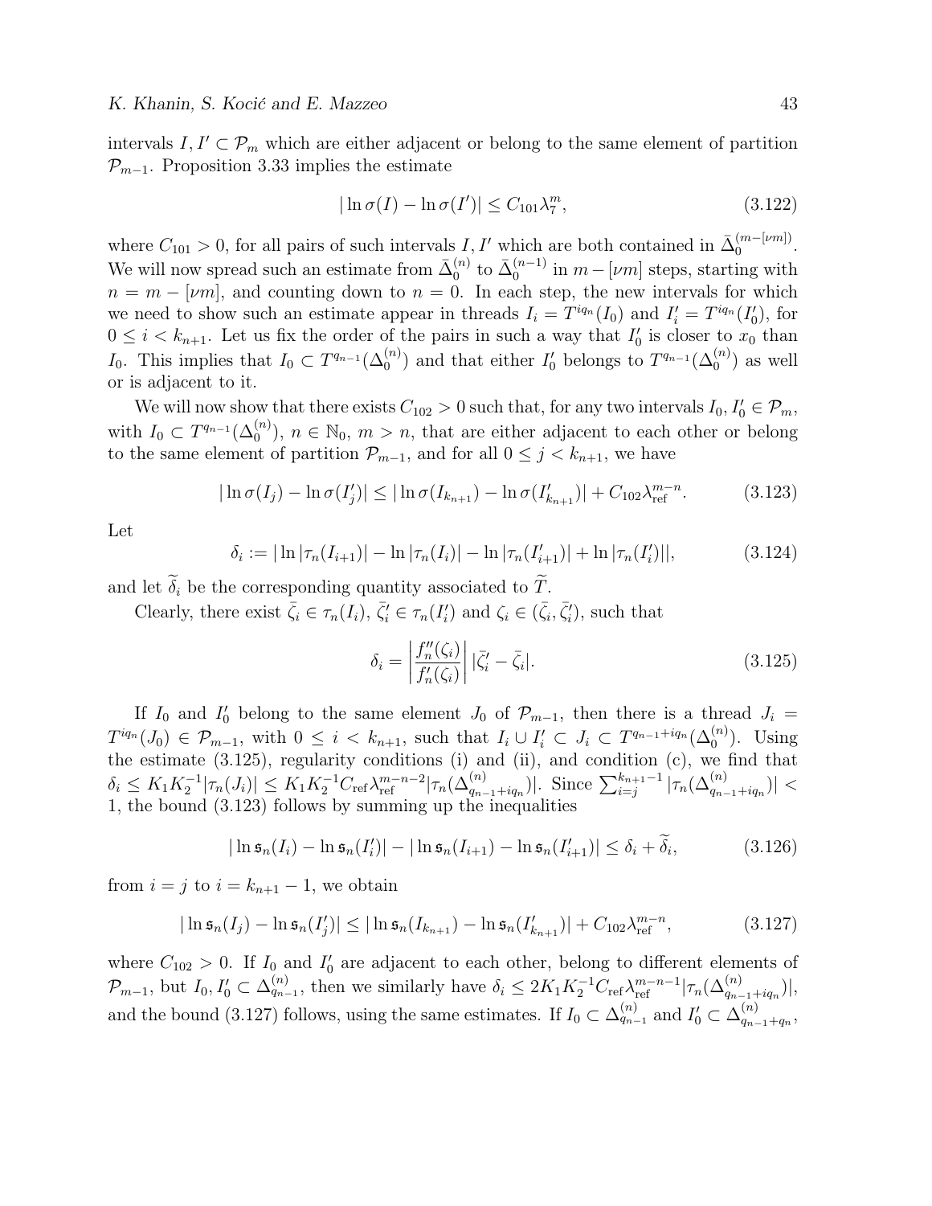intervals $I, I' \subset \mathcal{P}_m$ which are either adjacent or belong to the same element of partition $\mathcal{P}_{m-1}$. Proposition 3.33 implies the estimate

$$|\ln \sigma(I) - \ln \sigma(I')| \leq C_{101}\lambda_7^m, \tag{3.122}$$

where $C_{101} > 0$, for all pairs of such intervals $I, I'$ which are both contained in $\bar{\Delta}_0^{(m-[\nu m])}$. We will now spread such an estimate from $\bar{\Delta}_0^{(n)}$ to $\bar{\Delta}_0^{(n-1)}$ in $m - [\nu m]$ steps, starting with $n = m - [\nu m]$, and counting down to $n = 0$. In each step, the new intervals for which we need to show such an estimate appear in threads $I_i = T^{iq_n}(I_0)$ and $I'_i = T^{iq_n}(I'_0)$, for $0 \leq i < k_{n+1}$. Let us fix the order of the pairs in such a way that $I'_0$ is closer to $x_0$ than $I_0$. This implies that $I_0 \subset T^{q_{n-1}}(\Delta_0^{(n)})$ and that either $I'_0$ belongs to $T^{q_{n-1}}(\Delta_0^{(n)})$ as well or is adjacent to it.

We will now show that there exists $C_{102} > 0$ such that, for any two intervals $I_0, I'_0 \in \mathcal{P}_m$, with $I_0 \subset T^{q_{n-1}}(\Delta_0^{(n)})$, $n \in \mathbb{N}_0$, $m > n$, that are either adjacent to each other or belong to the same element of partition $\mathcal{P}_{m-1}$, and for all $0 \leq j < k_{n+1}$, we have

$$|\ln \sigma(I_j) - \ln \sigma(I'_j)| \leq |\ln \sigma(I_{k_{n+1}}) - \ln \sigma(I'_{k_{n+1}})| + C_{102}\lambda_{\text{ref}}^{m-n}. \tag{3.123}$$

Let

$$\delta_i := |\ln|\tau_n(I_{i+1})| - \ln|\tau_n(I_i)| - \ln|\tau_n(I'_{i+1})| + \ln|\tau_n(I'_i)||, \tag{3.124}$$

and let $\widetilde{\delta}_i$ be the corresponding quantity associated to $\widetilde{T}$.

Clearly, there exist $\bar{\zeta}_i \in \tau_n(I_i)$, $\bar{\zeta}'_i \in \tau_n(I'_i)$ and $\zeta_i \in (\bar{\zeta}_i, \bar{\zeta}'_i)$, such that

$$\delta_i = \left|\frac{f''_n(\zeta_i)}{f'_n(\zeta_i)}\right| |\bar{\zeta}'_i - \bar{\zeta}_i|. \tag{3.125}$$

If $I_0$ and $I'_0$ belong to the same element $J_0$ of $\mathcal{P}_{m-1}$, then there is a thread $J_i = T^{iq_n}(J_0) \in \mathcal{P}_{m-1}$, with $0 \leq i < k_{n+1}$, such that $I_i \cup I'_i \subset J_i \subset T^{q_{n-1}+iq_n}(\Delta_0^{(n)})$. Using the estimate (3.125), regularity conditions (i) and (ii), and condition (c), we find that $\delta_i \leq K_1 K_2^{-1}|\tau_n(J_i)| \leq K_1 K_2^{-1} C_{\text{ref}}\lambda_{\text{ref}}^{m-n-2}|\tau_n(\Delta_{q_{n-1}+iq_n}^{(n)})|$. Since $\sum_{i=j}^{k_{n+1}-1}|\tau_n(\Delta_{q_{n-1}+iq_n}^{(n)})| < 1$, the bound (3.123) follows by summing up the inequalities

$$|\ln \mathfrak{s}_n(I_i) - \ln \mathfrak{s}_n(I'_i)| - |\ln \mathfrak{s}_n(I_{i+1}) - \ln \mathfrak{s}_n(I'_{i+1})| \leq \delta_i + \widetilde{\delta}_i, \tag{3.126}$$

from $i = j$ to $i = k_{n+1} - 1$, we obtain

$$|\ln \mathfrak{s}_n(I_j) - \ln \mathfrak{s}_n(I'_j)| \leq |\ln \mathfrak{s}_n(I_{k_{n+1}}) - \ln \mathfrak{s}_n(I'_{k_{n+1}})| + C_{102}\lambda_{\text{ref}}^{m-n}, \tag{3.127}$$

where $C_{102} > 0$. If $I_0$ and $I'_0$ are adjacent to each other, belong to different elements of $\mathcal{P}_{m-1}$, but $I_0, I'_0 \subset \Delta_{q_{n-1}}^{(n)}$, then we similarly have $\delta_i \leq 2K_1K_2^{-1}C_{\text{ref}}\lambda_{\text{ref}}^{m-n-1}|\tau_n(\Delta_{q_{n-1}+iq_n}^{(n)})|$, and the bound (3.127) follows, using the same estimates. If $I_0 \subset \Delta_{q_{n-1}}^{(n)}$ and $I'_0 \subset \Delta_{q_{n-1}+q_n}^{(n)}$,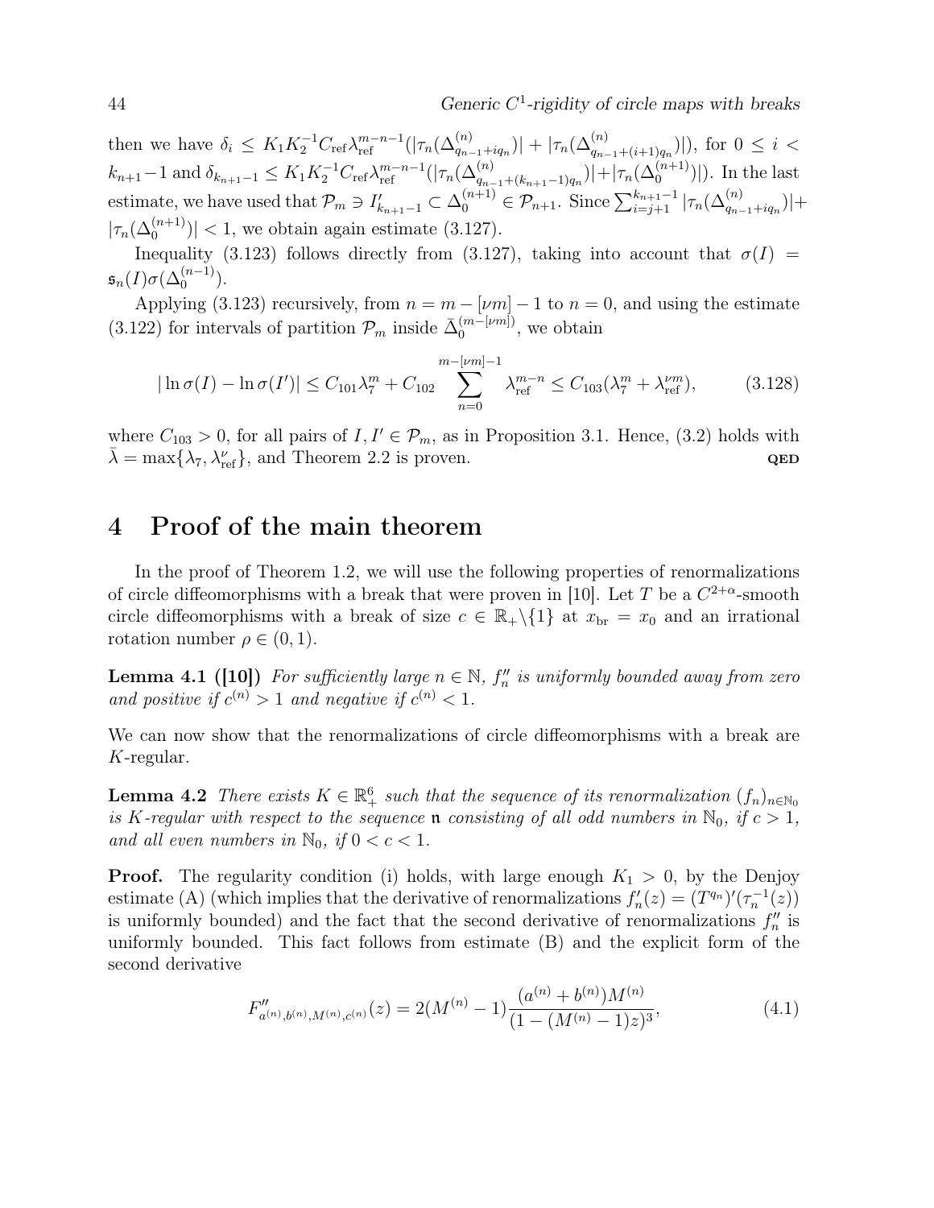then we have $\delta_i \leq K_1 K_2^{-1} C_{\rm ref} \lambda_{\rm ref}^{m-n-1}(|\tau_n(\Delta^{(n)}_{q_{n-1}+iq_n})| + |\tau_n(\Delta^{(n)}_{q_{n-1}+(i+1)q_n})|)$, for $0 \leq i < k_{n+1}-1$ and $\delta_{k_{n+1}-1} \leq K_1 K_2^{-1} C_{\rm ref} \lambda_{\rm ref}^{m-n-1}(|\tau_n(\Delta^{(n)}_{q_{n-1}+(k_{n+1}-1)q_n})| + |\tau_n(\Delta^{(n+1)}_0)|)$. In the last estimate, we have used that $\mathcal{P}_m \ni I'_{k_{n+1}-1} \subset \Delta_0^{(n+1)} \in \mathcal{P}_{n+1}$. Since $\sum_{i=j+1}^{k_{n+1}-1} |\tau_n(\Delta^{(n)}_{q_{n-1}+iq_n})| + |\tau_n(\Delta^{(n+1)}_0)| < 1$, we obtain again estimate (3.127).

Inequality (3.123) follows directly from (3.127), taking into account that $\sigma(I) = \mathfrak{s}_n(I)\sigma(\Delta_0^{(n-1)})$.

Applying (3.123) recursively, from $n = m - [\nu m] - 1$ to $n = 0$, and using the estimate (3.122) for intervals of partition $\mathcal{P}_m$ inside $\bar{\Delta}_0^{(m-[\nu m])}$, we obtain

$$
|\ln \sigma(I) - \ln \sigma(I')| \leq C_{101} \lambda_7^m + C_{102} \sum_{n=0}^{m-[\nu m]-1} \lambda_{\rm ref}^{m-n} \leq C_{103}(\lambda_7^m + \lambda_{\rm ref}^{\nu m}), \tag{3.128}
$$

where $C_{103} > 0$, for all pairs of $I, I' \in \mathcal{P}_m$, as in Proposition 3.1. Hence, (3.2) holds with $\bar{\lambda} = \max\{\lambda_7, \lambda_{\rm ref}^{\nu}\}$, and Theorem 2.2 is proven. **QED**

# 4 Proof of the main theorem

In the proof of Theorem 1.2, we will use the following properties of renormalizations of circle diffeomorphisms with a break that were proven in [10]. Let $T$ be a $C^{2+\alpha}$-smooth circle diffeomorphisms with a break of size $c \in \mathbb{R}_+ \setminus \{1\}$ at $x_{\rm br} = x_0$ and an irrational rotation number $\rho \in (0, 1)$.

**Lemma 4.1 ([10])** *For sufficiently large $n \in \mathbb{N}$, $f''_n$ is uniformly bounded away from zero and positive if $c^{(n)} > 1$ and negative if $c^{(n)} < 1$.*

We can now show that the renormalizations of circle diffeomorphisms with a break are $K$-regular.

**Lemma 4.2** *There exists $K \in \mathbb{R}^6_+$ such that the sequence of its renormalization $(f_n)_{n\in\mathbb{N}_0}$ is $K$-regular with respect to the sequence $\mathfrak{n}$ consisting of all odd numbers in $\mathbb{N}_0$, if $c > 1$, and all even numbers in $\mathbb{N}_0$, if $0 < c < 1$.*

**Proof.** The regularity condition (i) holds, with large enough $K_1 > 0$, by the Denjoy estimate (A) (which implies that the derivative of renormalizations $f'_n(z) = (T^{q_n})'(\tau_n^{-1}(z))$ is uniformly bounded) and the fact that the second derivative of renormalizations $f''_n$ is uniformly bounded. This fact follows from estimate (B) and the explicit form of the second derivative

$$
F''_{a^{(n)},b^{(n)},M^{(n)},c^{(n)}}(z) = 2(M^{(n)} - 1)\frac{(a^{(n)} + b^{(n)})M^{(n)}}{(1 - (M^{(n)} - 1)z)^3}, \tag{4.1}
$$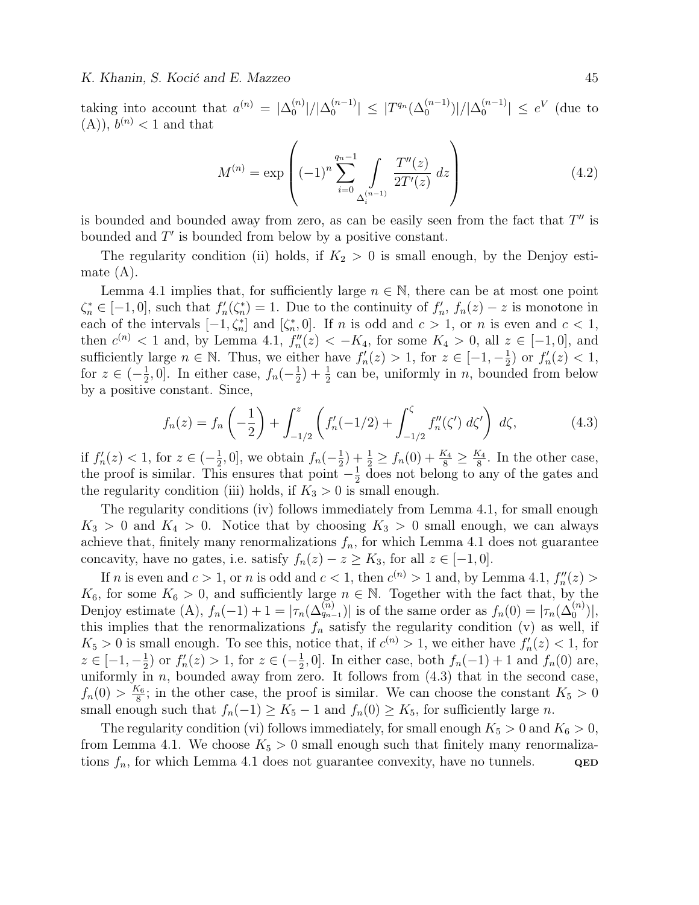taking into account that $a^{(n)} = |\Delta_0^{(n)}|/|\Delta_0^{(n-1)}| \leq |T^{q_n}(\Delta_0^{(n-1)})|/|\Delta_0^{(n-1)}| \leq e^V$ (due to (A)), $b^{(n)} < 1$ and that

$$M^{(n)} = \exp\left( (-1)^n \sum_{i=0}^{q_n-1} \int\limits_{\Delta_i^{(n-1)}} \frac{T''(z)}{2T'(z)}\, dz \right) \tag{4.2}$$

is bounded and bounded away from zero, as can be easily seen from the fact that $T''$ is bounded and $T'$ is bounded from below by a positive constant.

The regularity condition (ii) holds, if $K_2 > 0$ is small enough, by the Denjoy estimate (A).

Lemma 4.1 implies that, for sufficiently large $n \in \mathbb{N}$, there can be at most one point $\zeta_n^* \in [-1, 0]$, such that $f_n'(\zeta_n^*) = 1$. Due to the continuity of $f_n'$, $f_n(z) - z$ is monotone in each of the intervals $[-1, \zeta_n^*]$ and $[\zeta_n^*, 0]$. If $n$ is odd and $c > 1$, or $n$ is even and $c < 1$, then $c^{(n)} < 1$ and, by Lemma 4.1, $f_n''(z) < -K_4$, for some $K_4 > 0$, all $z \in [-1, 0]$, and sufficiently large $n \in \mathbb{N}$. Thus, we either have $f_n'(z) > 1$, for $z \in [-1, -\frac{1}{2})$ or $f_n'(z) < 1$, for $z \in (-\frac{1}{2}, 0]$. In either case, $f_n(-\frac{1}{2}) + \frac{1}{2}$ can be, uniformly in $n$, bounded from below by a positive constant. Since,

$$f_n(z) = f_n\left(-\frac{1}{2}\right) + \int_{-1/2}^{z} \left( f_n'(-1/2) + \int_{-1/2}^{\zeta} f_n''(\zeta')\, d\zeta' \right) d\zeta, \tag{4.3}$$

if $f_n'(z) < 1$, for $z \in (-\frac{1}{2}, 0]$, we obtain $f_n(-\frac{1}{2}) + \frac{1}{2} \geq f_n(0) + \frac{K_4}{8} \geq \frac{K_4}{8}$. In the other case, the proof is similar. This ensures that point $-\frac{1}{2}$ does not belong to any of the gates and the regularity condition (iii) holds, if $K_3 > 0$ is small enough.

The regularity conditions (iv) follows immediately from Lemma 4.1, for small enough $K_3 > 0$ and $K_4 > 0$. Notice that by choosing $K_3 > 0$ small enough, we can always achieve that, finitely many renormalizations $f_n$, for which Lemma 4.1 does not guarantee concavity, have no gates, i.e. satisfy $f_n(z) - z \geq K_3$, for all $z \in [-1, 0]$.

If $n$ is even and $c > 1$, or $n$ is odd and $c < 1$, then $c^{(n)} > 1$ and, by Lemma 4.1, $f_n''(z) > K_6$, for some $K_6 > 0$, and sufficiently large $n \in \mathbb{N}$. Together with the fact that, by the Denjoy estimate (A), $f_n(-1) + 1 = |\tau_n(\Delta_{q_{n-1}}^{(n)})|$ is of the same order as $f_n(0) = |\tau_n(\Delta_0^{(n)})|$, this implies that the renormalizations $f_n$ satisfy the regularity condition (v) as well, if $K_5 > 0$ is small enough. To see this, notice that, if $c^{(n)} > 1$, we either have $f_n'(z) < 1$, for $z \in [-1, -\frac{1}{2})$ or $f_n'(z) > 1$, for $z \in (-\frac{1}{2}, 0]$. In either case, both $f_n(-1) + 1$ and $f_n(0)$ are, uniformly in $n$, bounded away from zero. It follows from (4.3) that in the second case, $f_n(0) > \frac{K_6}{8}$; in the other case, the proof is similar. We can choose the constant $K_5 > 0$ small enough such that $f_n(-1) \geq K_5 - 1$ and $f_n(0) \geq K_5$, for sufficiently large $n$.

The regularity condition (vi) follows immediately, for small enough $K_5 > 0$ and $K_6 > 0$, from Lemma 4.1. We choose $K_5 > 0$ small enough such that finitely many renormalizations $f_n$, for which Lemma 4.1 does not guarantee convexity, have no tunnels. **QED**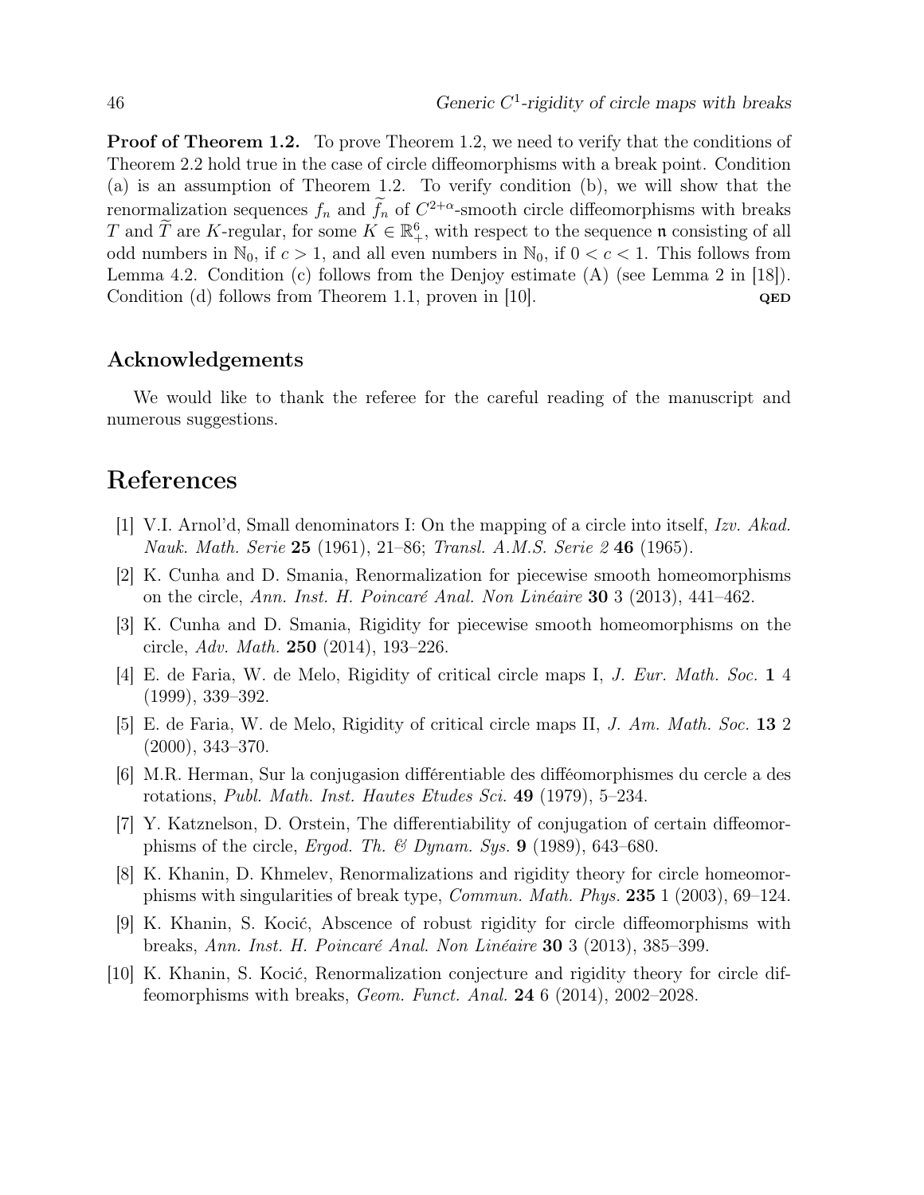**Proof of Theorem 1.2.** To prove Theorem 1.2, we need to verify that the conditions of Theorem 2.2 hold true in the case of circle diffeomorphisms with a break point. Condition (a) is an assumption of Theorem 1.2. To verify condition (b), we will show that the renormalization sequences $f_n$ and $\widetilde{f}_n$ of $C^{2+\alpha}$-smooth circle diffeomorphisms with breaks $T$ and $\widetilde{T}$ are $K$-regular, for some $K \in \mathbb{R}^6_+$, with respect to the sequence $\mathfrak{n}$ consisting of all odd numbers in $\mathbb{N}_0$, if $c > 1$, and all even numbers in $\mathbb{N}_0$, if $0 < c < 1$. This follows from Lemma 4.2. Condition (c) follows from the Denjoy estimate (A) (see Lemma 2 in [18]). Condition (d) follows from Theorem 1.1, proven in [10]. QED

## Acknowledgements

We would like to thank the referee for the careful reading of the manuscript and numerous suggestions.

# References

[1] V.I. Arnol'd, Small denominators I: On the mapping of a circle into itself, *Izv. Akad. Nauk. Math. Serie* **25** (1961), 21–86; *Transl. A.M.S. Serie 2* **46** (1965).

[2] K. Cunha and D. Smania, Renormalization for piecewise smooth homeomorphisms on the circle, *Ann. Inst. H. Poincaré Anal. Non Linéaire* **30** 3 (2013), 441–462.

[3] K. Cunha and D. Smania, Rigidity for piecewise smooth homeomorphisms on the circle, *Adv. Math.* **250** (2014), 193–226.

[4] E. de Faria, W. de Melo, Rigidity of critical circle maps I, *J. Eur. Math. Soc.* **1** 4 (1999), 339–392.

[5] E. de Faria, W. de Melo, Rigidity of critical circle maps II, *J. Am. Math. Soc.* **13** 2 (2000), 343–370.

[6] M.R. Herman, Sur la conjugasion différentiable des difféomorphismes du cercle a des rotations, *Publ. Math. Inst. Hautes Etudes Sci.* **49** (1979), 5–234.

[7] Y. Katznelson, D. Orstein, The differentiability of conjugation of certain diffeomorphisms of the circle, *Ergod. Th. & Dynam. Sys.* **9** (1989), 643–680.

[8] K. Khanin, D. Khmelev, Renormalizations and rigidity theory for circle homeomorphisms with singularities of break type, *Commun. Math. Phys.* **235** 1 (2003), 69–124.

[9] K. Khanin, S. Kocić, Abscence of robust rigidity for circle diffeomorphisms with breaks, *Ann. Inst. H. Poincaré Anal. Non Linéaire* **30** 3 (2013), 385–399.

[10] K. Khanin, S. Kocić, Renormalization conjecture and rigidity theory for circle diffeomorphisms with breaks, *Geom. Funct. Anal.* **24** 6 (2014), 2002–2028.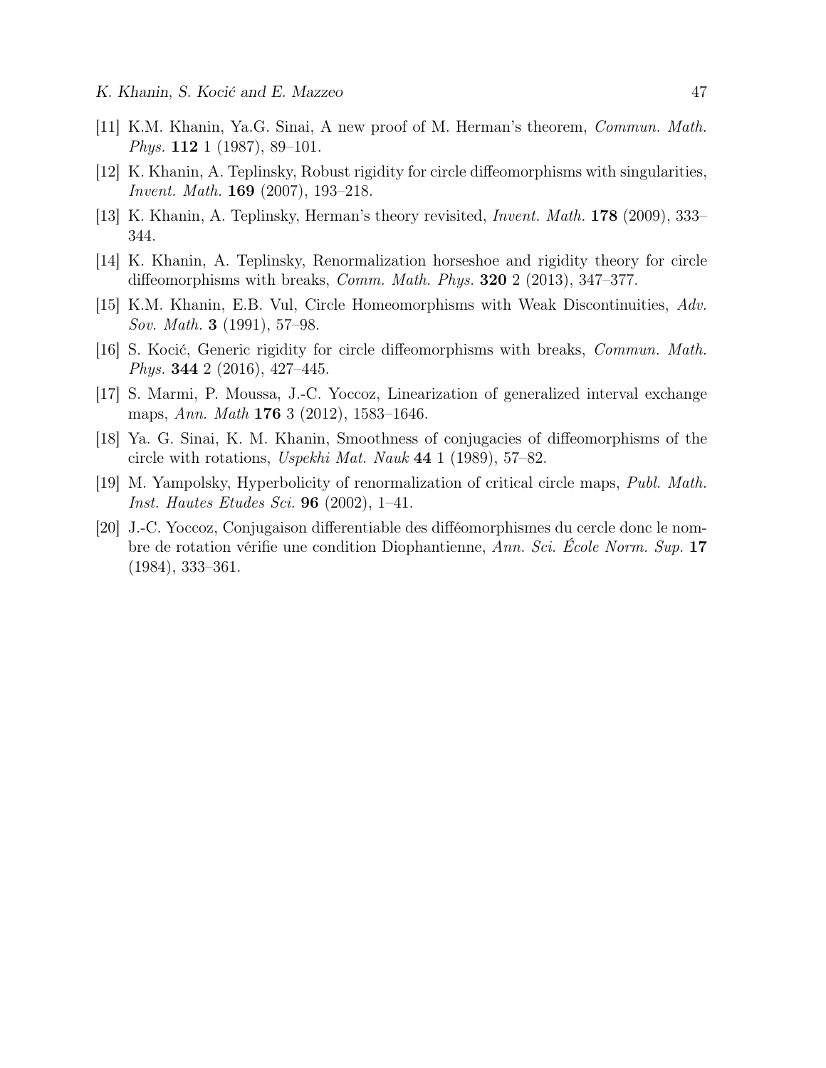[11] K.M. Khanin, Ya.G. Sinai, A new proof of M. Herman's theorem, *Commun. Math. Phys.* **112** 1 (1987), 89–101.

[12] K. Khanin, A. Teplinsky, Robust rigidity for circle diffeomorphisms with singularities, *Invent. Math.* **169** (2007), 193–218.

[13] K. Khanin, A. Teplinsky, Herman's theory revisited, *Invent. Math.* **178** (2009), 333–344.

[14] K. Khanin, A. Teplinsky, Renormalization horseshoe and rigidity theory for circle diffeomorphisms with breaks, *Comm. Math. Phys.* **320** 2 (2013), 347–377.

[15] K.M. Khanin, E.B. Vul, Circle Homeomorphisms with Weak Discontinuities, *Adv. Sov. Math.* **3** (1991), 57–98.

[16] S. Kocić, Generic rigidity for circle diffeomorphisms with breaks, *Commun. Math. Phys.* **344** 2 (2016), 427–445.

[17] S. Marmi, P. Moussa, J.-C. Yoccoz, Linearization of generalized interval exchange maps, *Ann. Math* **176** 3 (2012), 1583–1646.

[18] Ya. G. Sinai, K. M. Khanin, Smoothness of conjugacies of diffeomorphisms of the circle with rotations, *Uspekhi Mat. Nauk* **44** 1 (1989), 57–82.

[19] M. Yampolsky, Hyperbolicity of renormalization of critical circle maps, *Publ. Math. Inst. Hautes Etudes Sci.* **96** (2002), 1–41.

[20] J.-C. Yoccoz, Conjugaison differentiable des difféomorphismes du cercle donc le nombre de rotation vérifie une condition Diophantienne, *Ann. Sci. École Norm. Sup.* **17** (1984), 333–361.